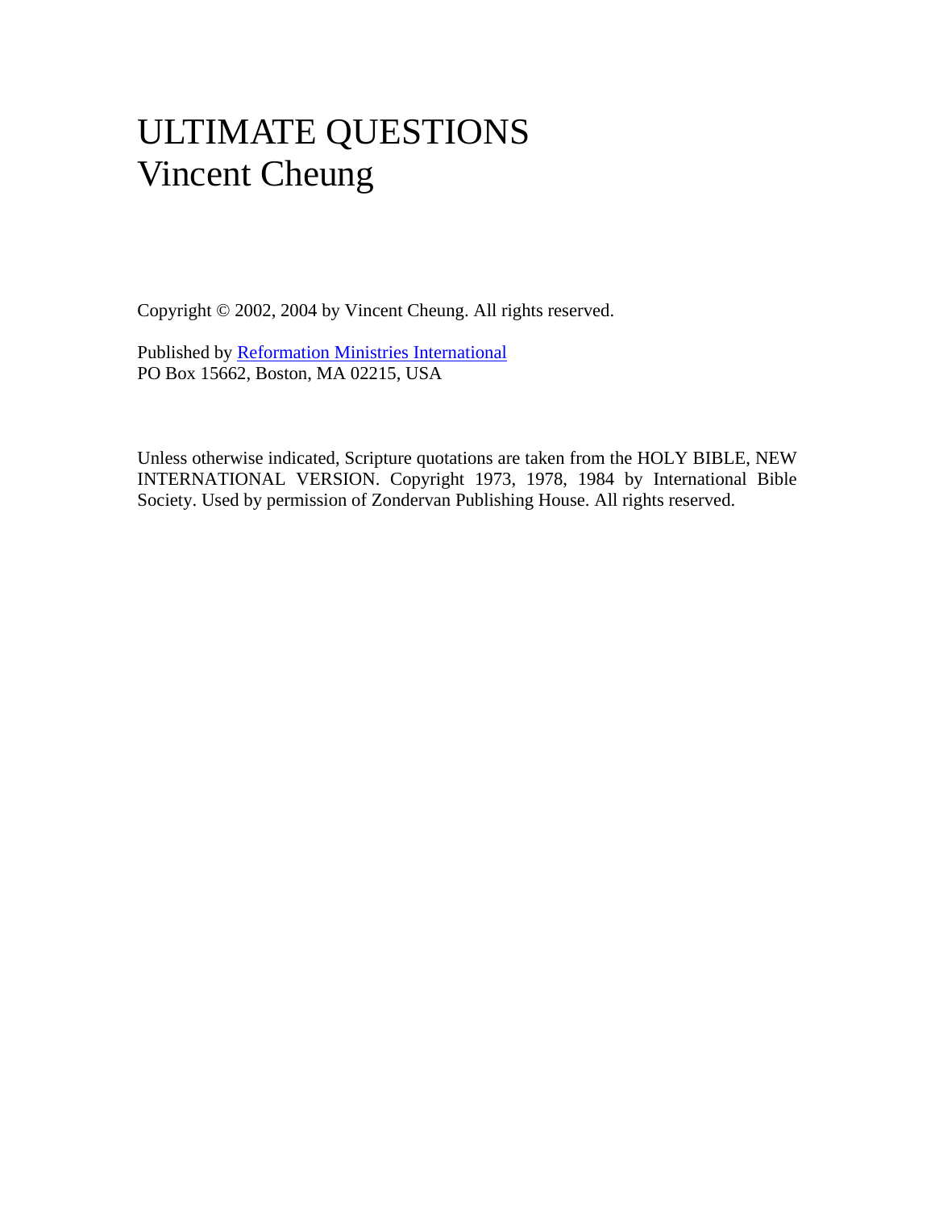# ULTIMATE QUESTIONS
# Vincent Cheung

Copyright © 2002, 2004 by Vincent Cheung. All rights reserved.

Published by Reformation Ministries International
PO Box 15662, Boston, MA 02215, USA

Unless otherwise indicated, Scripture quotations are taken from the HOLY BIBLE, NEW INTERNATIONAL VERSION. Copyright 1973, 1978, 1984 by International Bible Society. Used by permission of Zondervan Publishing House. All rights reserved.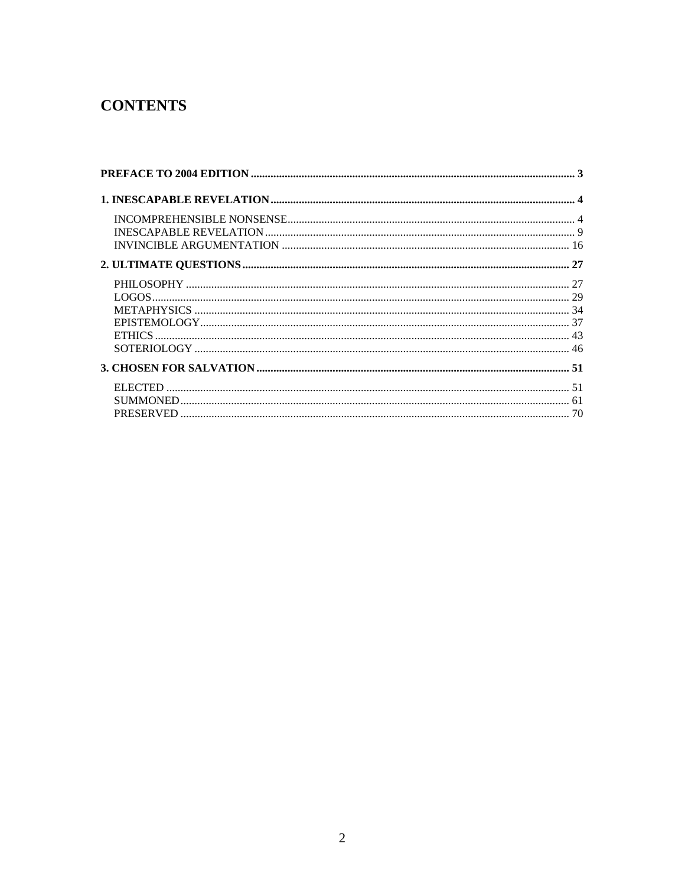# CONTENTS

**PREFACE TO 2004 EDITION** ..... **3**

**1. INESCAPABLE REVELATION** ..... **4**

- INCOMPREHENSIBLE NONSENSE ..... 4
- INESCAPABLE REVELATION ..... 9
- INVINCIBLE ARGUMENTATION ..... 16

**2. ULTIMATE QUESTIONS** ..... **27**

- PHILOSOPHY ..... 27
- LOGOS ..... 29
- METAPHYSICS ..... 34
- EPISTEMOLOGY ..... 37
- ETHICS ..... 43
- SOTERIOLOGY ..... 46

**3. CHOSEN FOR SALVATION** ..... **51**

- ELECTED ..... 51
- SUMMONED ..... 61
- PRESERVED ..... 70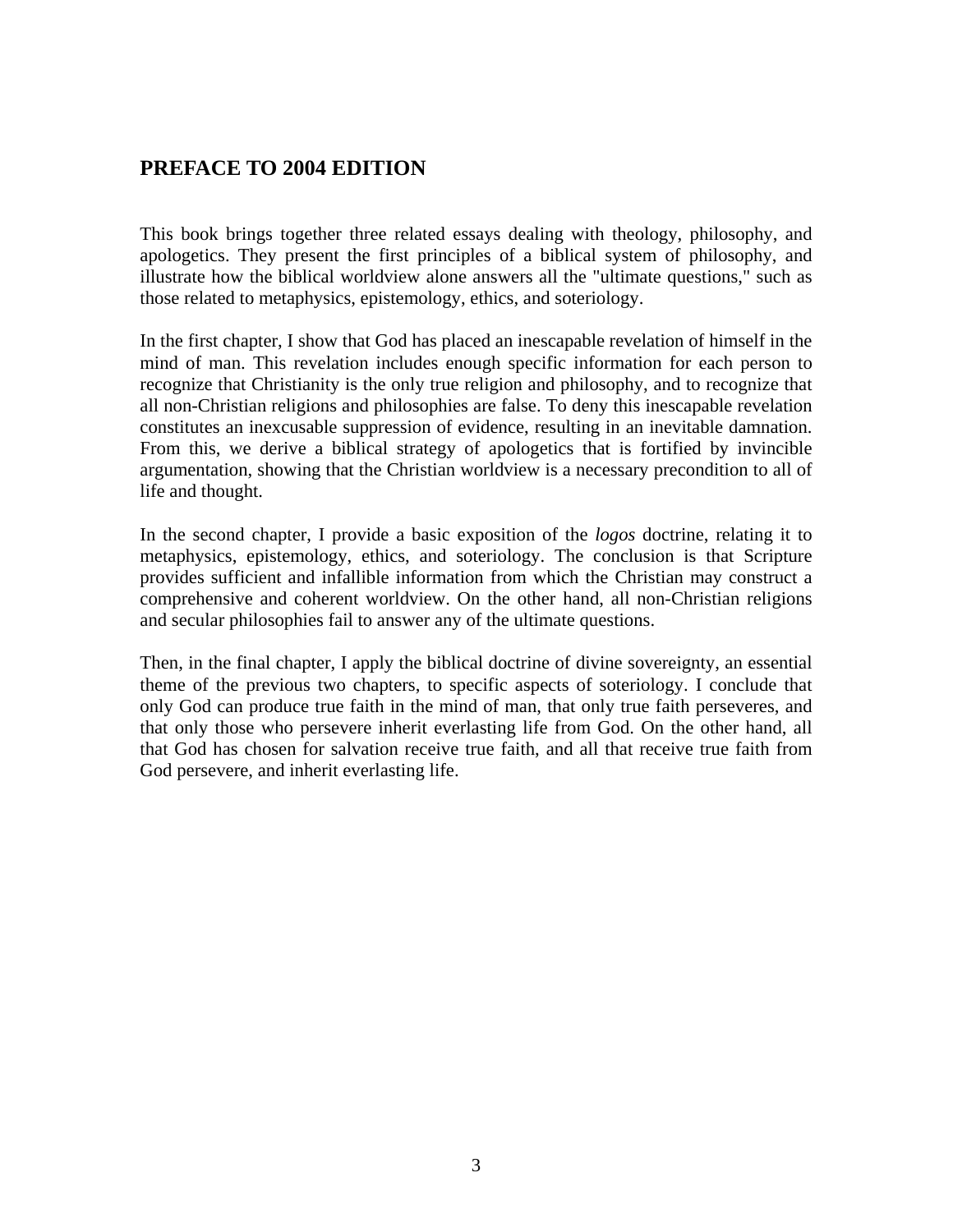## PREFACE TO 2004 EDITION

This book brings together three related essays dealing with theology, philosophy, and apologetics. They present the first principles of a biblical system of philosophy, and illustrate how the biblical worldview alone answers all the "ultimate questions," such as those related to metaphysics, epistemology, ethics, and soteriology.

In the first chapter, I show that God has placed an inescapable revelation of himself in the mind of man. This revelation includes enough specific information for each person to recognize that Christianity is the only true religion and philosophy, and to recognize that all non-Christian religions and philosophies are false. To deny this inescapable revelation constitutes an inexcusable suppression of evidence, resulting in an inevitable damnation. From this, we derive a biblical strategy of apologetics that is fortified by invincible argumentation, showing that the Christian worldview is a necessary precondition to all of life and thought.

In the second chapter, I provide a basic exposition of the *logos* doctrine, relating it to metaphysics, epistemology, ethics, and soteriology. The conclusion is that Scripture provides sufficient and infallible information from which the Christian may construct a comprehensive and coherent worldview. On the other hand, all non-Christian religions and secular philosophies fail to answer any of the ultimate questions.

Then, in the final chapter, I apply the biblical doctrine of divine sovereignty, an essential theme of the previous two chapters, to specific aspects of soteriology. I conclude that only God can produce true faith in the mind of man, that only true faith perseveres, and that only those who persevere inherit everlasting life from God. On the other hand, all that God has chosen for salvation receive true faith, and all that receive true faith from God persevere, and inherit everlasting life.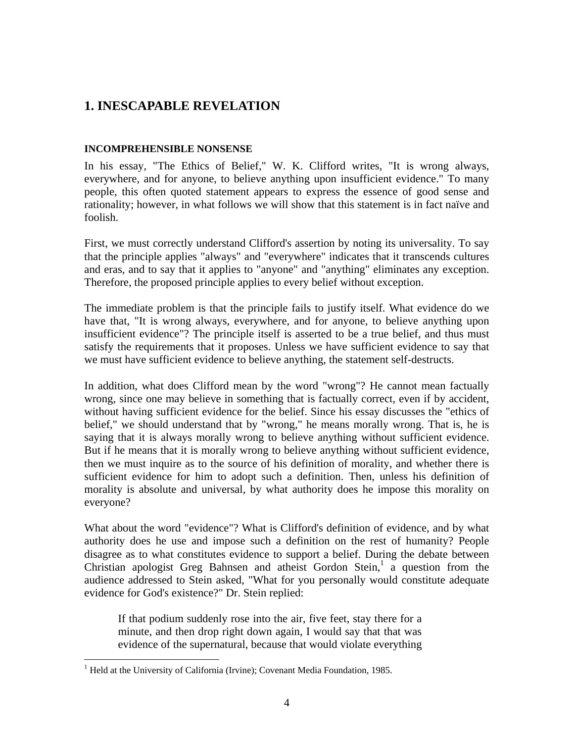# 1. INESCAPABLE REVELATION

#### INCOMPREHENSIBLE NONSENSE

In his essay, "The Ethics of Belief," W. K. Clifford writes, "It is wrong always, everywhere, and for anyone, to believe anything upon insufficient evidence." To many people, this often quoted statement appears to express the essence of good sense and rationality; however, in what follows we will show that this statement is in fact naïve and foolish.

First, we must correctly understand Clifford's assertion by noting its universality. To say that the principle applies "always" and "everywhere" indicates that it transcends cultures and eras, and to say that it applies to "anyone" and "anything" eliminates any exception. Therefore, the proposed principle applies to every belief without exception.

The immediate problem is that the principle fails to justify itself. What evidence do we have that, "It is wrong always, everywhere, and for anyone, to believe anything upon insufficient evidence"? The principle itself is asserted to be a true belief, and thus must satisfy the requirements that it proposes. Unless we have sufficient evidence to say that we must have sufficient evidence to believe anything, the statement self-destructs.

In addition, what does Clifford mean by the word "wrong"? He cannot mean factually wrong, since one may believe in something that is factually correct, even if by accident, without having sufficient evidence for the belief. Since his essay discusses the "ethics of belief," we should understand that by "wrong," he means morally wrong. That is, he is saying that it is always morally wrong to believe anything without sufficient evidence. But if he means that it is morally wrong to believe anything without sufficient evidence, then we must inquire as to the source of his definition of morality, and whether there is sufficient evidence for him to adopt such a definition. Then, unless his definition of morality is absolute and universal, by what authority does he impose this morality on everyone?

What about the word "evidence"? What is Clifford's definition of evidence, and by what authority does he use and impose such a definition on the rest of humanity? People disagree as to what constitutes evidence to support a belief. During the debate between Christian apologist Greg Bahnsen and atheist Gordon Stein,[1] a question from the audience addressed to Stein asked, "What for you personally would constitute adequate evidence for God's existence?" Dr. Stein replied:

> If that podium suddenly rose into the air, five feet, stay there for a minute, and then drop right down again, I would say that that was evidence of the supernatural, because that would violate everything

---

[1] Held at the University of California (Irvine); Covenant Media Foundation, 1985.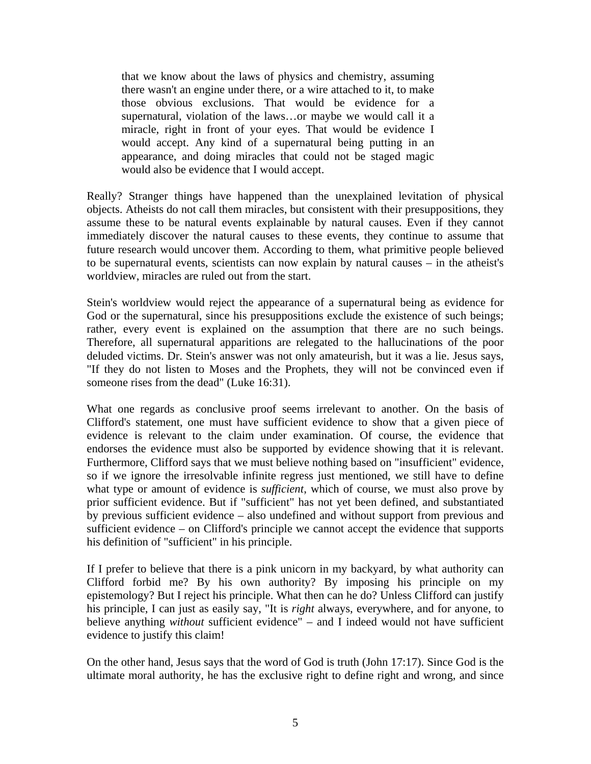> that we know about the laws of physics and chemistry, assuming there wasn't an engine under there, or a wire attached to it, to make those obvious exclusions. That would be evidence for a supernatural, violation of the laws…or maybe we would call it a miracle, right in front of your eyes. That would be evidence I would accept. Any kind of a supernatural being putting in an appearance, and doing miracles that could not be staged magic would also be evidence that I would accept.

Really? Stranger things have happened than the unexplained levitation of physical objects. Atheists do not call them miracles, but consistent with their presuppositions, they assume these to be natural events explainable by natural causes. Even if they cannot immediately discover the natural causes to these events, they continue to assume that future research would uncover them. According to them, what primitive people believed to be supernatural events, scientists can now explain by natural causes – in the atheist's worldview, miracles are ruled out from the start.

Stein's worldview would reject the appearance of a supernatural being as evidence for God or the supernatural, since his presuppositions exclude the existence of such beings; rather, every event is explained on the assumption that there are no such beings. Therefore, all supernatural apparitions are relegated to the hallucinations of the poor deluded victims. Dr. Stein's answer was not only amateurish, but it was a lie. Jesus says, "If they do not listen to Moses and the Prophets, they will not be convinced even if someone rises from the dead" (Luke 16:31).

What one regards as conclusive proof seems irrelevant to another. On the basis of Clifford's statement, one must have sufficient evidence to show that a given piece of evidence is relevant to the claim under examination. Of course, the evidence that endorses the evidence must also be supported by evidence showing that it is relevant. Furthermore, Clifford says that we must believe nothing based on "insufficient" evidence, so if we ignore the irresolvable infinite regress just mentioned, we still have to define what type or amount of evidence is *sufficient*, which of course, we must also prove by prior sufficient evidence. But if "sufficient" has not yet been defined, and substantiated by previous sufficient evidence – also undefined and without support from previous and sufficient evidence – on Clifford's principle we cannot accept the evidence that supports his definition of "sufficient" in his principle.

If I prefer to believe that there is a pink unicorn in my backyard, by what authority can Clifford forbid me? By his own authority? By imposing his principle on my epistemology? But I reject his principle. What then can he do? Unless Clifford can justify his principle, I can just as easily say, "It is *right* always, everywhere, and for anyone, to believe anything *without* sufficient evidence" – and I indeed would not have sufficient evidence to justify this claim!

On the other hand, Jesus says that the word of God is truth (John 17:17). Since God is the ultimate moral authority, he has the exclusive right to define right and wrong, and since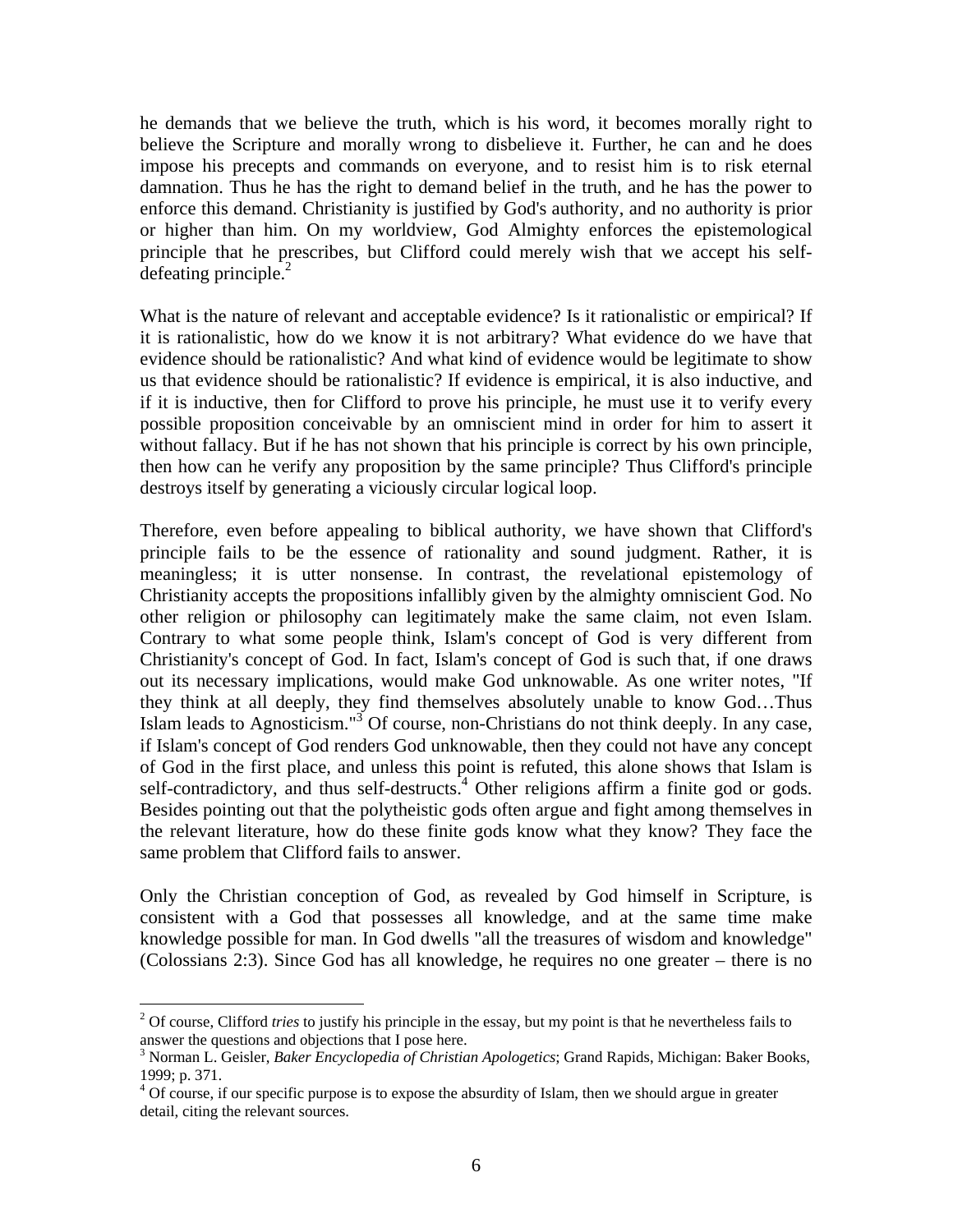he demands that we believe the truth, which is his word, it becomes morally right to believe the Scripture and morally wrong to disbelieve it. Further, he can and he does impose his precepts and commands on everyone, and to resist him is to risk eternal damnation. Thus he has the right to demand belief in the truth, and he has the power to enforce this demand. Christianity is justified by God's authority, and no authority is prior or higher than him. On my worldview, God Almighty enforces the epistemological principle that he prescribes, but Clifford could merely wish that we accept his self-defeating principle.[2]

What is the nature of relevant and acceptable evidence? Is it rationalistic or empirical? If it is rationalistic, how do we know it is not arbitrary? What evidence do we have that evidence should be rationalistic? And what kind of evidence would be legitimate to show us that evidence should be rationalistic? If evidence is empirical, it is also inductive, and if it is inductive, then for Clifford to prove his principle, he must use it to verify every possible proposition conceivable by an omniscient mind in order for him to assert it without fallacy. But if he has not shown that his principle is correct by his own principle, then how can he verify any proposition by the same principle? Thus Clifford's principle destroys itself by generating a viciously circular logical loop.

Therefore, even before appealing to biblical authority, we have shown that Clifford's principle fails to be the essence of rationality and sound judgment. Rather, it is meaningless; it is utter nonsense. In contrast, the revelational epistemology of Christianity accepts the propositions infallibly given by the almighty omniscient God. No other religion or philosophy can legitimately make the same claim, not even Islam. Contrary to what some people think, Islam's concept of God is very different from Christianity's concept of God. In fact, Islam's concept of God is such that, if one draws out its necessary implications, would make God unknowable. As one writer notes, "If they think at all deeply, they find themselves absolutely unable to know God…Thus Islam leads to Agnosticism."[3] Of course, non-Christians do not think deeply. In any case, if Islam's concept of God renders God unknowable, then they could not have any concept of God in the first place, and unless this point is refuted, this alone shows that Islam is self-contradictory, and thus self-destructs.[4] Other religions affirm a finite god or gods. Besides pointing out that the polytheistic gods often argue and fight among themselves in the relevant literature, how do these finite gods know what they know? They face the same problem that Clifford fails to answer.

Only the Christian conception of God, as revealed by God himself in Scripture, is consistent with a God that possesses all knowledge, and at the same time make knowledge possible for man. In God dwells "all the treasures of wisdom and knowledge" (Colossians 2:3). Since God has all knowledge, he requires no one greater – there is no

---

[2] Of course, Clifford *tries* to justify his principle in the essay, but my point is that he nevertheless fails to answer the questions and objections that I pose here.

[3] Norman L. Geisler, *Baker Encyclopedia of Christian Apologetics*; Grand Rapids, Michigan: Baker Books, 1999; p. 371.

[4] Of course, if our specific purpose is to expose the absurdity of Islam, then we should argue in greater detail, citing the relevant sources.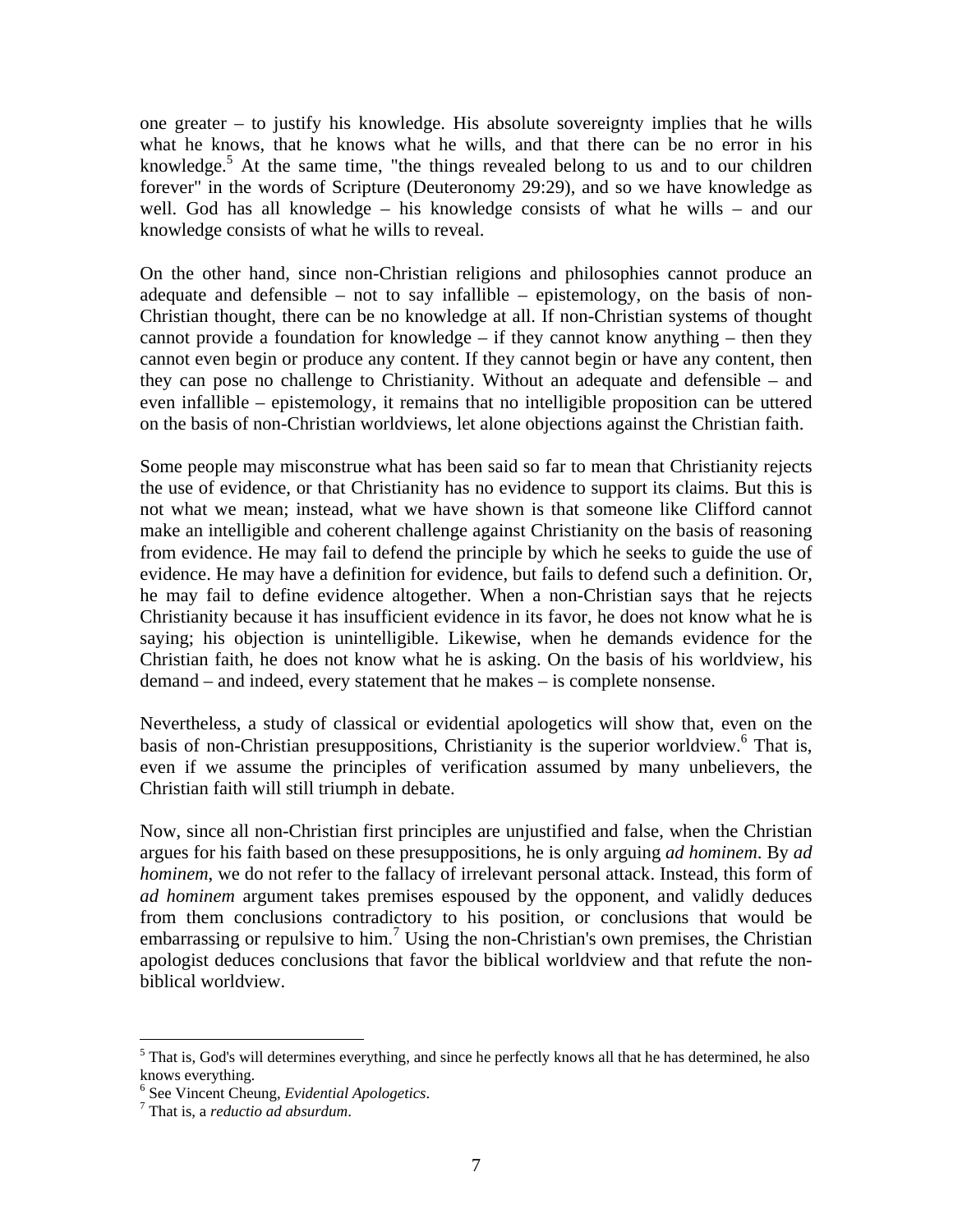one greater – to justify his knowledge. His absolute sovereignty implies that he wills what he knows, that he knows what he wills, and that there can be no error in his knowledge.[5] At the same time, "the things revealed belong to us and to our children forever" in the words of Scripture (Deuteronomy 29:29), and so we have knowledge as well. God has all knowledge – his knowledge consists of what he wills – and our knowledge consists of what he wills to reveal.

On the other hand, since non-Christian religions and philosophies cannot produce an adequate and defensible – not to say infallible – epistemology, on the basis of non-Christian thought, there can be no knowledge at all. If non-Christian systems of thought cannot provide a foundation for knowledge – if they cannot know anything – then they cannot even begin or produce any content. If they cannot begin or have any content, then they can pose no challenge to Christianity. Without an adequate and defensible – and even infallible – epistemology, it remains that no intelligible proposition can be uttered on the basis of non-Christian worldviews, let alone objections against the Christian faith.

Some people may misconstrue what has been said so far to mean that Christianity rejects the use of evidence, or that Christianity has no evidence to support its claims. But this is not what we mean; instead, what we have shown is that someone like Clifford cannot make an intelligible and coherent challenge against Christianity on the basis of reasoning from evidence. He may fail to defend the principle by which he seeks to guide the use of evidence. He may have a definition for evidence, but fails to defend such a definition. Or, he may fail to define evidence altogether. When a non-Christian says that he rejects Christianity because it has insufficient evidence in its favor, he does not know what he is saying; his objection is unintelligible. Likewise, when he demands evidence for the Christian faith, he does not know what he is asking. On the basis of his worldview, his demand – and indeed, every statement that he makes – is complete nonsense.

Nevertheless, a study of classical or evidential apologetics will show that, even on the basis of non-Christian presuppositions, Christianity is the superior worldview.[6] That is, even if we assume the principles of verification assumed by many unbelievers, the Christian faith will still triumph in debate.

Now, since all non-Christian first principles are unjustified and false, when the Christian argues for his faith based on these presuppositions, he is only arguing *ad hominem*. By *ad hominem*, we do not refer to the fallacy of irrelevant personal attack. Instead, this form of *ad hominem* argument takes premises espoused by the opponent, and validly deduces from them conclusions contradictory to his position, or conclusions that would be embarrassing or repulsive to him.[7] Using the non-Christian's own premises, the Christian apologist deduces conclusions that favor the biblical worldview and that refute the non-biblical worldview.

---

[5] That is, God's will determines everything, and since he perfectly knows all that he has determined, he also knows everything.

[6] See Vincent Cheung, *Evidential Apologetics*.

[7] That is, a *reductio ad absurdum*.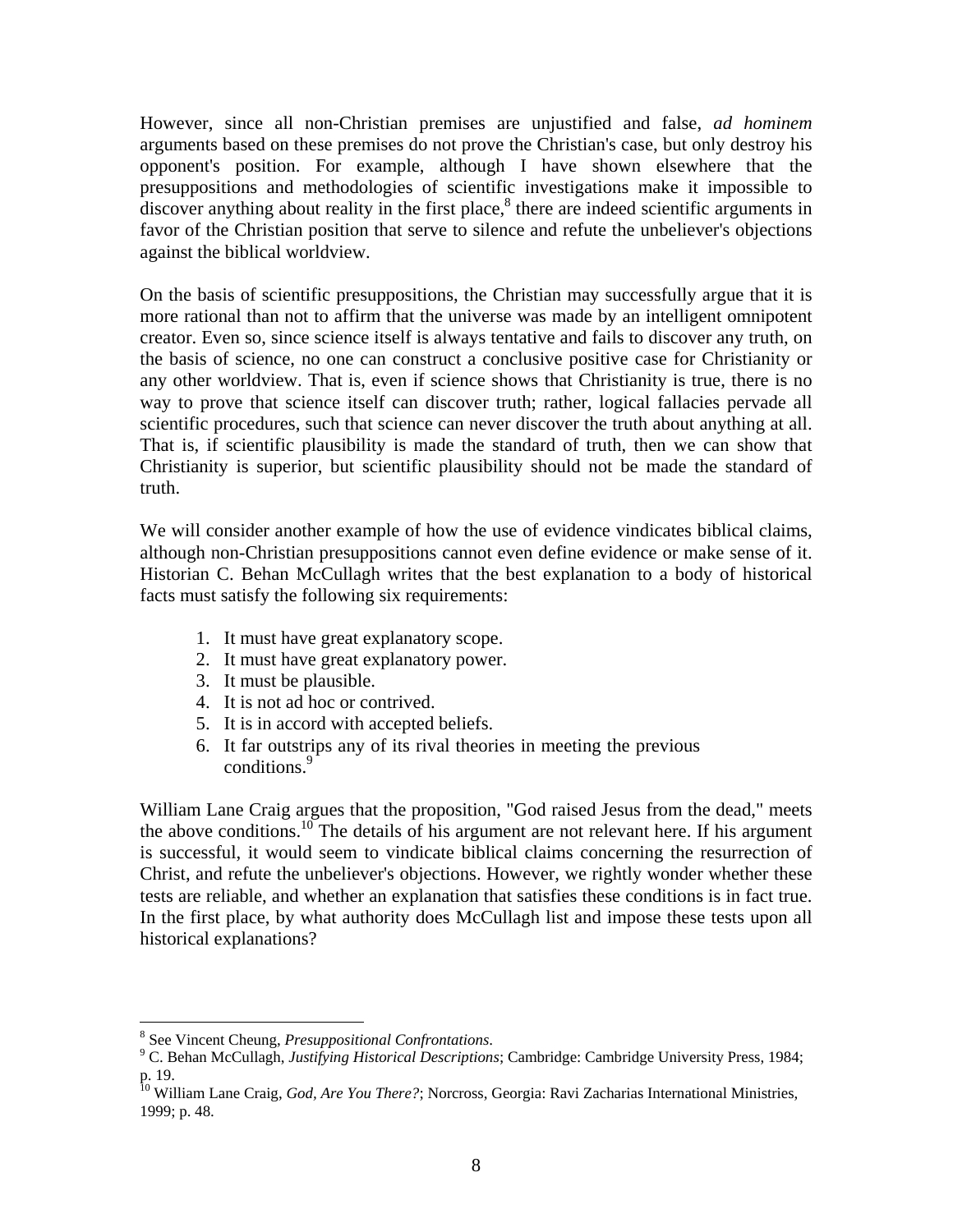However, since all non-Christian premises are unjustified and false, *ad hominem* arguments based on these premises do not prove the Christian's case, but only destroy his opponent's position. For example, although I have shown elsewhere that the presuppositions and methodologies of scientific investigations make it impossible to discover anything about reality in the first place,[8] there are indeed scientific arguments in favor of the Christian position that serve to silence and refute the unbeliever's objections against the biblical worldview.

On the basis of scientific presuppositions, the Christian may successfully argue that it is more rational than not to affirm that the universe was made by an intelligent omnipotent creator. Even so, since science itself is always tentative and fails to discover any truth, on the basis of science, no one can construct a conclusive positive case for Christianity or any other worldview. That is, even if science shows that Christianity is true, there is no way to prove that science itself can discover truth; rather, logical fallacies pervade all scientific procedures, such that science can never discover the truth about anything at all. That is, if scientific plausibility is made the standard of truth, then we can show that Christianity is superior, but scientific plausibility should not be made the standard of truth.

We will consider another example of how the use of evidence vindicates biblical claims, although non-Christian presuppositions cannot even define evidence or make sense of it. Historian C. Behan McCullagh writes that the best explanation to a body of historical facts must satisfy the following six requirements:

1. It must have great explanatory scope.
2. It must have great explanatory power.
3. It must be plausible.
4. It is not ad hoc or contrived.
5. It is in accord with accepted beliefs.
6. It far outstrips any of its rival theories in meeting the previous conditions.[9]

William Lane Craig argues that the proposition, "God raised Jesus from the dead," meets the above conditions.[10] The details of his argument are not relevant here. If his argument is successful, it would seem to vindicate biblical claims concerning the resurrection of Christ, and refute the unbeliever's objections. However, we rightly wonder whether these tests are reliable, and whether an explanation that satisfies these conditions is in fact true. In the first place, by what authority does McCullagh list and impose these tests upon all historical explanations?

---

[8] See Vincent Cheung, *Presuppositional Confrontations*.

[9] C. Behan McCullagh, *Justifying Historical Descriptions*; Cambridge: Cambridge University Press, 1984; p. 19.

[10] William Lane Craig, *God, Are You There?*; Norcross, Georgia: Ravi Zacharias International Ministries, 1999; p. 48.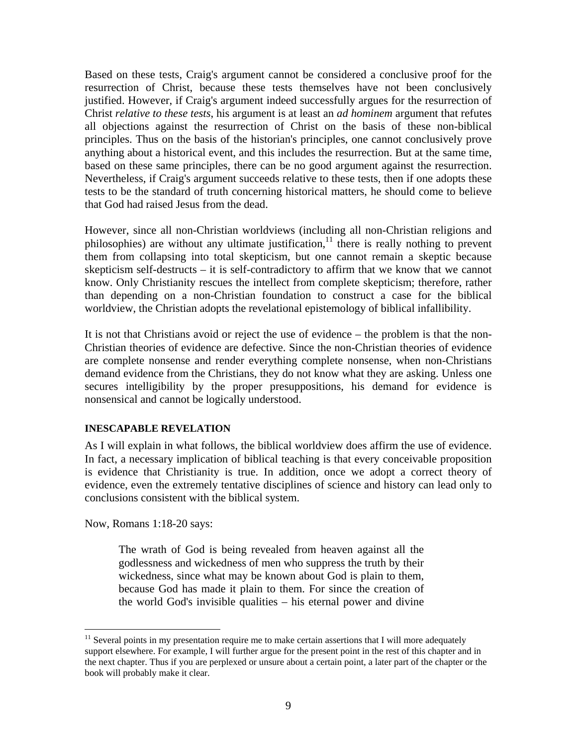Based on these tests, Craig's argument cannot be considered a conclusive proof for the resurrection of Christ, because these tests themselves have not been conclusively justified. However, if Craig's argument indeed successfully argues for the resurrection of Christ *relative to these tests*, his argument is at least an *ad hominem* argument that refutes all objections against the resurrection of Christ on the basis of these non-biblical principles. Thus on the basis of the historian's principles, one cannot conclusively prove anything about a historical event, and this includes the resurrection. But at the same time, based on these same principles, there can be no good argument against the resurrection. Nevertheless, if Craig's argument succeeds relative to these tests, then if one adopts these tests to be the standard of truth concerning historical matters, he should come to believe that God had raised Jesus from the dead.

However, since all non-Christian worldviews (including all non-Christian religions and philosophies) are without any ultimate justification,[11] there is really nothing to prevent them from collapsing into total skepticism, but one cannot remain a skeptic because skepticism self-destructs – it is self-contradictory to affirm that we know that we cannot know. Only Christianity rescues the intellect from complete skepticism; therefore, rather than depending on a non-Christian foundation to construct a case for the biblical worldview, the Christian adopts the revelational epistemology of biblical infallibility.

It is not that Christians avoid or reject the use of evidence – the problem is that the non-Christian theories of evidence are defective. Since the non-Christian theories of evidence are complete nonsense and render everything complete nonsense, when non-Christians demand evidence from the Christians, they do not know what they are asking. Unless one secures intelligibility by the proper presuppositions, his demand for evidence is nonsensical and cannot be logically understood.

### INESCAPABLE REVELATION

As I will explain in what follows, the biblical worldview does affirm the use of evidence. In fact, a necessary implication of biblical teaching is that every conceivable proposition is evidence that Christianity is true. In addition, once we adopt a correct theory of evidence, even the extremely tentative disciplines of science and history can lead only to conclusions consistent with the biblical system.

Now, Romans 1:18-20 says:

> The wrath of God is being revealed from heaven against all the godlessness and wickedness of men who suppress the truth by their wickedness, since what may be known about God is plain to them, because God has made it plain to them. For since the creation of the world God's invisible qualities – his eternal power and divine

[11] Several points in my presentation require me to make certain assertions that I will more adequately support elsewhere. For example, I will further argue for the present point in the rest of this chapter and in the next chapter. Thus if you are perplexed or unsure about a certain point, a later part of the chapter or the book will probably make it clear.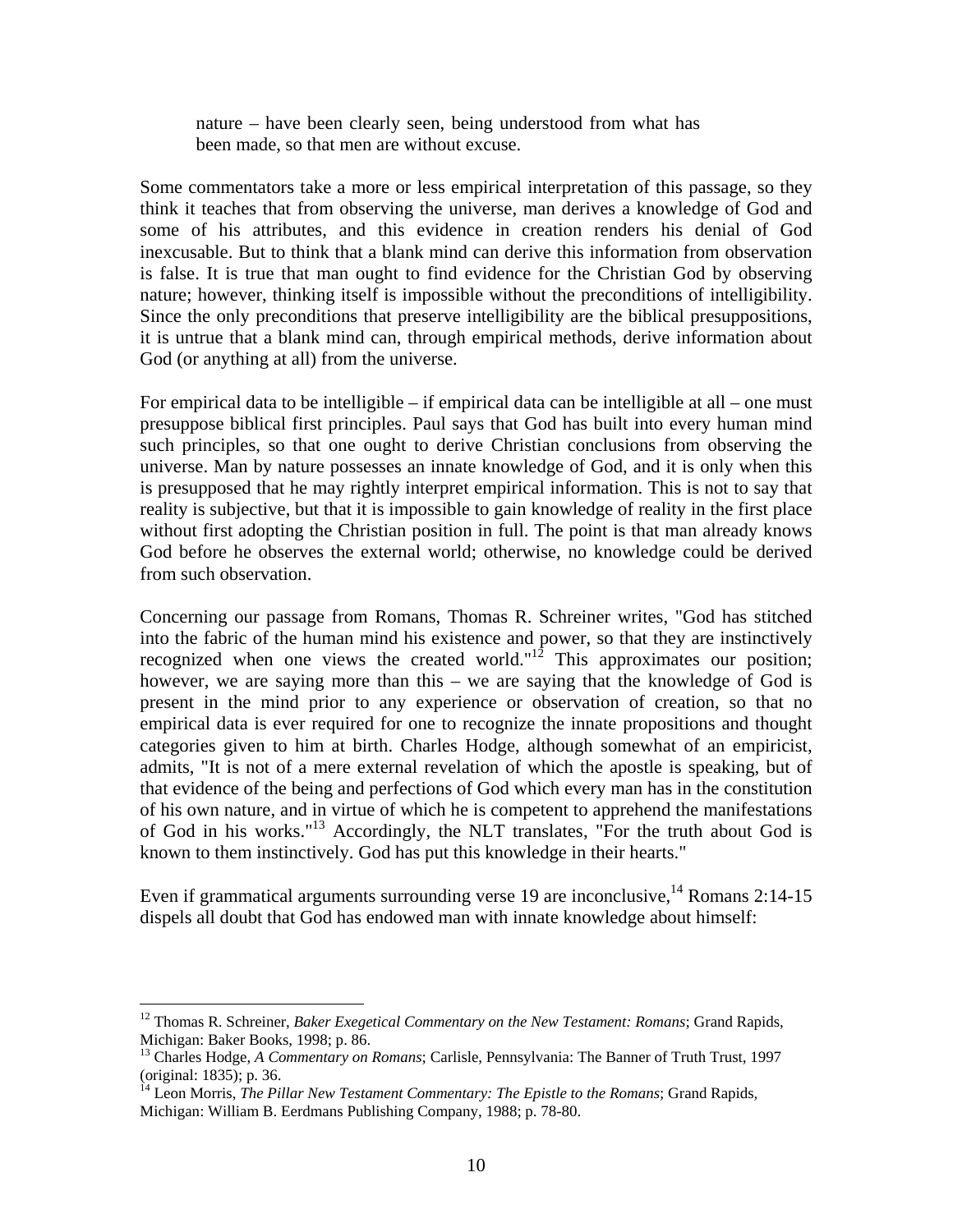> nature – have been clearly seen, being understood from what has been made, so that men are without excuse.

Some commentators take a more or less empirical interpretation of this passage, so they think it teaches that from observing the universe, man derives a knowledge of God and some of his attributes, and this evidence in creation renders his denial of God inexcusable. But to think that a blank mind can derive this information from observation is false. It is true that man ought to find evidence for the Christian God by observing nature; however, thinking itself is impossible without the preconditions of intelligibility. Since the only preconditions that preserve intelligibility are the biblical presuppositions, it is untrue that a blank mind can, through empirical methods, derive information about God (or anything at all) from the universe.

For empirical data to be intelligible – if empirical data can be intelligible at all – one must presuppose biblical first principles. Paul says that God has built into every human mind such principles, so that one ought to derive Christian conclusions from observing the universe. Man by nature possesses an innate knowledge of God, and it is only when this is presupposed that he may rightly interpret empirical information. This is not to say that reality is subjective, but that it is impossible to gain knowledge of reality in the first place without first adopting the Christian position in full. The point is that man already knows God before he observes the external world; otherwise, no knowledge could be derived from such observation.

Concerning our passage from Romans, Thomas R. Schreiner writes, "God has stitched into the fabric of the human mind his existence and power, so that they are instinctively recognized when one views the created world."[12] This approximates our position; however, we are saying more than this – we are saying that the knowledge of God is present in the mind prior to any experience or observation of creation, so that no empirical data is ever required for one to recognize the innate propositions and thought categories given to him at birth. Charles Hodge, although somewhat of an empiricist, admits, "It is not of a mere external revelation of which the apostle is speaking, but of that evidence of the being and perfections of God which every man has in the constitution of his own nature, and in virtue of which he is competent to apprehend the manifestations of God in his works."[13] Accordingly, the NLT translates, "For the truth about God is known to them instinctively. God has put this knowledge in their hearts."

Even if grammatical arguments surrounding verse 19 are inconclusive,[14] Romans 2:14-15 dispels all doubt that God has endowed man with innate knowledge about himself:

---

[12] Thomas R. Schreiner, *Baker Exegetical Commentary on the New Testament: Romans*; Grand Rapids, Michigan: Baker Books, 1998; p. 86.

[13] Charles Hodge, *A Commentary on Romans*; Carlisle, Pennsylvania: The Banner of Truth Trust, 1997 (original: 1835); p. 36.

[14] Leon Morris, *The Pillar New Testament Commentary: The Epistle to the Romans*; Grand Rapids, Michigan: William B. Eerdmans Publishing Company, 1988; p. 78-80.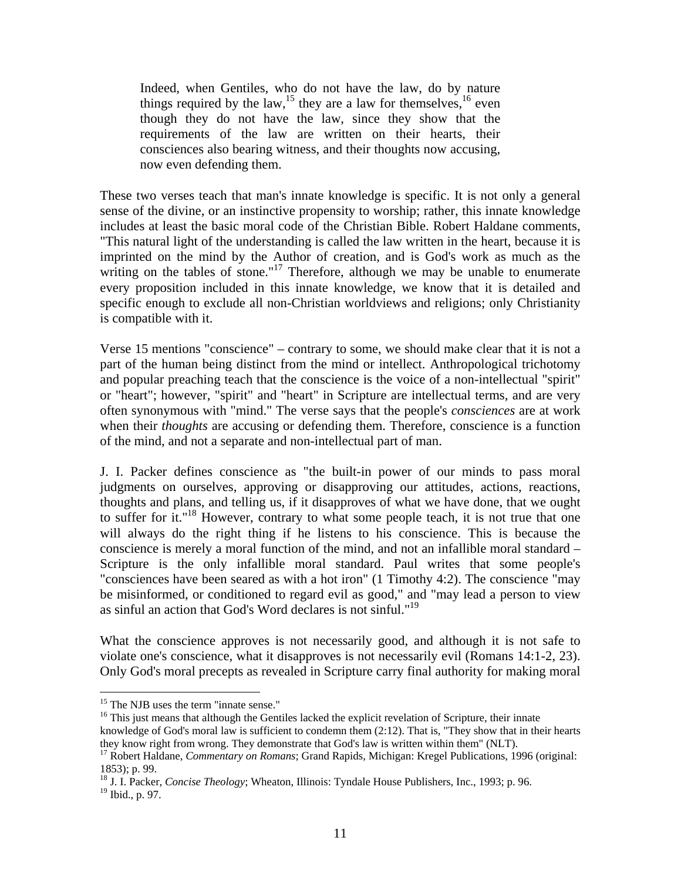> Indeed, when Gentiles, who do not have the law, do by nature things required by the law,[15] they are a law for themselves,[16] even though they do not have the law, since they show that the requirements of the law are written on their hearts, their consciences also bearing witness, and their thoughts now accusing, now even defending them.

These two verses teach that man's innate knowledge is specific. It is not only a general sense of the divine, or an instinctive propensity to worship; rather, this innate knowledge includes at least the basic moral code of the Christian Bible. Robert Haldane comments, "This natural light of the understanding is called the law written in the heart, because it is imprinted on the mind by the Author of creation, and is God's work as much as the writing on the tables of stone."[17] Therefore, although we may be unable to enumerate every proposition included in this innate knowledge, we know that it is detailed and specific enough to exclude all non-Christian worldviews and religions; only Christianity is compatible with it.

Verse 15 mentions "conscience" – contrary to some, we should make clear that it is not a part of the human being distinct from the mind or intellect. Anthropological trichotomy and popular preaching teach that the conscience is the voice of a non-intellectual "spirit" or "heart"; however, "spirit" and "heart" in Scripture are intellectual terms, and are very often synonymous with "mind." The verse says that the people's *consciences* are at work when their *thoughts* are accusing or defending them. Therefore, conscience is a function of the mind, and not a separate and non-intellectual part of man.

J. I. Packer defines conscience as "the built-in power of our minds to pass moral judgments on ourselves, approving or disapproving our attitudes, actions, reactions, thoughts and plans, and telling us, if it disapproves of what we have done, that we ought to suffer for it."[18] However, contrary to what some people teach, it is not true that one will always do the right thing if he listens to his conscience. This is because the conscience is merely a moral function of the mind, and not an infallible moral standard – Scripture is the only infallible moral standard. Paul writes that some people's "consciences have been seared as with a hot iron" (1 Timothy 4:2). The conscience "may be misinformed, or conditioned to regard evil as good," and "may lead a person to view as sinful an action that God's Word declares is not sinful."[19]

What the conscience approves is not necessarily good, and although it is not safe to violate one's conscience, what it disapproves is not necessarily evil (Romans 14:1-2, 23). Only God's moral precepts as revealed in Scripture carry final authority for making moral

---

[15] The NJB uses the term "innate sense."

[16] This just means that although the Gentiles lacked the explicit revelation of Scripture, their innate knowledge of God's moral law is sufficient to condemn them (2:12). That is, "They show that in their hearts they know right from wrong. They demonstrate that God's law is written within them" (NLT).

[17] Robert Haldane, *Commentary on Romans*; Grand Rapids, Michigan: Kregel Publications, 1996 (original: 1853); p. 99.

[18] J. I. Packer, *Concise Theology*; Wheaton, Illinois: Tyndale House Publishers, Inc., 1993; p. 96.

[19] Ibid., p. 97.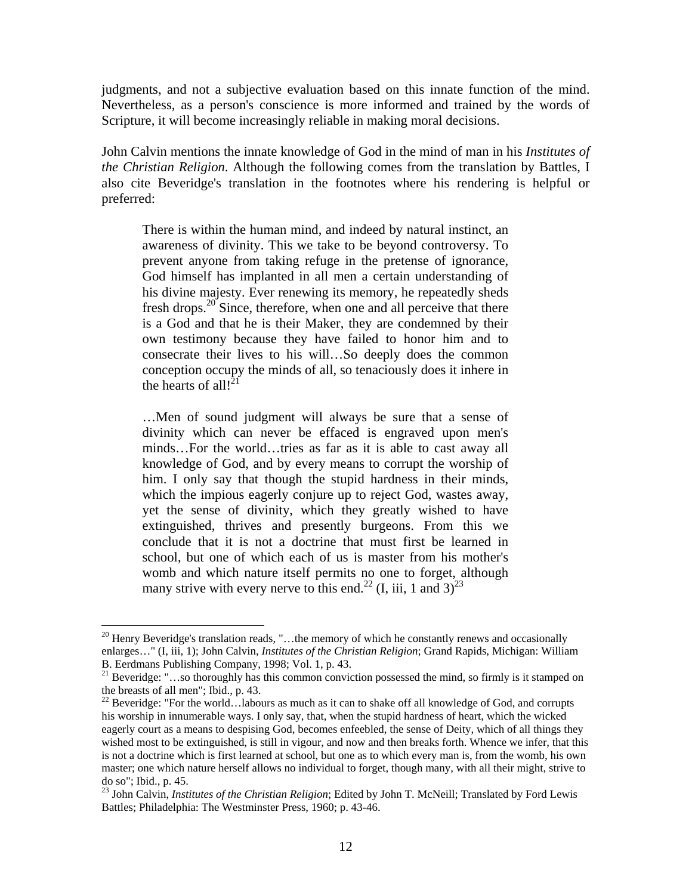judgments, and not a subjective evaluation based on this innate function of the mind. Nevertheless, as a person's conscience is more informed and trained by the words of Scripture, it will become increasingly reliable in making moral decisions.

John Calvin mentions the innate knowledge of God in the mind of man in his *Institutes of the Christian Religion*. Although the following comes from the translation by Battles, I also cite Beveridge's translation in the footnotes where his rendering is helpful or preferred:

> There is within the human mind, and indeed by natural instinct, an awareness of divinity. This we take to be beyond controversy. To prevent anyone from taking refuge in the pretense of ignorance, God himself has implanted in all men a certain understanding of his divine majesty. Ever renewing its memory, he repeatedly sheds fresh drops.[20] Since, therefore, when one and all perceive that there is a God and that he is their Maker, they are condemned by their own testimony because they have failed to honor him and to consecrate their lives to his will…So deeply does the common conception occupy the minds of all, so tenaciously does it inhere in the hearts of all![21]
>
> …Men of sound judgment will always be sure that a sense of divinity which can never be effaced is engraved upon men's minds…For the world…tries as far as it is able to cast away all knowledge of God, and by every means to corrupt the worship of him. I only say that though the stupid hardness in their minds, which the impious eagerly conjure up to reject God, wastes away, yet the sense of divinity, which they greatly wished to have extinguished, thrives and presently burgeons. From this we conclude that it is not a doctrine that must first be learned in school, but one of which each of us is master from his mother's womb and which nature itself permits no one to forget, although many strive with every nerve to this end.[22] (I, iii, 1 and 3)[23]

---

[20] Henry Beveridge's translation reads, "…the memory of which he constantly renews and occasionally enlarges…" (I, iii, 1); John Calvin, *Institutes of the Christian Religion*; Grand Rapids, Michigan: William B. Eerdmans Publishing Company, 1998; Vol. 1, p. 43.

[21] Beveridge: "…so thoroughly has this common conviction possessed the mind, so firmly is it stamped on the breasts of all men"; Ibid., p. 43.

[22] Beveridge: "For the world…labours as much as it can to shake off all knowledge of God, and corrupts his worship in innumerable ways. I only say, that, when the stupid hardness of heart, which the wicked eagerly court as a means to despising God, becomes enfeebled, the sense of Deity, which of all things they wished most to be extinguished, is still in vigour, and now and then breaks forth. Whence we infer, that this is not a doctrine which is first learned at school, but one as to which every man is, from the womb, his own master; one which nature herself allows no individual to forget, though many, with all their might, strive to do so"; Ibid., p. 45.

[23] John Calvin, *Institutes of the Christian Religion*; Edited by John T. McNeill; Translated by Ford Lewis Battles; Philadelphia: The Westminster Press, 1960; p. 43-46.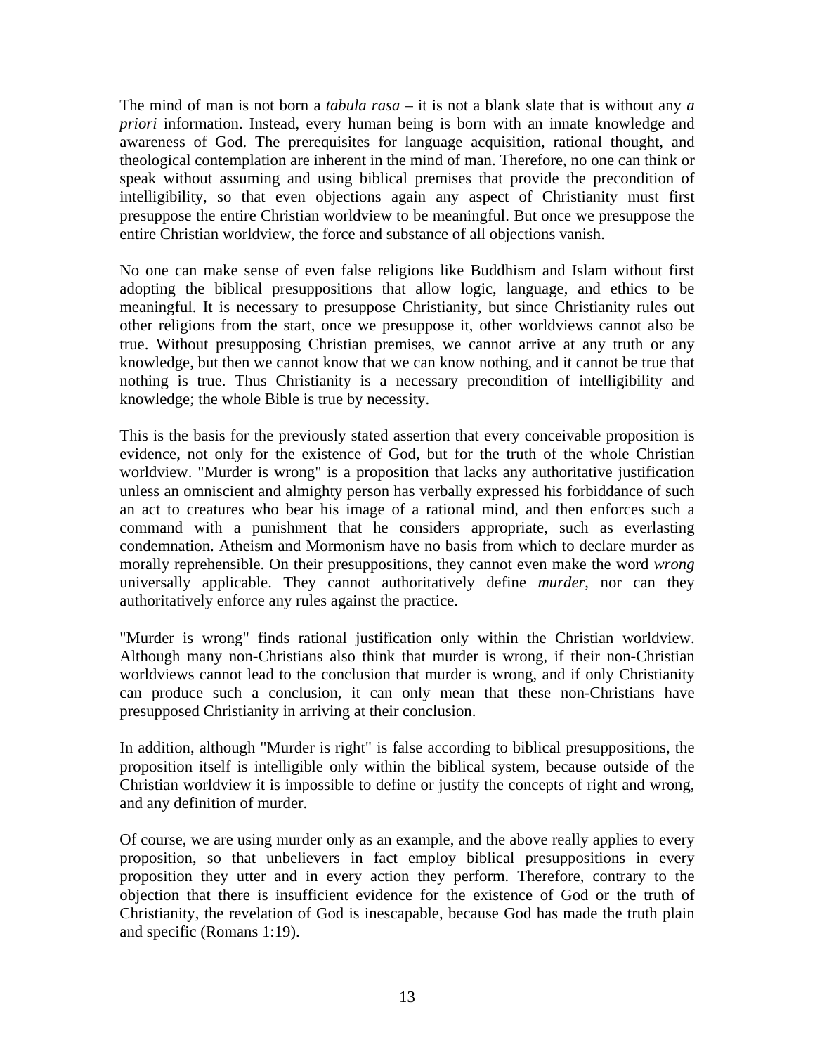The mind of man is not born a *tabula rasa* – it is not a blank slate that is without any *a priori* information. Instead, every human being is born with an innate knowledge and awareness of God. The prerequisites for language acquisition, rational thought, and theological contemplation are inherent in the mind of man. Therefore, no one can think or speak without assuming and using biblical premises that provide the precondition of intelligibility, so that even objections again any aspect of Christianity must first presuppose the entire Christian worldview to be meaningful. But once we presuppose the entire Christian worldview, the force and substance of all objections vanish.

No one can make sense of even false religions like Buddhism and Islam without first adopting the biblical presuppositions that allow logic, language, and ethics to be meaningful. It is necessary to presuppose Christianity, but since Christianity rules out other religions from the start, once we presuppose it, other worldviews cannot also be true. Without presupposing Christian premises, we cannot arrive at any truth or any knowledge, but then we cannot know that we can know nothing, and it cannot be true that nothing is true. Thus Christianity is a necessary precondition of intelligibility and knowledge; the whole Bible is true by necessity.

This is the basis for the previously stated assertion that every conceivable proposition is evidence, not only for the existence of God, but for the truth of the whole Christian worldview. "Murder is wrong" is a proposition that lacks any authoritative justification unless an omniscient and almighty person has verbally expressed his forbiddance of such an act to creatures who bear his image of a rational mind, and then enforces such a command with a punishment that he considers appropriate, such as everlasting condemnation. Atheism and Mormonism have no basis from which to declare murder as morally reprehensible. On their presuppositions, they cannot even make the word *wrong* universally applicable. They cannot authoritatively define *murder*, nor can they authoritatively enforce any rules against the practice.

"Murder is wrong" finds rational justification only within the Christian worldview. Although many non-Christians also think that murder is wrong, if their non-Christian worldviews cannot lead to the conclusion that murder is wrong, and if only Christianity can produce such a conclusion, it can only mean that these non-Christians have presupposed Christianity in arriving at their conclusion.

In addition, although "Murder is right" is false according to biblical presuppositions, the proposition itself is intelligible only within the biblical system, because outside of the Christian worldview it is impossible to define or justify the concepts of right and wrong, and any definition of murder.

Of course, we are using murder only as an example, and the above really applies to every proposition, so that unbelievers in fact employ biblical presuppositions in every proposition they utter and in every action they perform. Therefore, contrary to the objection that there is insufficient evidence for the existence of God or the truth of Christianity, the revelation of God is inescapable, because God has made the truth plain and specific (Romans 1:19).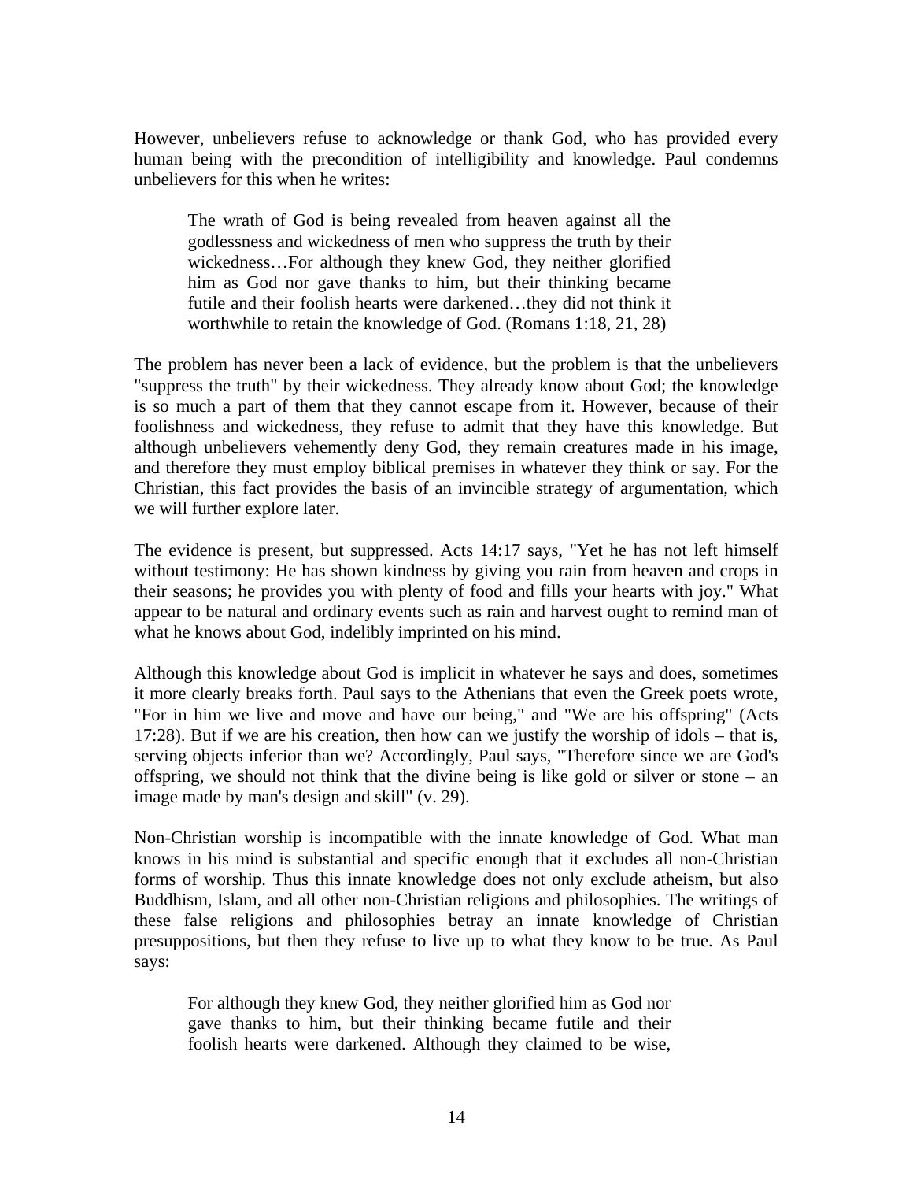However, unbelievers refuse to acknowledge or thank God, who has provided every human being with the precondition of intelligibility and knowledge. Paul condemns unbelievers for this when he writes:

> The wrath of God is being revealed from heaven against all the godlessness and wickedness of men who suppress the truth by their wickedness…For although they knew God, they neither glorified him as God nor gave thanks to him, but their thinking became futile and their foolish hearts were darkened…they did not think it worthwhile to retain the knowledge of God. (Romans 1:18, 21, 28)

The problem has never been a lack of evidence, but the problem is that the unbelievers "suppress the truth" by their wickedness. They already know about God; the knowledge is so much a part of them that they cannot escape from it. However, because of their foolishness and wickedness, they refuse to admit that they have this knowledge. But although unbelievers vehemently deny God, they remain creatures made in his image, and therefore they must employ biblical premises in whatever they think or say. For the Christian, this fact provides the basis of an invincible strategy of argumentation, which we will further explore later.

The evidence is present, but suppressed. Acts 14:17 says, "Yet he has not left himself without testimony: He has shown kindness by giving you rain from heaven and crops in their seasons; he provides you with plenty of food and fills your hearts with joy." What appear to be natural and ordinary events such as rain and harvest ought to remind man of what he knows about God, indelibly imprinted on his mind.

Although this knowledge about God is implicit in whatever he says and does, sometimes it more clearly breaks forth. Paul says to the Athenians that even the Greek poets wrote, "For in him we live and move and have our being," and "We are his offspring" (Acts 17:28). But if we are his creation, then how can we justify the worship of idols – that is, serving objects inferior than we? Accordingly, Paul says, "Therefore since we are God's offspring, we should not think that the divine being is like gold or silver or stone – an image made by man's design and skill" (v. 29).

Non-Christian worship is incompatible with the innate knowledge of God. What man knows in his mind is substantial and specific enough that it excludes all non-Christian forms of worship. Thus this innate knowledge does not only exclude atheism, but also Buddhism, Islam, and all other non-Christian religions and philosophies. The writings of these false religions and philosophies betray an innate knowledge of Christian presuppositions, but then they refuse to live up to what they know to be true. As Paul says:

> For although they knew God, they neither glorified him as God nor gave thanks to him, but their thinking became futile and their foolish hearts were darkened. Although they claimed to be wise,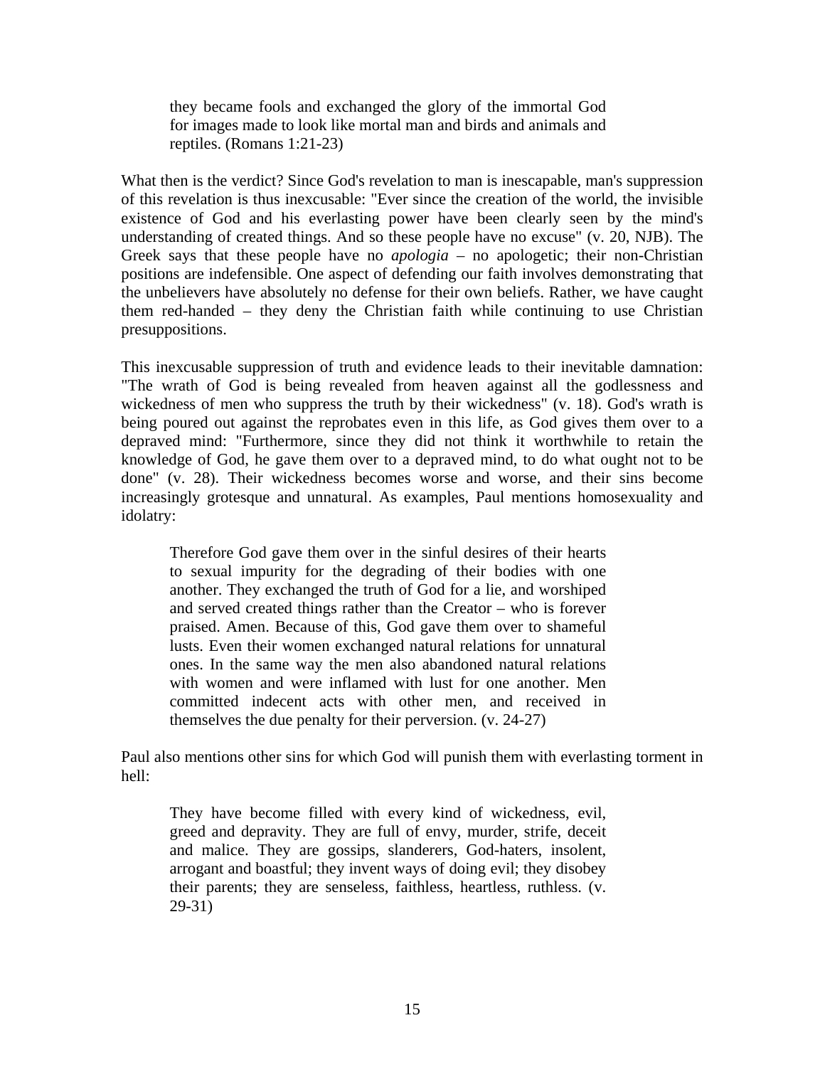> they became fools and exchanged the glory of the immortal God for images made to look like mortal man and birds and animals and reptiles. (Romans 1:21-23)

What then is the verdict? Since God's revelation to man is inescapable, man's suppression of this revelation is thus inexcusable: "Ever since the creation of the world, the invisible existence of God and his everlasting power have been clearly seen by the mind's understanding of created things. And so these people have no excuse" (v. 20, NJB). The Greek says that these people have no *apologia* – no apologetic; their non-Christian positions are indefensible. One aspect of defending our faith involves demonstrating that the unbelievers have absolutely no defense for their own beliefs. Rather, we have caught them red-handed – they deny the Christian faith while continuing to use Christian presuppositions.

This inexcusable suppression of truth and evidence leads to their inevitable damnation: "The wrath of God is being revealed from heaven against all the godlessness and wickedness of men who suppress the truth by their wickedness" (v. 18). God's wrath is being poured out against the reprobates even in this life, as God gives them over to a depraved mind: "Furthermore, since they did not think it worthwhile to retain the knowledge of God, he gave them over to a depraved mind, to do what ought not to be done" (v. 28). Their wickedness becomes worse and worse, and their sins become increasingly grotesque and unnatural. As examples, Paul mentions homosexuality and idolatry:

> Therefore God gave them over in the sinful desires of their hearts to sexual impurity for the degrading of their bodies with one another. They exchanged the truth of God for a lie, and worshiped and served created things rather than the Creator – who is forever praised. Amen. Because of this, God gave them over to shameful lusts. Even their women exchanged natural relations for unnatural ones. In the same way the men also abandoned natural relations with women and were inflamed with lust for one another. Men committed indecent acts with other men, and received in themselves the due penalty for their perversion. (v. 24-27)

Paul also mentions other sins for which God will punish them with everlasting torment in hell:

> They have become filled with every kind of wickedness, evil, greed and depravity. They are full of envy, murder, strife, deceit and malice. They are gossips, slanderers, God-haters, insolent, arrogant and boastful; they invent ways of doing evil; they disobey their parents; they are senseless, faithless, heartless, ruthless. (v. 29-31)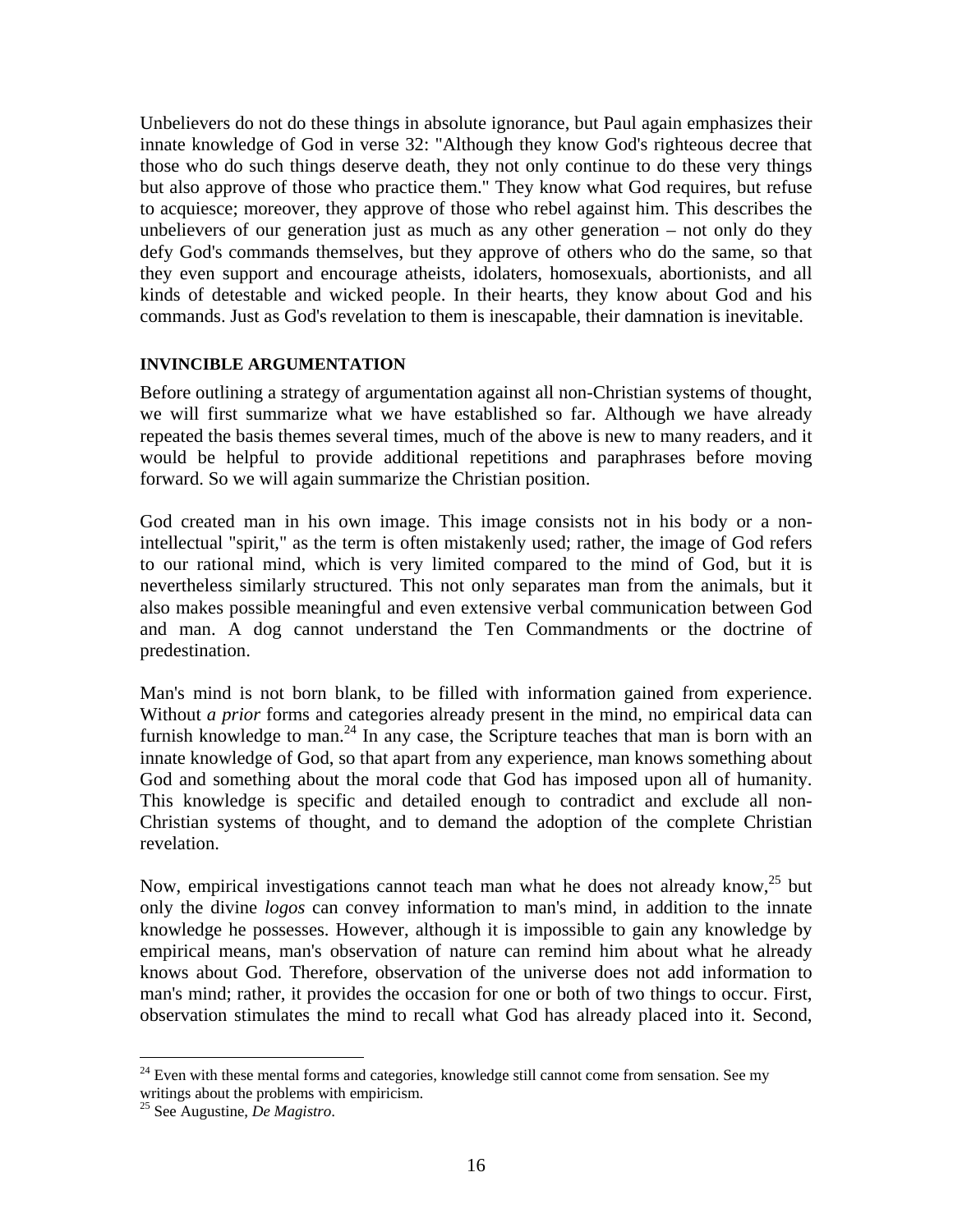Unbelievers do not do these things in absolute ignorance, but Paul again emphasizes their innate knowledge of God in verse 32: "Although they know God's righteous decree that those who do such things deserve death, they not only continue to do these very things but also approve of those who practice them." They know what God requires, but refuse to acquiesce; moreover, they approve of those who rebel against him. This describes the unbelievers of our generation just as much as any other generation – not only do they defy God's commands themselves, but they approve of others who do the same, so that they even support and encourage atheists, idolaters, homosexuals, abortionists, and all kinds of detestable and wicked people. In their hearts, they know about God and his commands. Just as God's revelation to them is inescapable, their damnation is inevitable.

**INVINCIBLE ARGUMENTATION**

Before outlining a strategy of argumentation against all non-Christian systems of thought, we will first summarize what we have established so far. Although we have already repeated the basis themes several times, much of the above is new to many readers, and it would be helpful to provide additional repetitions and paraphrases before moving forward. So we will again summarize the Christian position.

God created man in his own image. This image consists not in his body or a non-intellectual "spirit," as the term is often mistakenly used; rather, the image of God refers to our rational mind, which is very limited compared to the mind of God, but it is nevertheless similarly structured. This not only separates man from the animals, but it also makes possible meaningful and even extensive verbal communication between God and man. A dog cannot understand the Ten Commandments or the doctrine of predestination.

Man's mind is not born blank, to be filled with information gained from experience. Without ***a prior*** forms and categories already present in the mind, no empirical data can furnish knowledge to man.[24] In any case, the Scripture teaches that man is born with an innate knowledge of God, so that apart from any experience, man knows something about God and something about the moral code that God has imposed upon all of humanity. This knowledge is specific and detailed enough to contradict and exclude all non-Christian systems of thought, and to demand the adoption of the complete Christian revelation.

Now, empirical investigations cannot teach man what he does not already know,[25] but only the divine *logos* can convey information to man's mind, in addition to the innate knowledge he possesses. However, although it is impossible to gain any knowledge by empirical means, man's observation of nature can remind him about what he already knows about God. Therefore, observation of the universe does not add information to man's mind; rather, it provides the occasion for one or both of two things to occur. First, observation stimulates the mind to recall what God has already placed into it. Second,

---

[24] Even with these mental forms and categories, knowledge still cannot come from sensation. See my writings about the problems with empiricism.

[25] See Augustine, *De Magistro*.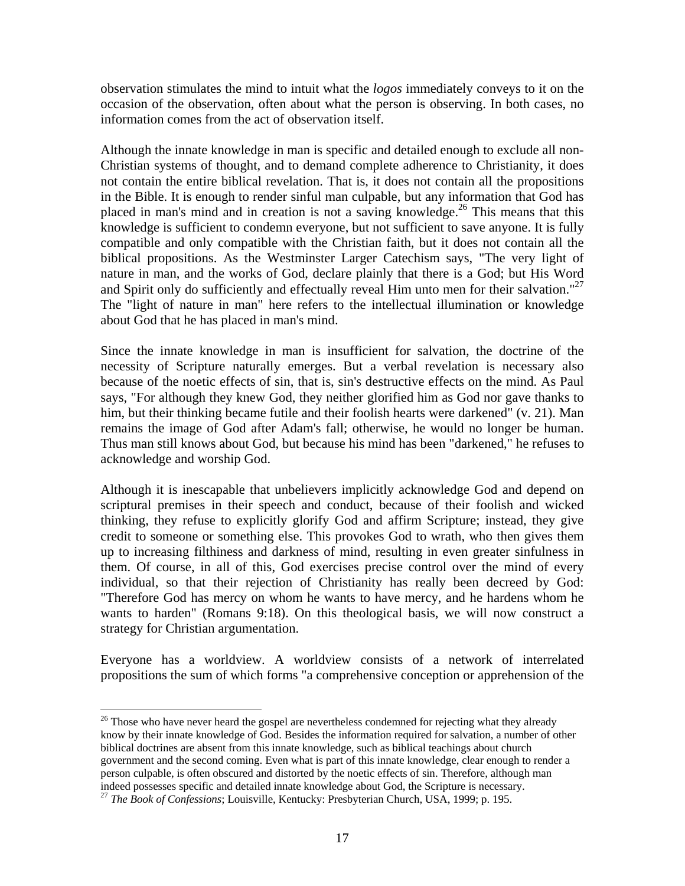observation stimulates the mind to intuit what the *logos* immediately conveys to it on the occasion of the observation, often about what the person is observing. In both cases, no information comes from the act of observation itself.

Although the innate knowledge in man is specific and detailed enough to exclude all non-Christian systems of thought, and to demand complete adherence to Christianity, it does not contain the entire biblical revelation. That is, it does not contain all the propositions in the Bible. It is enough to render sinful man culpable, but any information that God has placed in man's mind and in creation is not a saving knowledge.[26] This means that this knowledge is sufficient to condemn everyone, but not sufficient to save anyone. It is fully compatible and only compatible with the Christian faith, but it does not contain all the biblical propositions. As the Westminster Larger Catechism says, "The very light of nature in man, and the works of God, declare plainly that there is a God; but His Word and Spirit only do sufficiently and effectually reveal Him unto men for their salvation."[27] The "light of nature in man" here refers to the intellectual illumination or knowledge about God that he has placed in man's mind.

Since the innate knowledge in man is insufficient for salvation, the doctrine of the necessity of Scripture naturally emerges. But a verbal revelation is necessary also because of the noetic effects of sin, that is, sin's destructive effects on the mind. As Paul says, "For although they knew God, they neither glorified him as God nor gave thanks to him, but their thinking became futile and their foolish hearts were darkened" (v. 21). Man remains the image of God after Adam's fall; otherwise, he would no longer be human. Thus man still knows about God, but because his mind has been "darkened," he refuses to acknowledge and worship God.

Although it is inescapable that unbelievers implicitly acknowledge God and depend on scriptural premises in their speech and conduct, because of their foolish and wicked thinking, they refuse to explicitly glorify God and affirm Scripture; instead, they give credit to someone or something else. This provokes God to wrath, who then gives them up to increasing filthiness and darkness of mind, resulting in even greater sinfulness in them. Of course, in all of this, God exercises precise control over the mind of every individual, so that their rejection of Christianity has really been decreed by God: "Therefore God has mercy on whom he wants to have mercy, and he hardens whom he wants to harden" (Romans 9:18). On this theological basis, we will now construct a strategy for Christian argumentation.

Everyone has a worldview. A worldview consists of a network of interrelated propositions the sum of which forms "a comprehensive conception or apprehension of the

---

[26] Those who have never heard the gospel are nevertheless condemned for rejecting what they already know by their innate knowledge of God. Besides the information required for salvation, a number of other biblical doctrines are absent from this innate knowledge, such as biblical teachings about church government and the second coming. Even what is part of this innate knowledge, clear enough to render a person culpable, is often obscured and distorted by the noetic effects of sin. Therefore, although man indeed possesses specific and detailed innate knowledge about God, the Scripture is necessary.

[27] *The Book of Confessions*; Louisville, Kentucky: Presbyterian Church, USA, 1999; p. 195.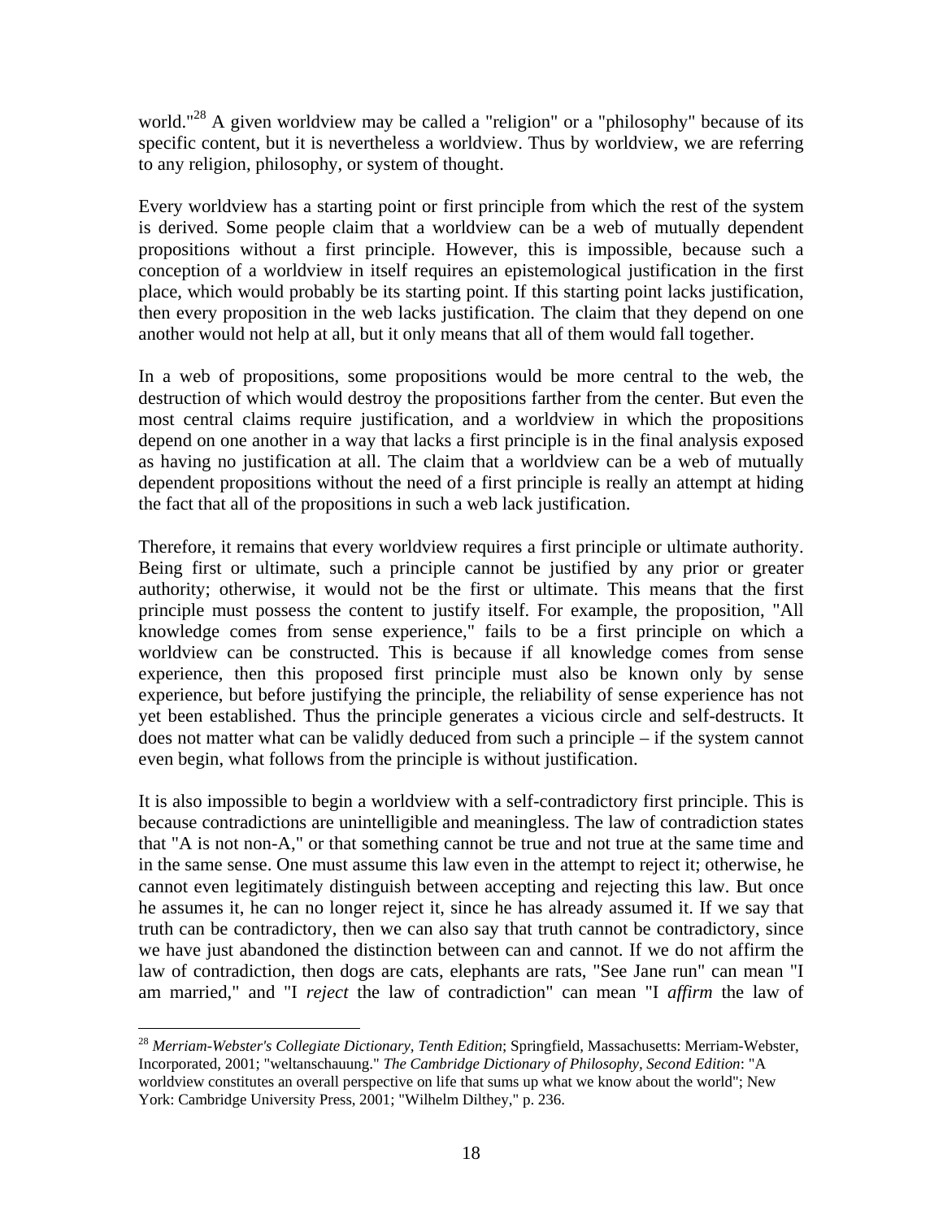world."[28] A given worldview may be called a "religion" or a "philosophy" because of its specific content, but it is nevertheless a worldview. Thus by worldview, we are referring to any religion, philosophy, or system of thought.

Every worldview has a starting point or first principle from which the rest of the system is derived. Some people claim that a worldview can be a web of mutually dependent propositions without a first principle. However, this is impossible, because such a conception of a worldview in itself requires an epistemological justification in the first place, which would probably be its starting point. If this starting point lacks justification, then every proposition in the web lacks justification. The claim that they depend on one another would not help at all, but it only means that all of them would fall together.

In a web of propositions, some propositions would be more central to the web, the destruction of which would destroy the propositions farther from the center. But even the most central claims require justification, and a worldview in which the propositions depend on one another in a way that lacks a first principle is in the final analysis exposed as having no justification at all. The claim that a worldview can be a web of mutually dependent propositions without the need of a first principle is really an attempt at hiding the fact that all of the propositions in such a web lack justification.

Therefore, it remains that every worldview requires a first principle or ultimate authority. Being first or ultimate, such a principle cannot be justified by any prior or greater authority; otherwise, it would not be the first or ultimate. This means that the first principle must possess the content to justify itself. For example, the proposition, "All knowledge comes from sense experience," fails to be a first principle on which a worldview can be constructed. This is because if all knowledge comes from sense experience, then this proposed first principle must also be known only by sense experience, but before justifying the principle, the reliability of sense experience has not yet been established. Thus the principle generates a vicious circle and self-destructs. It does not matter what can be validly deduced from such a principle – if the system cannot even begin, what follows from the principle is without justification.

It is also impossible to begin a worldview with a self-contradictory first principle. This is because contradictions are unintelligible and meaningless. The law of contradiction states that "A is not non-A," or that something cannot be true and not true at the same time and in the same sense. One must assume this law even in the attempt to reject it; otherwise, he cannot even legitimately distinguish between accepting and rejecting this law. But once he assumes it, he can no longer reject it, since he has already assumed it. If we say that truth can be contradictory, then we can also say that truth cannot be contradictory, since we have just abandoned the distinction between can and cannot. If we do not affirm the law of contradiction, then dogs are cats, elephants are rats, "See Jane run" can mean "I am married," and "I *reject* the law of contradiction" can mean "I *affirm* the law of

---

[28] *Merriam-Webster's Collegiate Dictionary, Tenth Edition*; Springfield, Massachusetts: Merriam-Webster, Incorporated, 2001; "weltanschauung." *The Cambridge Dictionary of Philosophy, Second Edition*: "A worldview constitutes an overall perspective on life that sums up what we know about the world"; New York: Cambridge University Press, 2001; "Wilhelm Dilthey," p. 236.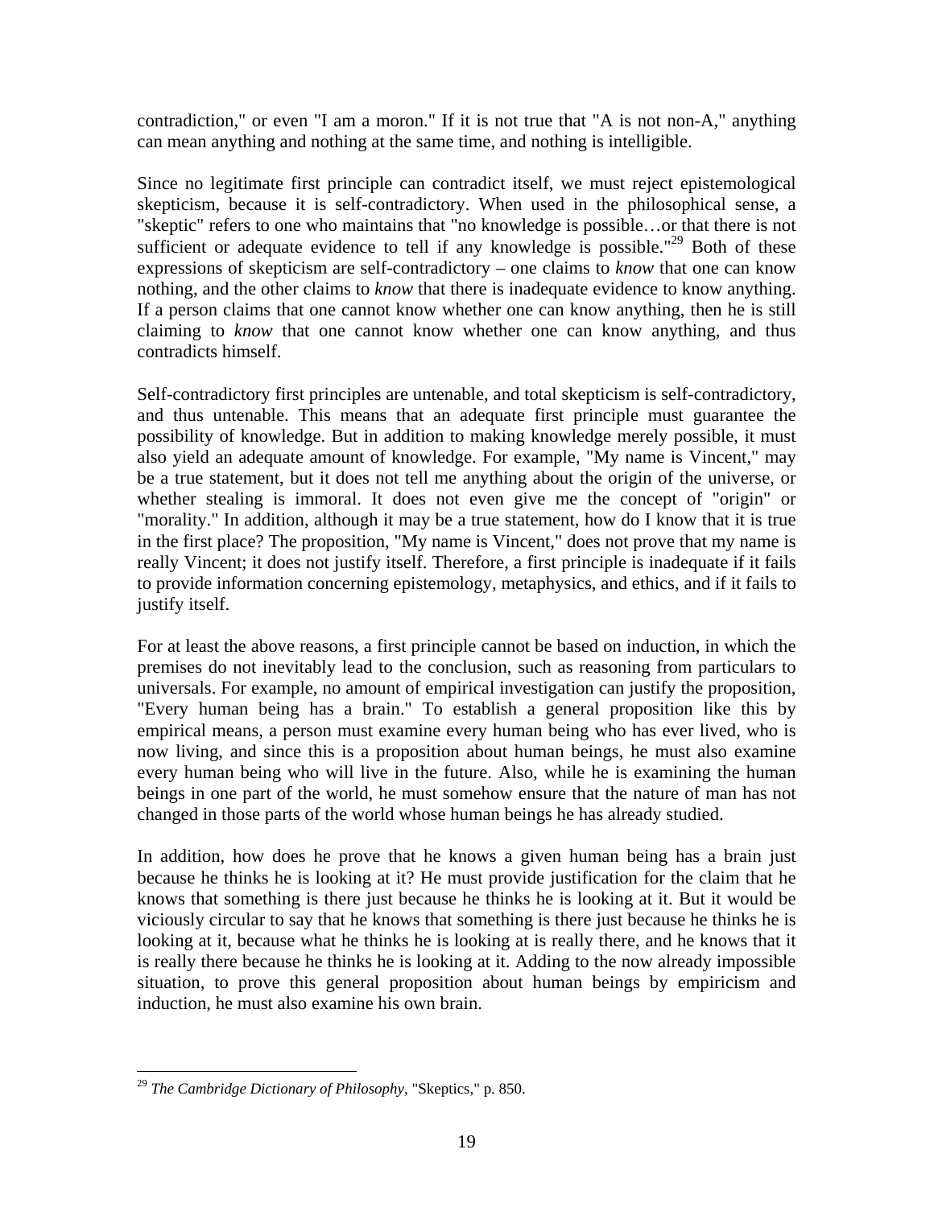contradiction," or even "I am a moron." If it is not true that "A is not non-A," anything can mean anything and nothing at the same time, and nothing is intelligible.

Since no legitimate first principle can contradict itself, we must reject epistemological skepticism, because it is self-contradictory. When used in the philosophical sense, a "skeptic" refers to one who maintains that "no knowledge is possible…or that there is not sufficient or adequate evidence to tell if any knowledge is possible."[29] Both of these expressions of skepticism are self-contradictory – one claims to *know* that one can know nothing, and the other claims to *know* that there is inadequate evidence to know anything. If a person claims that one cannot know whether one can know anything, then he is still claiming to *know* that one cannot know whether one can know anything, and thus contradicts himself.

Self-contradictory first principles are untenable, and total skepticism is self-contradictory, and thus untenable. This means that an adequate first principle must guarantee the possibility of knowledge. But in addition to making knowledge merely possible, it must also yield an adequate amount of knowledge. For example, "My name is Vincent," may be a true statement, but it does not tell me anything about the origin of the universe, or whether stealing is immoral. It does not even give me the concept of "origin" or "morality." In addition, although it may be a true statement, how do I know that it is true in the first place? The proposition, "My name is Vincent," does not prove that my name is really Vincent; it does not justify itself. Therefore, a first principle is inadequate if it fails to provide information concerning epistemology, metaphysics, and ethics, and if it fails to justify itself.

For at least the above reasons, a first principle cannot be based on induction, in which the premises do not inevitably lead to the conclusion, such as reasoning from particulars to universals. For example, no amount of empirical investigation can justify the proposition, "Every human being has a brain." To establish a general proposition like this by empirical means, a person must examine every human being who has ever lived, who is now living, and since this is a proposition about human beings, he must also examine every human being who will live in the future. Also, while he is examining the human beings in one part of the world, he must somehow ensure that the nature of man has not changed in those parts of the world whose human beings he has already studied.

In addition, how does he prove that he knows a given human being has a brain just because he thinks he is looking at it? He must provide justification for the claim that he knows that something is there just because he thinks he is looking at it. But it would be viciously circular to say that he knows that something is there just because he thinks he is looking at it, because what he thinks he is looking at is really there, and he knows that it is really there because he thinks he is looking at it. Adding to the now already impossible situation, to prove this general proposition about human beings by empiricism and induction, he must also examine his own brain.

---

[29] *The Cambridge Dictionary of Philosophy*, "Skeptics," p. 850.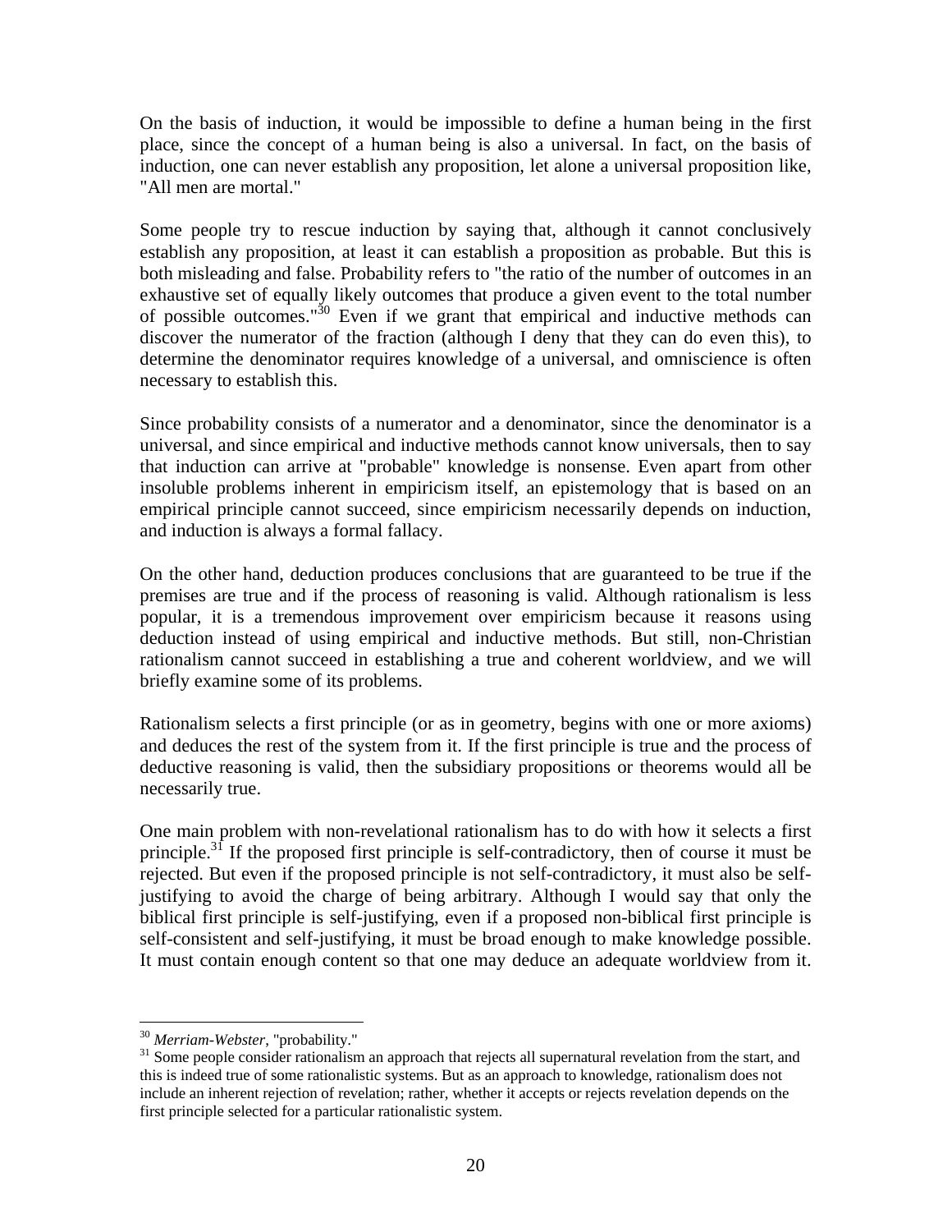On the basis of induction, it would be impossible to define a human being in the first place, since the concept of a human being is also a universal. In fact, on the basis of induction, one can never establish any proposition, let alone a universal proposition like, "All men are mortal."

Some people try to rescue induction by saying that, although it cannot conclusively establish any proposition, at least it can establish a proposition as probable. But this is both misleading and false. Probability refers to "the ratio of the number of outcomes in an exhaustive set of equally likely outcomes that produce a given event to the total number of possible outcomes."[30] Even if we grant that empirical and inductive methods can discover the numerator of the fraction (although I deny that they can do even this), to determine the denominator requires knowledge of a universal, and omniscience is often necessary to establish this.

Since probability consists of a numerator and a denominator, since the denominator is a universal, and since empirical and inductive methods cannot know universals, then to say that induction can arrive at "probable" knowledge is nonsense. Even apart from other insoluble problems inherent in empiricism itself, an epistemology that is based on an empirical principle cannot succeed, since empiricism necessarily depends on induction, and induction is always a formal fallacy.

On the other hand, deduction produces conclusions that are guaranteed to be true if the premises are true and if the process of reasoning is valid. Although rationalism is less popular, it is a tremendous improvement over empiricism because it reasons using deduction instead of using empirical and inductive methods. But still, non-Christian rationalism cannot succeed in establishing a true and coherent worldview, and we will briefly examine some of its problems.

Rationalism selects a first principle (or as in geometry, begins with one or more axioms) and deduces the rest of the system from it. If the first principle is true and the process of deductive reasoning is valid, then the subsidiary propositions or theorems would all be necessarily true.

One main problem with non-revelational rationalism has to do with how it selects a first principle.[31] If the proposed first principle is self-contradictory, then of course it must be rejected. But even if the proposed principle is not self-contradictory, it must also be self-justifying to avoid the charge of being arbitrary. Although I would say that only the biblical first principle is self-justifying, even if a proposed non-biblical first principle is self-consistent and self-justifying, it must be broad enough to make knowledge possible. It must contain enough content so that one may deduce an adequate worldview from it.

---

[30] *Merriam-Webster*, "probability."

[31] Some people consider rationalism an approach that rejects all supernatural revelation from the start, and this is indeed true of some rationalistic systems. But as an approach to knowledge, rationalism does not include an inherent rejection of revelation; rather, whether it accepts or rejects revelation depends on the first principle selected for a particular rationalistic system.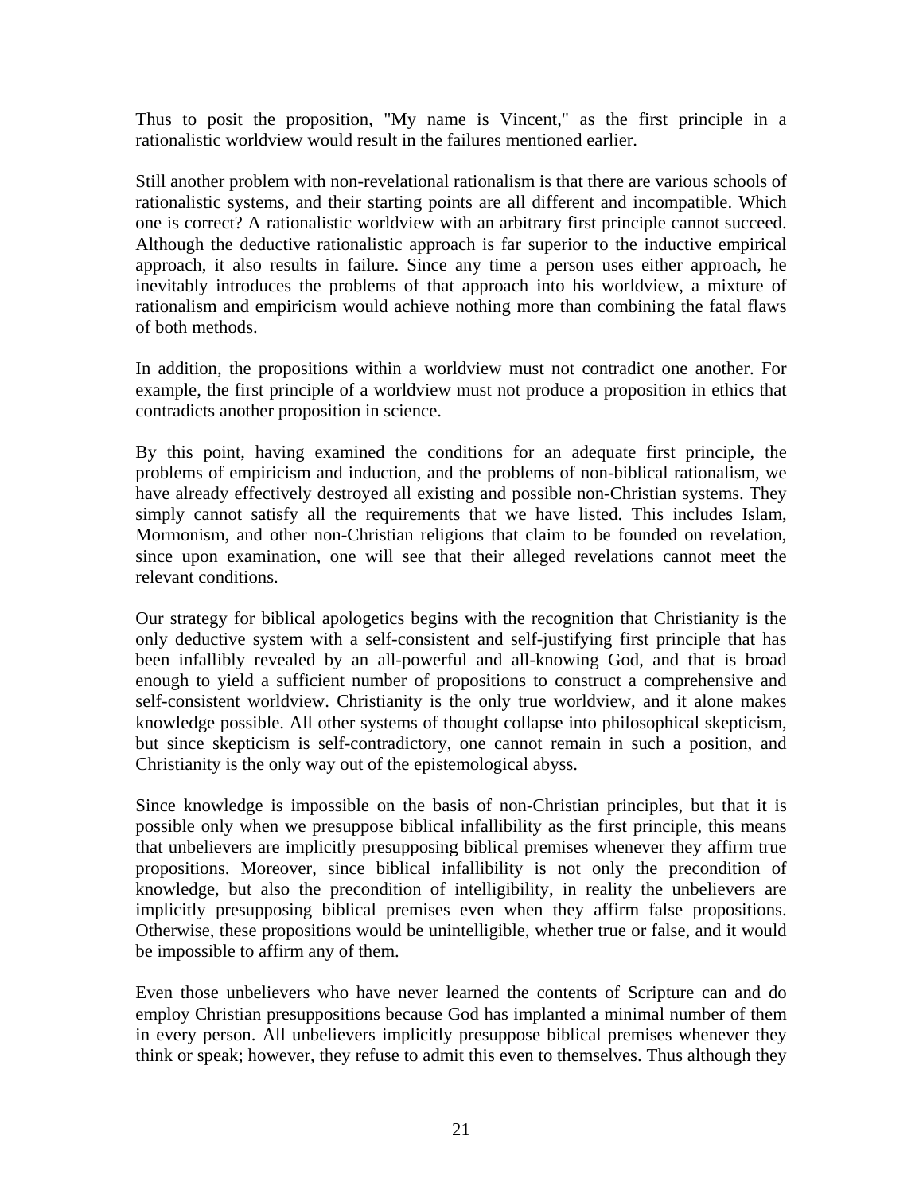Thus to posit the proposition, "My name is Vincent," as the first principle in a rationalistic worldview would result in the failures mentioned earlier.

Still another problem with non-revelational rationalism is that there are various schools of rationalistic systems, and their starting points are all different and incompatible. Which one is correct? A rationalistic worldview with an arbitrary first principle cannot succeed. Although the deductive rationalistic approach is far superior to the inductive empirical approach, it also results in failure. Since any time a person uses either approach, he inevitably introduces the problems of that approach into his worldview, a mixture of rationalism and empiricism would achieve nothing more than combining the fatal flaws of both methods.

In addition, the propositions within a worldview must not contradict one another. For example, the first principle of a worldview must not produce a proposition in ethics that contradicts another proposition in science.

By this point, having examined the conditions for an adequate first principle, the problems of empiricism and induction, and the problems of non-biblical rationalism, we have already effectively destroyed all existing and possible non-Christian systems. They simply cannot satisfy all the requirements that we have listed. This includes Islam, Mormonism, and other non-Christian religions that claim to be founded on revelation, since upon examination, one will see that their alleged revelations cannot meet the relevant conditions.

Our strategy for biblical apologetics begins with the recognition that Christianity is the only deductive system with a self-consistent and self-justifying first principle that has been infallibly revealed by an all-powerful and all-knowing God, and that is broad enough to yield a sufficient number of propositions to construct a comprehensive and self-consistent worldview. Christianity is the only true worldview, and it alone makes knowledge possible. All other systems of thought collapse into philosophical skepticism, but since skepticism is self-contradictory, one cannot remain in such a position, and Christianity is the only way out of the epistemological abyss.

Since knowledge is impossible on the basis of non-Christian principles, but that it is possible only when we presuppose biblical infallibility as the first principle, this means that unbelievers are implicitly presupposing biblical premises whenever they affirm true propositions. Moreover, since biblical infallibility is not only the precondition of knowledge, but also the precondition of intelligibility, in reality the unbelievers are implicitly presupposing biblical premises even when they affirm false propositions. Otherwise, these propositions would be unintelligible, whether true or false, and it would be impossible to affirm any of them.

Even those unbelievers who have never learned the contents of Scripture can and do employ Christian presuppositions because God has implanted a minimal number of them in every person. All unbelievers implicitly presuppose biblical premises whenever they think or speak; however, they refuse to admit this even to themselves. Thus although they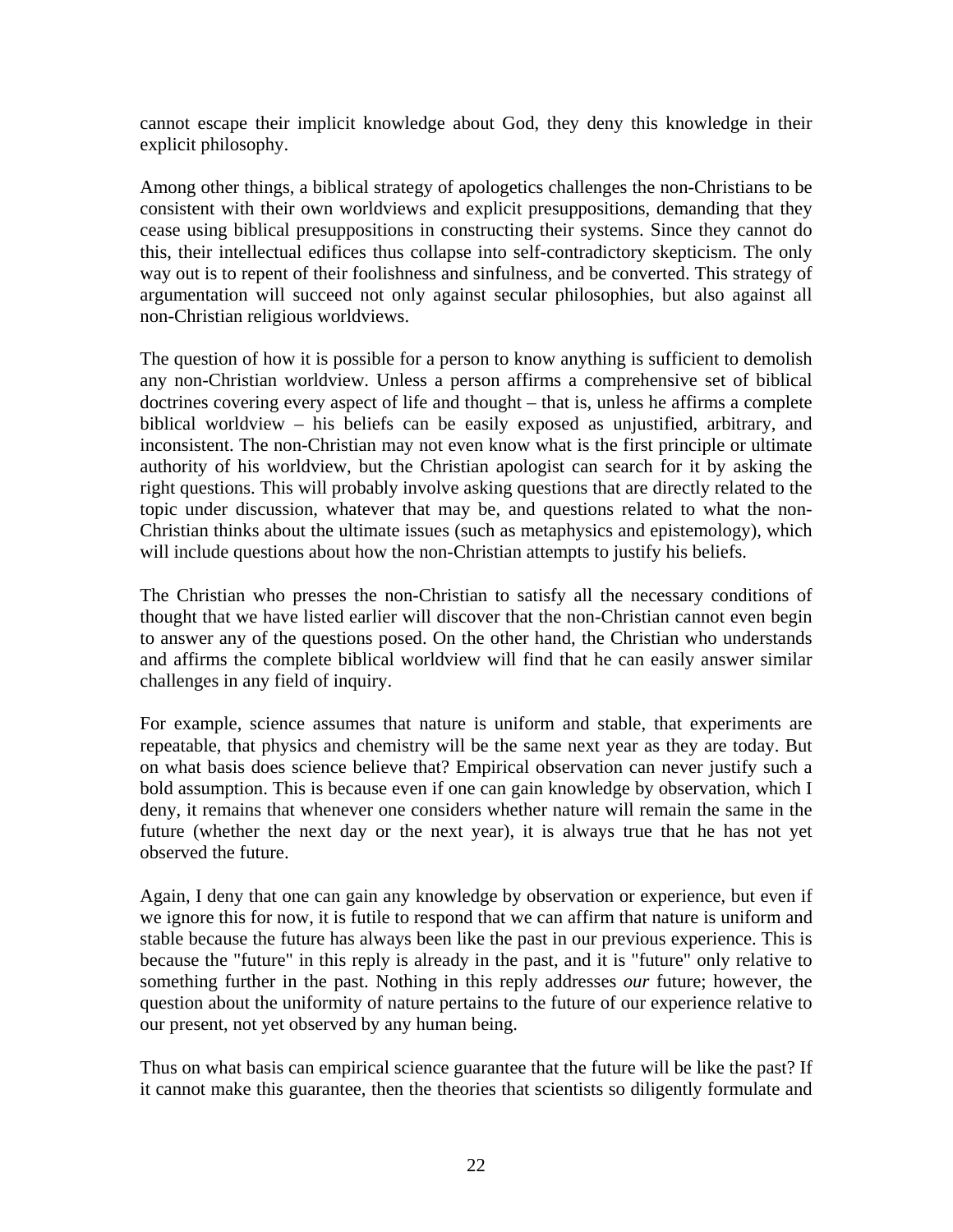cannot escape their implicit knowledge about God, they deny this knowledge in their explicit philosophy.

Among other things, a biblical strategy of apologetics challenges the non-Christians to be consistent with their own worldviews and explicit presuppositions, demanding that they cease using biblical presuppositions in constructing their systems. Since they cannot do this, their intellectual edifices thus collapse into self-contradictory skepticism. The only way out is to repent of their foolishness and sinfulness, and be converted. This strategy of argumentation will succeed not only against secular philosophies, but also against all non-Christian religious worldviews.

The question of how it is possible for a person to know anything is sufficient to demolish any non-Christian worldview. Unless a person affirms a comprehensive set of biblical doctrines covering every aspect of life and thought – that is, unless he affirms a complete biblical worldview – his beliefs can be easily exposed as unjustified, arbitrary, and inconsistent. The non-Christian may not even know what is the first principle or ultimate authority of his worldview, but the Christian apologist can search for it by asking the right questions. This will probably involve asking questions that are directly related to the topic under discussion, whatever that may be, and questions related to what the non-Christian thinks about the ultimate issues (such as metaphysics and epistemology), which will include questions about how the non-Christian attempts to justify his beliefs.

The Christian who presses the non-Christian to satisfy all the necessary conditions of thought that we have listed earlier will discover that the non-Christian cannot even begin to answer any of the questions posed. On the other hand, the Christian who understands and affirms the complete biblical worldview will find that he can easily answer similar challenges in any field of inquiry.

For example, science assumes that nature is uniform and stable, that experiments are repeatable, that physics and chemistry will be the same next year as they are today. But on what basis does science believe that? Empirical observation can never justify such a bold assumption. This is because even if one can gain knowledge by observation, which I deny, it remains that whenever one considers whether nature will remain the same in the future (whether the next day or the next year), it is always true that he has not yet observed the future.

Again, I deny that one can gain any knowledge by observation or experience, but even if we ignore this for now, it is futile to respond that we can affirm that nature is uniform and stable because the future has always been like the past in our previous experience. This is because the "future" in this reply is already in the past, and it is "future" only relative to something further in the past. Nothing in this reply addresses *our* future; however, the question about the uniformity of nature pertains to the future of our experience relative to our present, not yet observed by any human being.

Thus on what basis can empirical science guarantee that the future will be like the past? If it cannot make this guarantee, then the theories that scientists so diligently formulate and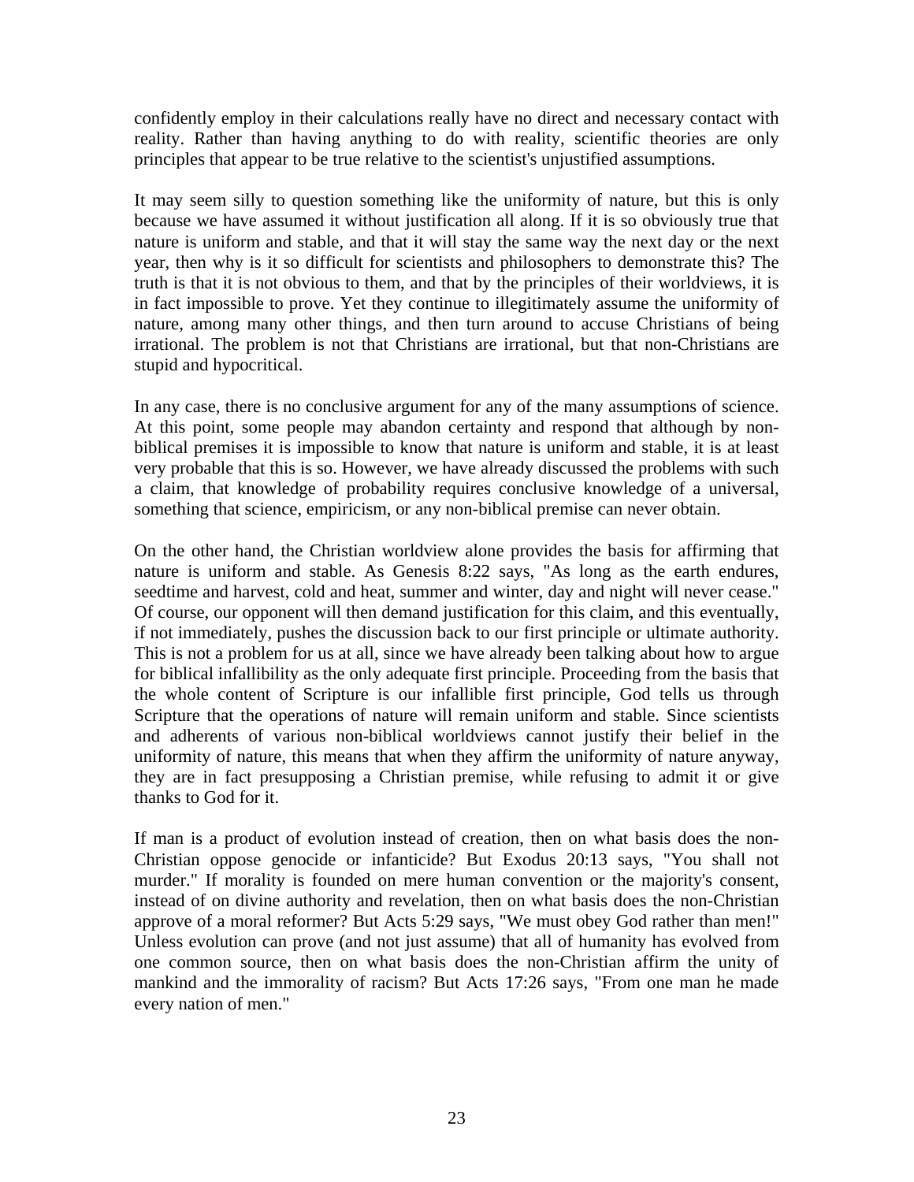confidently employ in their calculations really have no direct and necessary contact with reality. Rather than having anything to do with reality, scientific theories are only principles that appear to be true relative to the scientist's unjustified assumptions.

It may seem silly to question something like the uniformity of nature, but this is only because we have assumed it without justification all along. If it is so obviously true that nature is uniform and stable, and that it will stay the same way the next day or the next year, then why is it so difficult for scientists and philosophers to demonstrate this? The truth is that it is not obvious to them, and that by the principles of their worldviews, it is in fact impossible to prove. Yet they continue to illegitimately assume the uniformity of nature, among many other things, and then turn around to accuse Christians of being irrational. The problem is not that Christians are irrational, but that non-Christians are stupid and hypocritical.

In any case, there is no conclusive argument for any of the many assumptions of science. At this point, some people may abandon certainty and respond that although by non-biblical premises it is impossible to know that nature is uniform and stable, it is at least very probable that this is so. However, we have already discussed the problems with such a claim, that knowledge of probability requires conclusive knowledge of a universal, something that science, empiricism, or any non-biblical premise can never obtain.

On the other hand, the Christian worldview alone provides the basis for affirming that nature is uniform and stable. As Genesis 8:22 says, "As long as the earth endures, seedtime and harvest, cold and heat, summer and winter, day and night will never cease." Of course, our opponent will then demand justification for this claim, and this eventually, if not immediately, pushes the discussion back to our first principle or ultimate authority. This is not a problem for us at all, since we have already been talking about how to argue for biblical infallibility as the only adequate first principle. Proceeding from the basis that the whole content of Scripture is our infallible first principle, God tells us through Scripture that the operations of nature will remain uniform and stable. Since scientists and adherents of various non-biblical worldviews cannot justify their belief in the uniformity of nature, this means that when they affirm the uniformity of nature anyway, they are in fact presupposing a Christian premise, while refusing to admit it or give thanks to God for it.

If man is a product of evolution instead of creation, then on what basis does the non-Christian oppose genocide or infanticide? But Exodus 20:13 says, "You shall not murder." If morality is founded on mere human convention or the majority's consent, instead of on divine authority and revelation, then on what basis does the non-Christian approve of a moral reformer? But Acts 5:29 says, "We must obey God rather than men!" Unless evolution can prove (and not just assume) that all of humanity has evolved from one common source, then on what basis does the non-Christian affirm the unity of mankind and the immorality of racism? But Acts 17:26 says, "From one man he made every nation of men."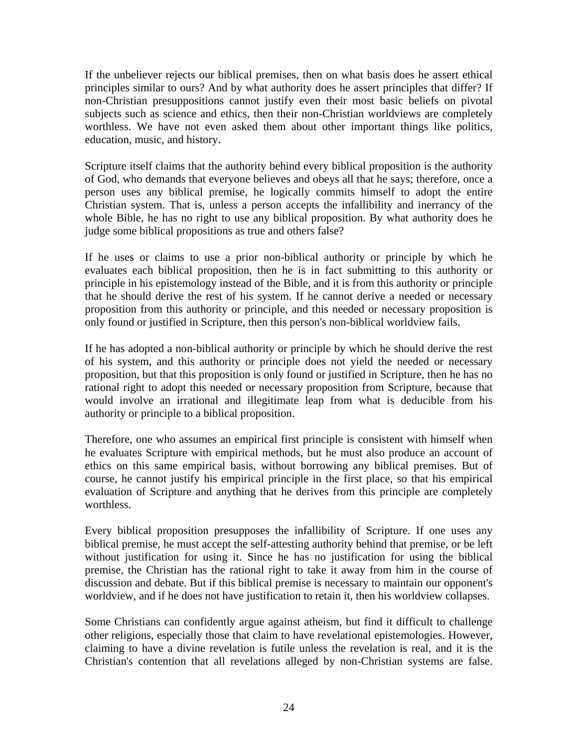If the unbeliever rejects our biblical premises, then on what basis does he assert ethical principles similar to ours? And by what authority does he assert principles that differ? If non-Christian presuppositions cannot justify even their most basic beliefs on pivotal subjects such as science and ethics, then their non-Christian worldviews are completely worthless. We have not even asked them about other important things like politics, education, music, and history.

Scripture itself claims that the authority behind every biblical proposition is the authority of God, who demands that everyone believes and obeys all that he says; therefore, once a person uses any biblical premise, he logically commits himself to adopt the entire Christian system. That is, unless a person accepts the infallibility and inerrancy of the whole Bible, he has no right to use any biblical proposition. By what authority does he judge some biblical propositions as true and others false?

If he uses or claims to use a prior non-biblical authority or principle by which he evaluates each biblical proposition, then he is in fact submitting to this authority or principle in his epistemology instead of the Bible, and it is from this authority or principle that he should derive the rest of his system. If he cannot derive a needed or necessary proposition from this authority or principle, and this needed or necessary proposition is only found or justified in Scripture, then this person's non-biblical worldview fails.

If he has adopted a non-biblical authority or principle by which he should derive the rest of his system, and this authority or principle does not yield the needed or necessary proposition, but that this proposition is only found or justified in Scripture, then he has no rational right to adopt this needed or necessary proposition from Scripture, because that would involve an irrational and illegitimate leap from what is deducible from his authority or principle to a biblical proposition.

Therefore, one who assumes an empirical first principle is consistent with himself when he evaluates Scripture with empirical methods, but he must also produce an account of ethics on this same empirical basis, without borrowing any biblical premises. But of course, he cannot justify his empirical principle in the first place, so that his empirical evaluation of Scripture and anything that he derives from this principle are completely worthless.

Every biblical proposition presupposes the infallibility of Scripture. If one uses any biblical premise, he must accept the self-attesting authority behind that premise, or be left without justification for using it. Since he has no justification for using the biblical premise, the Christian has the rational right to take it away from him in the course of discussion and debate. But if this biblical premise is necessary to maintain our opponent's worldview, and if he does not have justification to retain it, then his worldview collapses.

Some Christians can confidently argue against atheism, but find it difficult to challenge other religions, especially those that claim to have revelational epistemologies. However, claiming to have a divine revelation is futile unless the revelation is real, and it is the Christian's contention that all revelations alleged by non-Christian systems are false.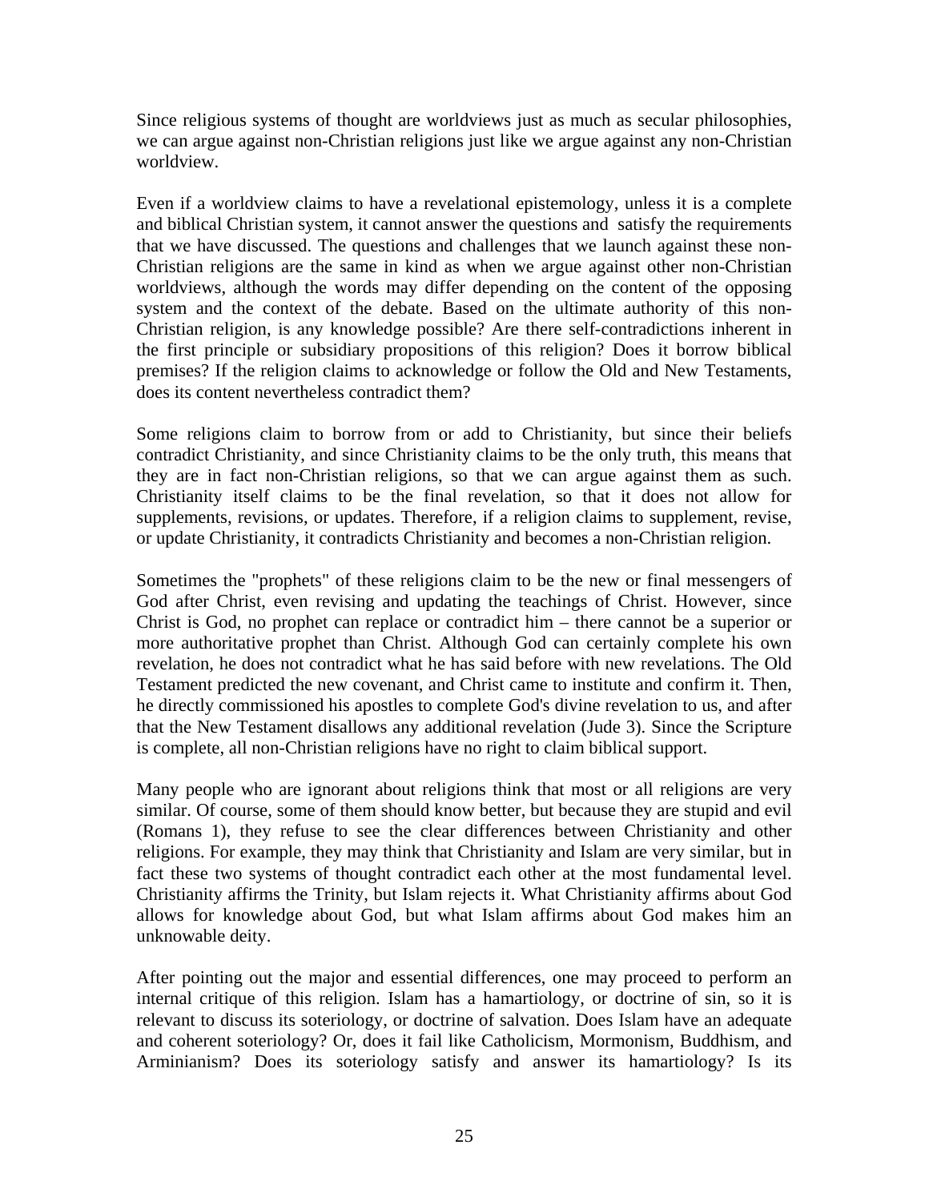Since religious systems of thought are worldviews just as much as secular philosophies, we can argue against non-Christian religions just like we argue against any non-Christian worldview.

Even if a worldview claims to have a revelational epistemology, unless it is a complete and biblical Christian system, it cannot answer the questions and satisfy the requirements that we have discussed. The questions and challenges that we launch against these non-Christian religions are the same in kind as when we argue against other non-Christian worldviews, although the words may differ depending on the content of the opposing system and the context of the debate. Based on the ultimate authority of this non-Christian religion, is any knowledge possible? Are there self-contradictions inherent in the first principle or subsidiary propositions of this religion? Does it borrow biblical premises? If the religion claims to acknowledge or follow the Old and New Testaments, does its content nevertheless contradict them?

Some religions claim to borrow from or add to Christianity, but since their beliefs contradict Christianity, and since Christianity claims to be the only truth, this means that they are in fact non-Christian religions, so that we can argue against them as such. Christianity itself claims to be the final revelation, so that it does not allow for supplements, revisions, or updates. Therefore, if a religion claims to supplement, revise, or update Christianity, it contradicts Christianity and becomes a non-Christian religion.

Sometimes the "prophets" of these religions claim to be the new or final messengers of God after Christ, even revising and updating the teachings of Christ. However, since Christ is God, no prophet can replace or contradict him – there cannot be a superior or more authoritative prophet than Christ. Although God can certainly complete his own revelation, he does not contradict what he has said before with new revelations. The Old Testament predicted the new covenant, and Christ came to institute and confirm it. Then, he directly commissioned his apostles to complete God's divine revelation to us, and after that the New Testament disallows any additional revelation (Jude 3). Since the Scripture is complete, all non-Christian religions have no right to claim biblical support.

Many people who are ignorant about religions think that most or all religions are very similar. Of course, some of them should know better, but because they are stupid and evil (Romans 1), they refuse to see the clear differences between Christianity and other religions. For example, they may think that Christianity and Islam are very similar, but in fact these two systems of thought contradict each other at the most fundamental level. Christianity affirms the Trinity, but Islam rejects it. What Christianity affirms about God allows for knowledge about God, but what Islam affirms about God makes him an unknowable deity.

After pointing out the major and essential differences, one may proceed to perform an internal critique of this religion. Islam has a hamartiology, or doctrine of sin, so it is relevant to discuss its soteriology, or doctrine of salvation. Does Islam have an adequate and coherent soteriology? Or, does it fail like Catholicism, Mormonism, Buddhism, and Arminianism? Does its soteriology satisfy and answer its hamartiology? Is its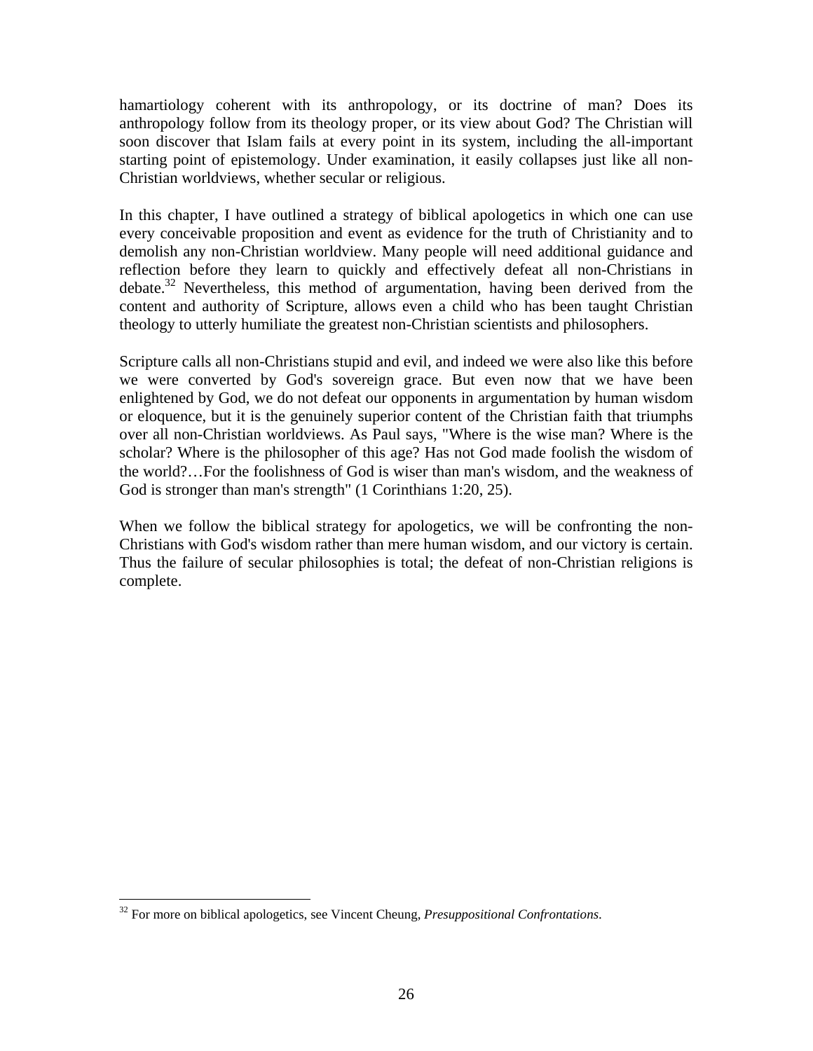hamartiology coherent with its anthropology, or its doctrine of man? Does its anthropology follow from its theology proper, or its view about God? The Christian will soon discover that Islam fails at every point in its system, including the all-important starting point of epistemology. Under examination, it easily collapses just like all non-Christian worldviews, whether secular or religious.

In this chapter, I have outlined a strategy of biblical apologetics in which one can use every conceivable proposition and event as evidence for the truth of Christianity and to demolish any non-Christian worldview. Many people will need additional guidance and reflection before they learn to quickly and effectively defeat all non-Christians in debate.[32] Nevertheless, this method of argumentation, having been derived from the content and authority of Scripture, allows even a child who has been taught Christian theology to utterly humiliate the greatest non-Christian scientists and philosophers.

Scripture calls all non-Christians stupid and evil, and indeed we were also like this before we were converted by God's sovereign grace. But even now that we have been enlightened by God, we do not defeat our opponents in argumentation by human wisdom or eloquence, but it is the genuinely superior content of the Christian faith that triumphs over all non-Christian worldviews. As Paul says, "Where is the wise man? Where is the scholar? Where is the philosopher of this age? Has not God made foolish the wisdom of the world?…For the foolishness of God is wiser than man's wisdom, and the weakness of God is stronger than man's strength" (1 Corinthians 1:20, 25).

When we follow the biblical strategy for apologetics, we will be confronting the non-Christians with God's wisdom rather than mere human wisdom, and our victory is certain. Thus the failure of secular philosophies is total; the defeat of non-Christian religions is complete.

---

[32] For more on biblical apologetics, see Vincent Cheung, *Presuppositional Confrontations*.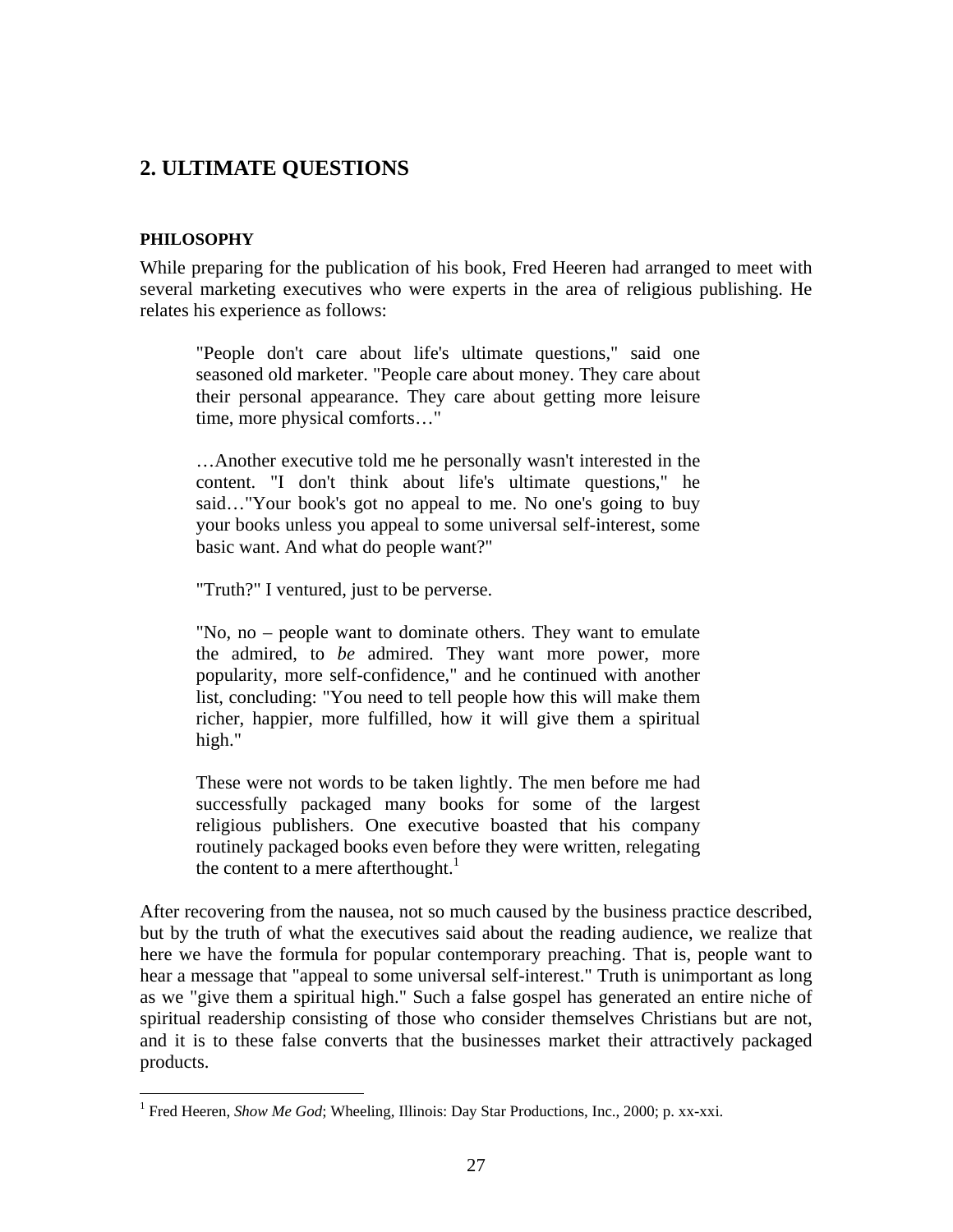## 2. ULTIMATE QUESTIONS

### PHILOSOPHY

While preparing for the publication of his book, Fred Heeren had arranged to meet with several marketing executives who were experts in the area of religious publishing. He relates his experience as follows:

> "People don't care about life's ultimate questions," said one seasoned old marketer. "People care about money. They care about their personal appearance. They care about getting more leisure time, more physical comforts…"
>
> …Another executive told me he personally wasn't interested in the content. "I don't think about life's ultimate questions," he said…"Your book's got no appeal to me. No one's going to buy your books unless you appeal to some universal self-interest, some basic want. And what do people want?"
>
> "Truth?" I ventured, just to be perverse.
>
> "No, no – people want to dominate others. They want to emulate the admired, to *be* admired. They want more power, more popularity, more self-confidence," and he continued with another list, concluding: "You need to tell people how this will make them richer, happier, more fulfilled, how it will give them a spiritual high."
>
> These were not words to be taken lightly. The men before me had successfully packaged many books for some of the largest religious publishers. One executive boasted that his company routinely packaged books even before they were written, relegating the content to a mere afterthought.[1]

After recovering from the nausea, not so much caused by the business practice described, but by the truth of what the executives said about the reading audience, we realize that here we have the formula for popular contemporary preaching. That is, people want to hear a message that "appeal to some universal self-interest." Truth is unimportant as long as we "give them a spiritual high." Such a false gospel has generated an entire niche of spiritual readership consisting of those who consider themselves Christians but are not, and it is to these false converts that the businesses market their attractively packaged products.

---

[1] Fred Heeren, *Show Me God*; Wheeling, Illinois: Day Star Productions, Inc., 2000; p. xx-xxi.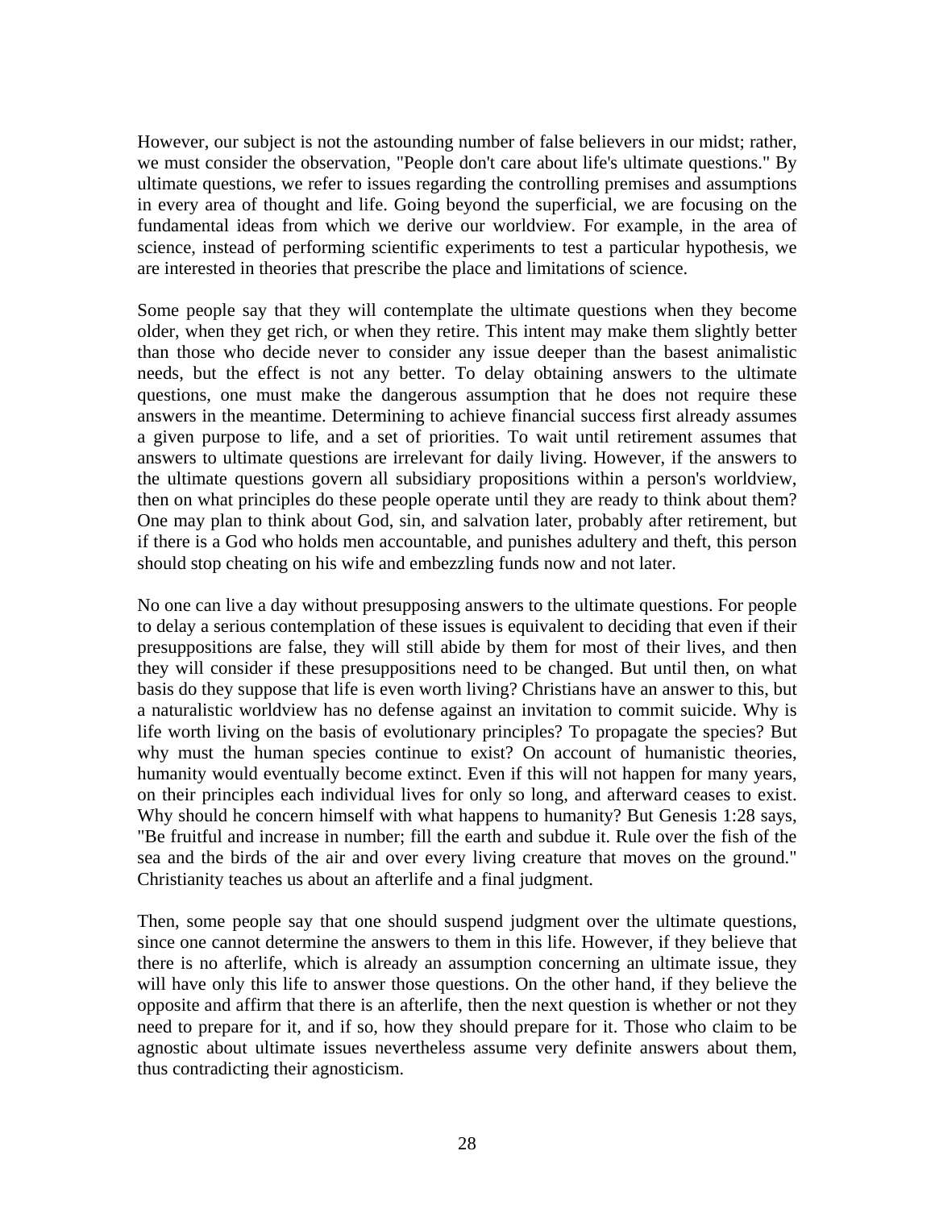However, our subject is not the astounding number of false believers in our midst; rather, we must consider the observation, "People don't care about life's ultimate questions." By ultimate questions, we refer to issues regarding the controlling premises and assumptions in every area of thought and life. Going beyond the superficial, we are focusing on the fundamental ideas from which we derive our worldview. For example, in the area of science, instead of performing scientific experiments to test a particular hypothesis, we are interested in theories that prescribe the place and limitations of science.

Some people say that they will contemplate the ultimate questions when they become older, when they get rich, or when they retire. This intent may make them slightly better than those who decide never to consider any issue deeper than the basest animalistic needs, but the effect is not any better. To delay obtaining answers to the ultimate questions, one must make the dangerous assumption that he does not require these answers in the meantime. Determining to achieve financial success first already assumes a given purpose to life, and a set of priorities. To wait until retirement assumes that answers to ultimate questions are irrelevant for daily living. However, if the answers to the ultimate questions govern all subsidiary propositions within a person's worldview, then on what principles do these people operate until they are ready to think about them? One may plan to think about God, sin, and salvation later, probably after retirement, but if there is a God who holds men accountable, and punishes adultery and theft, this person should stop cheating on his wife and embezzling funds now and not later.

No one can live a day without presupposing answers to the ultimate questions. For people to delay a serious contemplation of these issues is equivalent to deciding that even if their presuppositions are false, they will still abide by them for most of their lives, and then they will consider if these presuppositions need to be changed. But until then, on what basis do they suppose that life is even worth living? Christians have an answer to this, but a naturalistic worldview has no defense against an invitation to commit suicide. Why is life worth living on the basis of evolutionary principles? To propagate the species? But why must the human species continue to exist? On account of humanistic theories, humanity would eventually become extinct. Even if this will not happen for many years, on their principles each individual lives for only so long, and afterward ceases to exist. Why should he concern himself with what happens to humanity? But Genesis 1:28 says, "Be fruitful and increase in number; fill the earth and subdue it. Rule over the fish of the sea and the birds of the air and over every living creature that moves on the ground." Christianity teaches us about an afterlife and a final judgment.

Then, some people say that one should suspend judgment over the ultimate questions, since one cannot determine the answers to them in this life. However, if they believe that there is no afterlife, which is already an assumption concerning an ultimate issue, they will have only this life to answer those questions. On the other hand, if they believe the opposite and affirm that there is an afterlife, then the next question is whether or not they need to prepare for it, and if so, how they should prepare for it. Those who claim to be agnostic about ultimate issues nevertheless assume very definite answers about them, thus contradicting their agnosticism.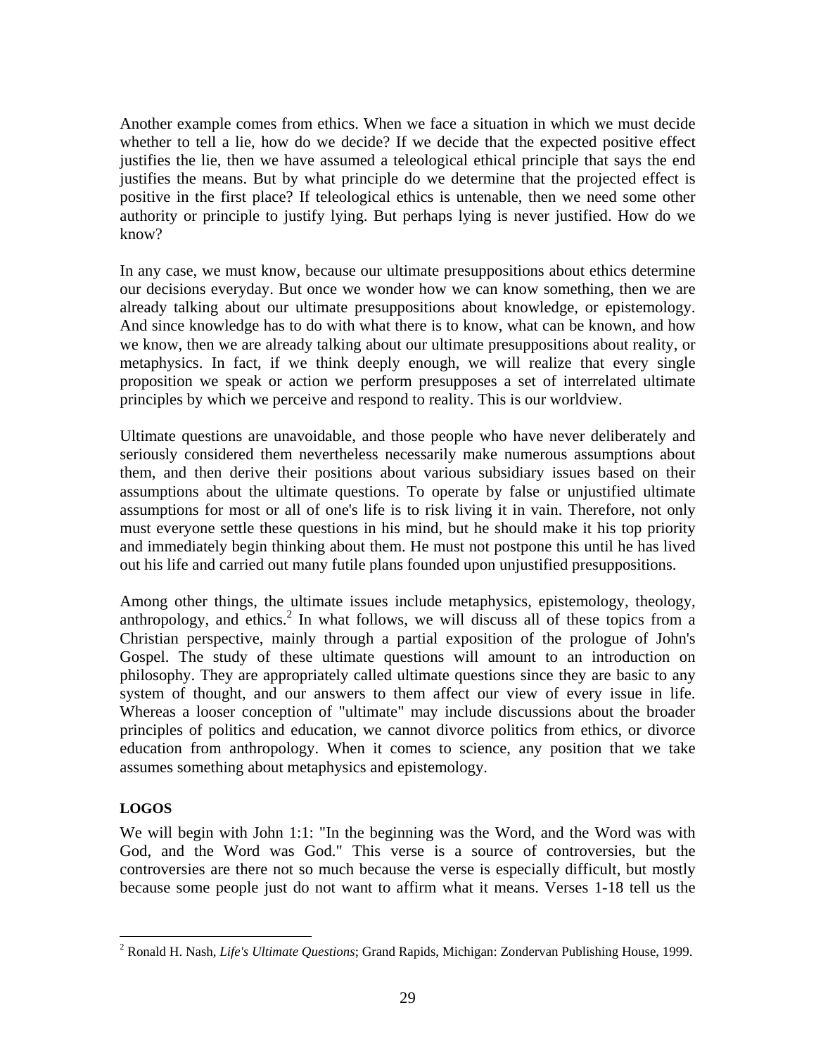Another example comes from ethics. When we face a situation in which we must decide whether to tell a lie, how do we decide? If we decide that the expected positive effect justifies the lie, then we have assumed a teleological ethical principle that says the end justifies the means. But by what principle do we determine that the projected effect is positive in the first place? If teleological ethics is untenable, then we need some other authority or principle to justify lying. But perhaps lying is never justified. How do we know?

In any case, we must know, because our ultimate presuppositions about ethics determine our decisions everyday. But once we wonder how we can know something, then we are already talking about our ultimate presuppositions about knowledge, or epistemology. And since knowledge has to do with what there is to know, what can be known, and how we know, then we are already talking about our ultimate presuppositions about reality, or metaphysics. In fact, if we think deeply enough, we will realize that every single proposition we speak or action we perform presupposes a set of interrelated ultimate principles by which we perceive and respond to reality. This is our worldview.

Ultimate questions are unavoidable, and those people who have never deliberately and seriously considered them nevertheless necessarily make numerous assumptions about them, and then derive their positions about various subsidiary issues based on their assumptions about the ultimate questions. To operate by false or unjustified ultimate assumptions for most or all of one's life is to risk living it in vain. Therefore, not only must everyone settle these questions in his mind, but he should make it his top priority and immediately begin thinking about them. He must not postpone this until he has lived out his life and carried out many futile plans founded upon unjustified presuppositions.

Among other things, the ultimate issues include metaphysics, epistemology, theology, anthropology, and ethics.[2] In what follows, we will discuss all of these topics from a Christian perspective, mainly through a partial exposition of the prologue of John's Gospel. The study of these ultimate questions will amount to an introduction on philosophy. They are appropriately called ultimate questions since they are basic to any system of thought, and our answers to them affect our view of every issue in life. Whereas a looser conception of "ultimate" may include discussions about the broader principles of politics and education, we cannot divorce politics from ethics, or divorce education from anthropology. When it comes to science, any position that we take assumes something about metaphysics and epistemology.

**LOGOS**

We will begin with John 1:1: "In the beginning was the Word, and the Word was with God, and the Word was God." This verse is a source of controversies, but the controversies are there not so much because the verse is especially difficult, but mostly because some people just do not want to affirm what it means. Verses 1-18 tell us the

[2] Ronald H. Nash, *Life's Ultimate Questions*; Grand Rapids, Michigan: Zondervan Publishing House, 1999.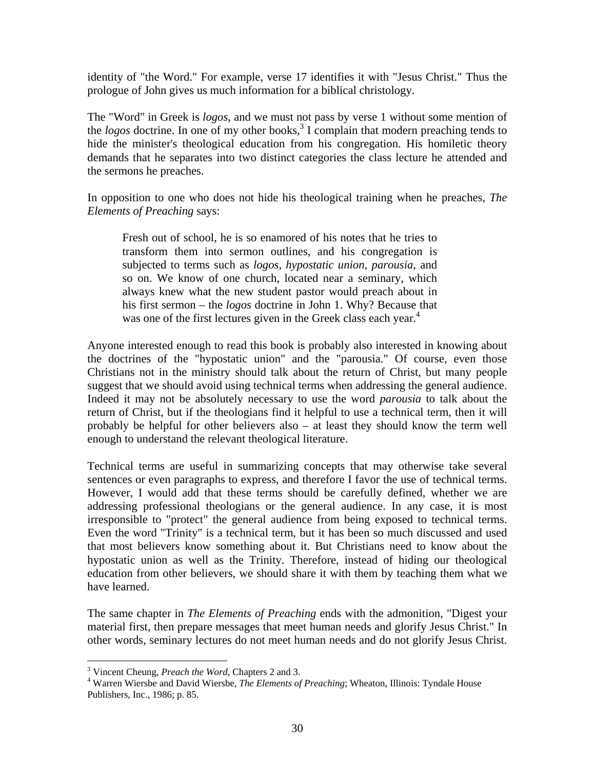identity of "the Word." For example, verse 17 identifies it with "Jesus Christ." Thus the prologue of John gives us much information for a biblical christology.

The "Word" in Greek is *logos*, and we must not pass by verse 1 without some mention of the *logos* doctrine. In one of my other books,[3] I complain that modern preaching tends to hide the minister's theological education from his congregation. His homiletic theory demands that he separates into two distinct categories the class lecture he attended and the sermons he preaches.

In opposition to one who does not hide his theological training when he preaches, *The Elements of Preaching* says:

> Fresh out of school, he is so enamored of his notes that he tries to transform them into sermon outlines, and his congregation is subjected to terms such as *logos*, *hypostatic union*, *parousia*, and so on. We know of one church, located near a seminary, which always knew what the new student pastor would preach about in his first sermon – the *logos* doctrine in John 1. Why? Because that was one of the first lectures given in the Greek class each year.[4]

Anyone interested enough to read this book is probably also interested in knowing about the doctrines of the "hypostatic union" and the "parousia." Of course, even those Christians not in the ministry should talk about the return of Christ, but many people suggest that we should avoid using technical terms when addressing the general audience. Indeed it may not be absolutely necessary to use the word *parousia* to talk about the return of Christ, but if the theologians find it helpful to use a technical term, then it will probably be helpful for other believers also – at least they should know the term well enough to understand the relevant theological literature.

Technical terms are useful in summarizing concepts that may otherwise take several sentences or even paragraphs to express, and therefore I favor the use of technical terms. However, I would add that these terms should be carefully defined, whether we are addressing professional theologians or the general audience. In any case, it is most irresponsible to "protect" the general audience from being exposed to technical terms. Even the word "Trinity" is a technical term, but it has been so much discussed and used that most believers know something about it. But Christians need to know about the hypostatic union as well as the Trinity. Therefore, instead of hiding our theological education from other believers, we should share it with them by teaching them what we have learned.

The same chapter in *The Elements of Preaching* ends with the admonition, "Digest your material first, then prepare messages that meet human needs and glorify Jesus Christ." In other words, seminary lectures do not meet human needs and do not glorify Jesus Christ.

---

[3] Vincent Cheung, *Preach the Word*, Chapters 2 and 3.

[4] Warren Wiersbe and David Wiersbe, *The Elements of Preaching*; Wheaton, Illinois: Tyndale House Publishers, Inc., 1986; p. 85.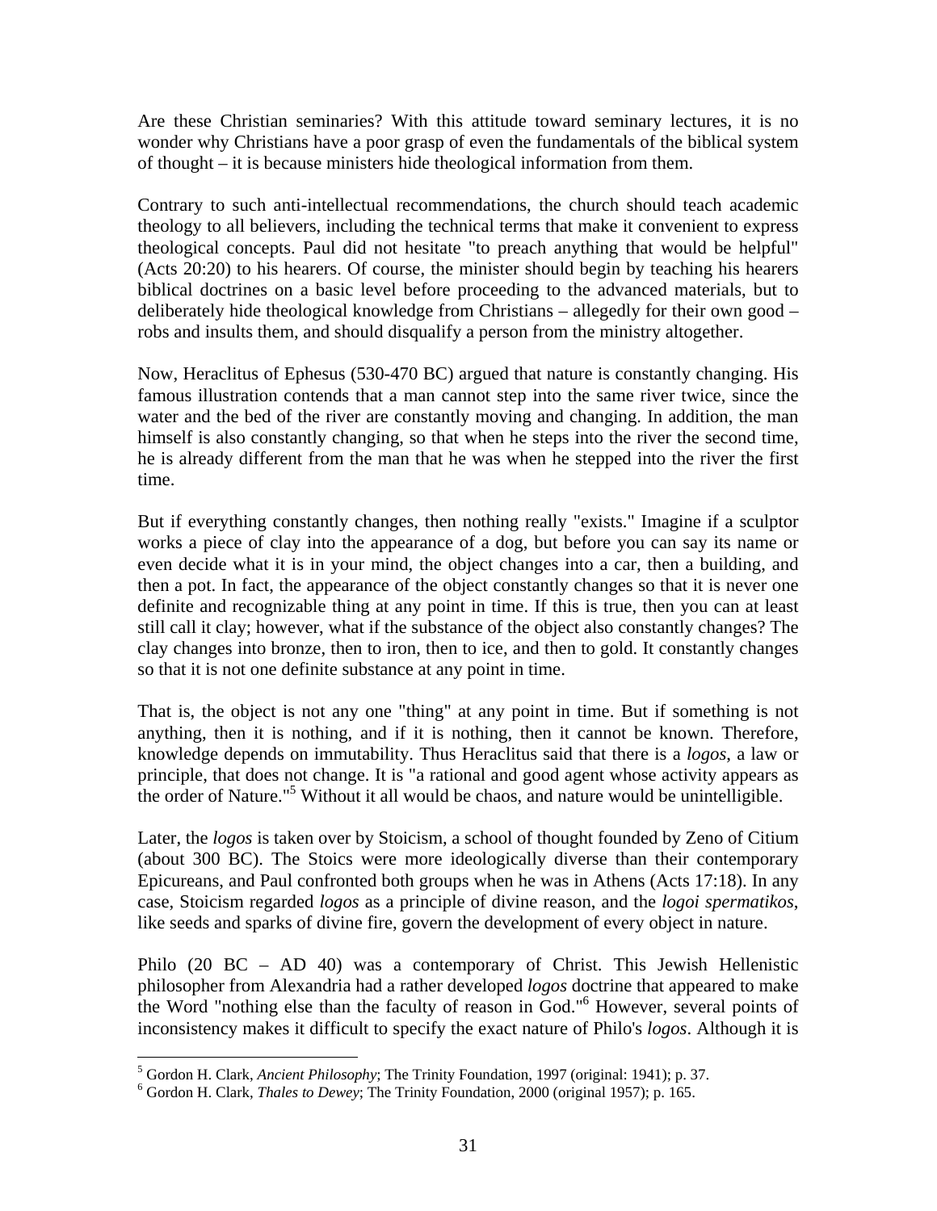Are these Christian seminaries? With this attitude toward seminary lectures, it is no wonder why Christians have a poor grasp of even the fundamentals of the biblical system of thought – it is because ministers hide theological information from them.

Contrary to such anti-intellectual recommendations, the church should teach academic theology to all believers, including the technical terms that make it convenient to express theological concepts. Paul did not hesitate "to preach anything that would be helpful" (Acts 20:20) to his hearers. Of course, the minister should begin by teaching his hearers biblical doctrines on a basic level before proceeding to the advanced materials, but to deliberately hide theological knowledge from Christians – allegedly for their own good – robs and insults them, and should disqualify a person from the ministry altogether.

Now, Heraclitus of Ephesus (530-470 BC) argued that nature is constantly changing. His famous illustration contends that a man cannot step into the same river twice, since the water and the bed of the river are constantly moving and changing. In addition, the man himself is also constantly changing, so that when he steps into the river the second time, he is already different from the man that he was when he stepped into the river the first time.

But if everything constantly changes, then nothing really "exists." Imagine if a sculptor works a piece of clay into the appearance of a dog, but before you can say its name or even decide what it is in your mind, the object changes into a car, then a building, and then a pot. In fact, the appearance of the object constantly changes so that it is never one definite and recognizable thing at any point in time. If this is true, then you can at least still call it clay; however, what if the substance of the object also constantly changes? The clay changes into bronze, then to iron, then to ice, and then to gold. It constantly changes so that it is not one definite substance at any point in time.

That is, the object is not any one "thing" at any point in time. But if something is not anything, then it is nothing, and if it is nothing, then it cannot be known. Therefore, knowledge depends on immutability. Thus Heraclitus said that there is a *logos*, a law or principle, that does not change. It is "a rational and good agent whose activity appears as the order of Nature."[5] Without it all would be chaos, and nature would be unintelligible.

Later, the *logos* is taken over by Stoicism, a school of thought founded by Zeno of Citium (about 300 BC). The Stoics were more ideologically diverse than their contemporary Epicureans, and Paul confronted both groups when he was in Athens (Acts 17:18). In any case, Stoicism regarded *logos* as a principle of divine reason, and the *logoi spermatikos*, like seeds and sparks of divine fire, govern the development of every object in nature.

Philo (20 BC – AD 40) was a contemporary of Christ. This Jewish Hellenistic philosopher from Alexandria had a rather developed *logos* doctrine that appeared to make the Word "nothing else than the faculty of reason in God."[6] However, several points of inconsistency makes it difficult to specify the exact nature of Philo's *logos*. Although it is

---

[5] Gordon H. Clark, *Ancient Philosophy*; The Trinity Foundation, 1997 (original: 1941); p. 37.

[6] Gordon H. Clark, *Thales to Dewey*; The Trinity Foundation, 2000 (original 1957); p. 165.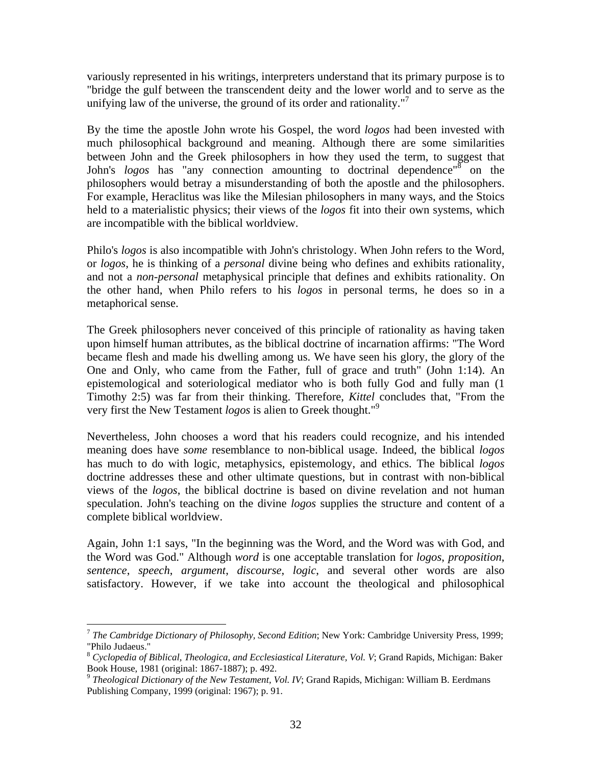variously represented in his writings, interpreters understand that its primary purpose is to "bridge the gulf between the transcendent deity and the lower world and to serve as the unifying law of the universe, the ground of its order and rationality."[7]

By the time the apostle John wrote his Gospel, the word *logos* had been invested with much philosophical background and meaning. Although there are some similarities between John and the Greek philosophers in how they used the term, to suggest that John's *logos* has "any connection amounting to doctrinal dependence"[8] on the philosophers would betray a misunderstanding of both the apostle and the philosophers. For example, Heraclitus was like the Milesian philosophers in many ways, and the Stoics held to a materialistic physics; their views of the *logos* fit into their own systems, which are incompatible with the biblical worldview.

Philo's *logos* is also incompatible with John's christology. When John refers to the Word, or *logos*, he is thinking of a *personal* divine being who defines and exhibits rationality, and not a *non-personal* metaphysical principle that defines and exhibits rationality. On the other hand, when Philo refers to his *logos* in personal terms, he does so in a metaphorical sense.

The Greek philosophers never conceived of this principle of rationality as having taken upon himself human attributes, as the biblical doctrine of incarnation affirms: "The Word became flesh and made his dwelling among us. We have seen his glory, the glory of the One and Only, who came from the Father, full of grace and truth" (John 1:14). An epistemological and soteriological mediator who is both fully God and fully man (1 Timothy 2:5) was far from their thinking. Therefore, *Kittel* concludes that, "From the very first the New Testament *logos* is alien to Greek thought."[9]

Nevertheless, John chooses a word that his readers could recognize, and his intended meaning does have *some* resemblance to non-biblical usage. Indeed, the biblical *logos* has much to do with logic, metaphysics, epistemology, and ethics. The biblical *logos* doctrine addresses these and other ultimate questions, but in contrast with non-biblical views of the *logos*, the biblical doctrine is based on divine revelation and not human speculation. John's teaching on the divine *logos* supplies the structure and content of a complete biblical worldview.

Again, John 1:1 says, "In the beginning was the Word, and the Word was with God, and the Word was God." Although *word* is one acceptable translation for *logos*, *proposition*, *sentence*, *speech*, *argument*, *discourse*, *logic*, and several other words are also satisfactory. However, if we take into account the theological and philosophical

---

[7] *The Cambridge Dictionary of Philosophy, Second Edition*; New York: Cambridge University Press, 1999; "Philo Judaeus."

[8] *Cyclopedia of Biblical, Theologica, and Ecclesiastical Literature, Vol. V*; Grand Rapids, Michigan: Baker Book House, 1981 (original: 1867-1887); p. 492.

[9] *Theological Dictionary of the New Testament, Vol. IV*; Grand Rapids, Michigan: William B. Eerdmans Publishing Company, 1999 (original: 1967); p. 91.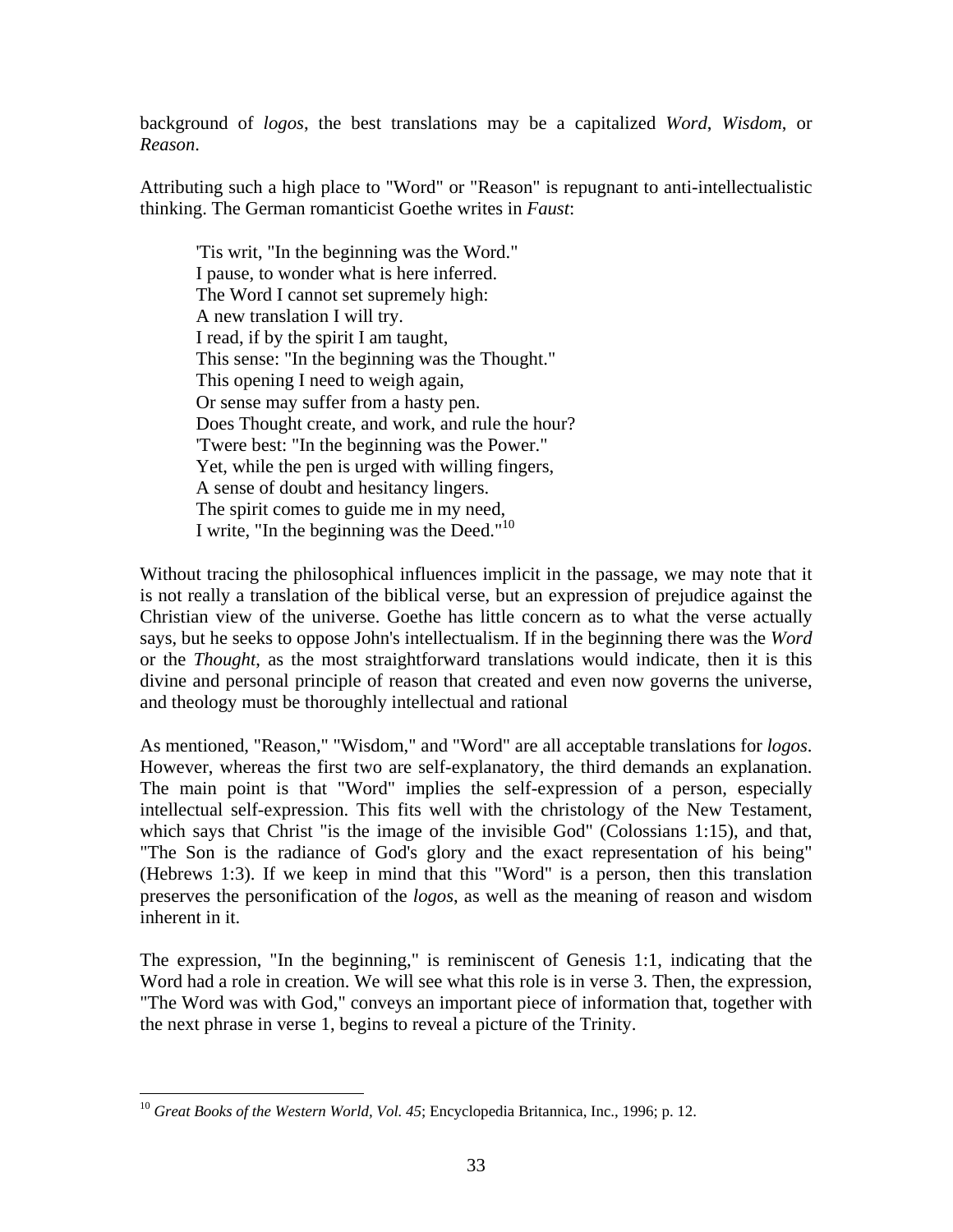background of *logos*, the best translations may be a capitalized *Word*, *Wisdom*, or *Reason*.

Attributing such a high place to "Word" or "Reason" is repugnant to anti-intellectualistic thinking. The German romanticist Goethe writes in *Faust*:

> 'Tis writ, "In the beginning was the Word."
> I pause, to wonder what is here inferred.
> The Word I cannot set supremely high:
> A new translation I will try.
> I read, if by the spirit I am taught,
> This sense: "In the beginning was the Thought."
> This opening I need to weigh again,
> Or sense may suffer from a hasty pen.
> Does Thought create, and work, and rule the hour?
> 'Twere best: "In the beginning was the Power."
> Yet, while the pen is urged with willing fingers,
> A sense of doubt and hesitancy lingers.
> The spirit comes to guide me in my need,
> I write, "In the beginning was the Deed."[10]

Without tracing the philosophical influences implicit in the passage, we may note that it is not really a translation of the biblical verse, but an expression of prejudice against the Christian view of the universe. Goethe has little concern as to what the verse actually says, but he seeks to oppose John's intellectualism. If in the beginning there was the *Word* or the *Thought*, as the most straightforward translations would indicate, then it is this divine and personal principle of reason that created and even now governs the universe, and theology must be thoroughly intellectual and rational

As mentioned, "Reason," "Wisdom," and "Word" are all acceptable translations for *logos*. However, whereas the first two are self-explanatory, the third demands an explanation. The main point is that "Word" implies the self-expression of a person, especially intellectual self-expression. This fits well with the christology of the New Testament, which says that Christ "is the image of the invisible God" (Colossians 1:15), and that, "The Son is the radiance of God's glory and the exact representation of his being" (Hebrews 1:3). If we keep in mind that this "Word" is a person, then this translation preserves the personification of the *logos*, as well as the meaning of reason and wisdom inherent in it.

The expression, "In the beginning," is reminiscent of Genesis 1:1, indicating that the Word had a role in creation. We will see what this role is in verse 3. Then, the expression, "The Word was with God," conveys an important piece of information that, together with the next phrase in verse 1, begins to reveal a picture of the Trinity.

---

[10] *Great Books of the Western World, Vol. 45*; Encyclopedia Britannica, Inc., 1996; p. 12.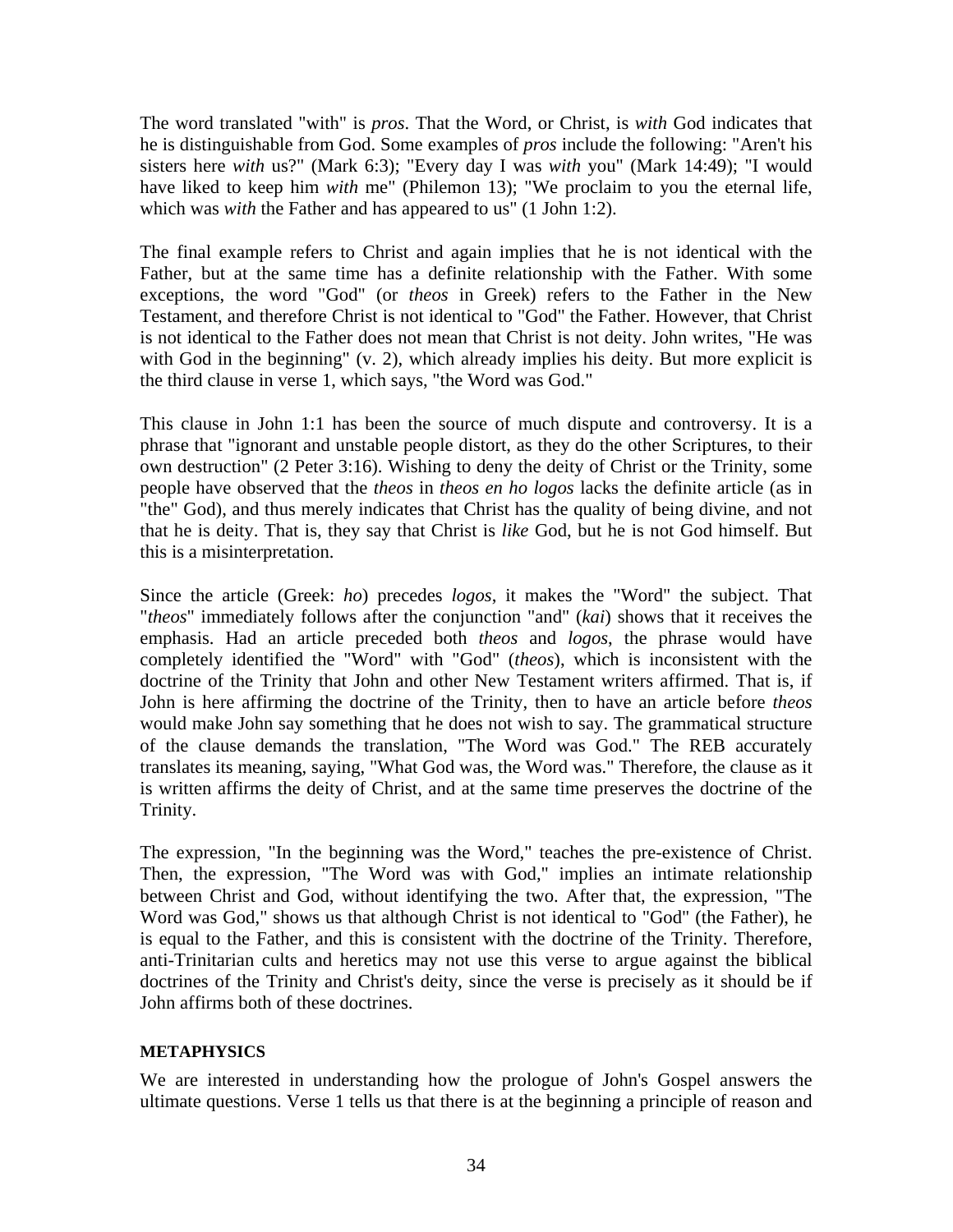The word translated "with" is *pros*. That the Word, or Christ, is *with* God indicates that he is distinguishable from God. Some examples of *pros* include the following: "Aren't his sisters here *with* us?" (Mark 6:3); "Every day I was *with* you" (Mark 14:49); "I would have liked to keep him *with* me" (Philemon 13); "We proclaim to you the eternal life, which was *with* the Father and has appeared to us" (1 John 1:2).

The final example refers to Christ and again implies that he is not identical with the Father, but at the same time has a definite relationship with the Father. With some exceptions, the word "God" (or *theos* in Greek) refers to the Father in the New Testament, and therefore Christ is not identical to "God" the Father. However, that Christ is not identical to the Father does not mean that Christ is not deity. John writes, "He was with God in the beginning" (v. 2), which already implies his deity. But more explicit is the third clause in verse 1, which says, "the Word was God."

This clause in John 1:1 has been the source of much dispute and controversy. It is a phrase that "ignorant and unstable people distort, as they do the other Scriptures, to their own destruction" (2 Peter 3:16). Wishing to deny the deity of Christ or the Trinity, some people have observed that the *theos* in *theos en ho logos* lacks the definite article (as in "the" God), and thus merely indicates that Christ has the quality of being divine, and not that he is deity. That is, they say that Christ is *like* God, but he is not God himself. But this is a misinterpretation.

Since the article (Greek: *ho*) precedes *logos*, it makes the "Word" the subject. That "*theos*" immediately follows after the conjunction "and" (*kai*) shows that it receives the emphasis. Had an article preceded both *theos* and *logos*, the phrase would have completely identified the "Word" with "God" (*theos*), which is inconsistent with the doctrine of the Trinity that John and other New Testament writers affirmed. That is, if John is here affirming the doctrine of the Trinity, then to have an article before *theos* would make John say something that he does not wish to say. The grammatical structure of the clause demands the translation, "The Word was God." The REB accurately translates its meaning, saying, "What God was, the Word was." Therefore, the clause as it is written affirms the deity of Christ, and at the same time preserves the doctrine of the Trinity.

The expression, "In the beginning was the Word," teaches the pre-existence of Christ. Then, the expression, "The Word was with God," implies an intimate relationship between Christ and God, without identifying the two. After that, the expression, "The Word was God," shows us that although Christ is not identical to "God" (the Father), he is equal to the Father, and this is consistent with the doctrine of the Trinity. Therefore, anti-Trinitarian cults and heretics may not use this verse to argue against the biblical doctrines of the Trinity and Christ's deity, since the verse is precisely as it should be if John affirms both of these doctrines.

## METAPHYSICS

We are interested in understanding how the prologue of John's Gospel answers the ultimate questions. Verse 1 tells us that there is at the beginning a principle of reason and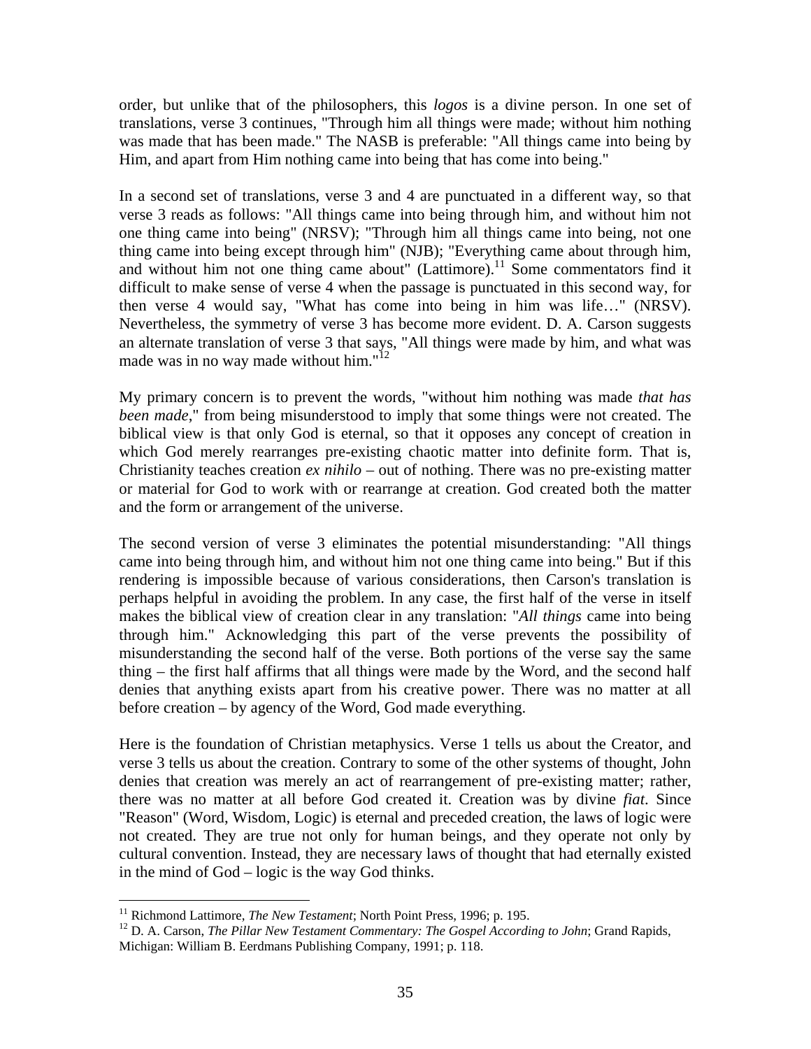order, but unlike that of the philosophers, this *logos* is a divine person. In one set of translations, verse 3 continues, "Through him all things were made; without him nothing was made that has been made." The NASB is preferable: "All things came into being by Him, and apart from Him nothing came into being that has come into being."

In a second set of translations, verse 3 and 4 are punctuated in a different way, so that verse 3 reads as follows: "All things came into being through him, and without him not one thing came into being" (NRSV); "Through him all things came into being, not one thing came into being except through him" (NJB); "Everything came about through him, and without him not one thing came about" (Lattimore).[11] Some commentators find it difficult to make sense of verse 4 when the passage is punctuated in this second way, for then verse 4 would say, "What has come into being in him was life…" (NRSV). Nevertheless, the symmetry of verse 3 has become more evident. D. A. Carson suggests an alternate translation of verse 3 that says, "All things were made by him, and what was made was in no way made without him."[12]

My primary concern is to prevent the words, "without him nothing was made *that has been made*," from being misunderstood to imply that some things were not created. The biblical view is that only God is eternal, so that it opposes any concept of creation in which God merely rearranges pre-existing chaotic matter into definite form. That is, Christianity teaches creation *ex nihilo* – out of nothing. There was no pre-existing matter or material for God to work with or rearrange at creation. God created both the matter and the form or arrangement of the universe.

The second version of verse 3 eliminates the potential misunderstanding: "All things came into being through him, and without him not one thing came into being." But if this rendering is impossible because of various considerations, then Carson's translation is perhaps helpful in avoiding the problem. In any case, the first half of the verse in itself makes the biblical view of creation clear in any translation: "*All things* came into being through him." Acknowledging this part of the verse prevents the possibility of misunderstanding the second half of the verse. Both portions of the verse say the same thing – the first half affirms that all things were made by the Word, and the second half denies that anything exists apart from his creative power. There was no matter at all before creation – by agency of the Word, God made everything.

Here is the foundation of Christian metaphysics. Verse 1 tells us about the Creator, and verse 3 tells us about the creation. Contrary to some of the other systems of thought, John denies that creation was merely an act of rearrangement of pre-existing matter; rather, there was no matter at all before God created it. Creation was by divine *fiat*. Since "Reason" (Word, Wisdom, Logic) is eternal and preceded creation, the laws of logic were not created. They are true not only for human beings, and they operate not only by cultural convention. Instead, they are necessary laws of thought that had eternally existed in the mind of God – logic is the way God thinks.

---

[11] Richmond Lattimore, *The New Testament*; North Point Press, 1996; p. 195.

[12] D. A. Carson, *The Pillar New Testament Commentary: The Gospel According to John*; Grand Rapids, Michigan: William B. Eerdmans Publishing Company, 1991; p. 118.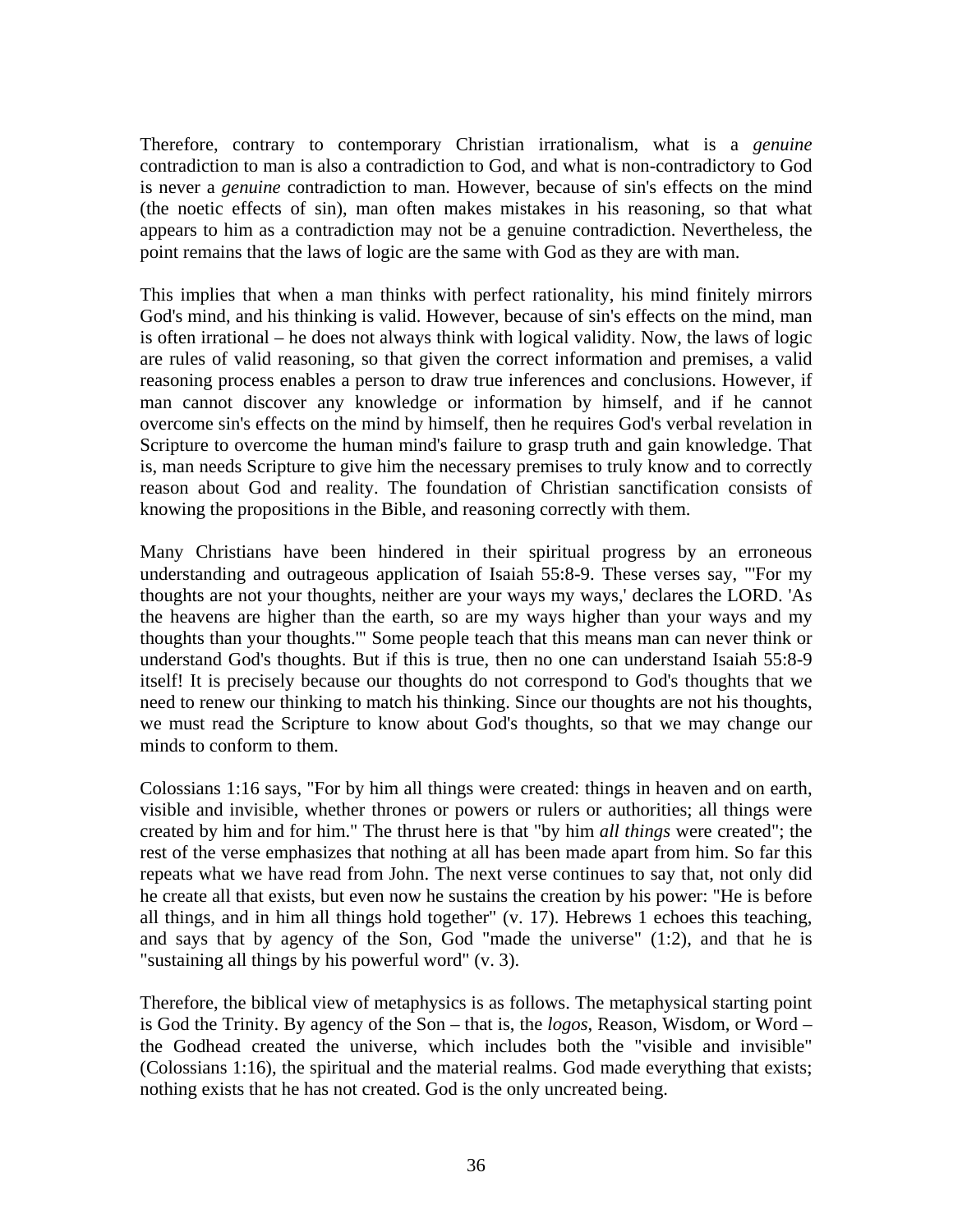Therefore, contrary to contemporary Christian irrationalism, what is a *genuine* contradiction to man is also a contradiction to God, and what is non-contradictory to God is never a *genuine* contradiction to man. However, because of sin's effects on the mind (the noetic effects of sin), man often makes mistakes in his reasoning, so that what appears to him as a contradiction may not be a genuine contradiction. Nevertheless, the point remains that the laws of logic are the same with God as they are with man.

This implies that when a man thinks with perfect rationality, his mind finitely mirrors God's mind, and his thinking is valid. However, because of sin's effects on the mind, man is often irrational – he does not always think with logical validity. Now, the laws of logic are rules of valid reasoning, so that given the correct information and premises, a valid reasoning process enables a person to draw true inferences and conclusions. However, if man cannot discover any knowledge or information by himself, and if he cannot overcome sin's effects on the mind by himself, then he requires God's verbal revelation in Scripture to overcome the human mind's failure to grasp truth and gain knowledge. That is, man needs Scripture to give him the necessary premises to truly know and to correctly reason about God and reality. The foundation of Christian sanctification consists of knowing the propositions in the Bible, and reasoning correctly with them.

Many Christians have been hindered in their spiritual progress by an erroneous understanding and outrageous application of Isaiah 55:8-9. These verses say, "'For my thoughts are not your thoughts, neither are your ways my ways,' declares the LORD. 'As the heavens are higher than the earth, so are my ways higher than your ways and my thoughts than your thoughts.'" Some people teach that this means man can never think or understand God's thoughts. But if this is true, then no one can understand Isaiah 55:8-9 itself! It is precisely because our thoughts do not correspond to God's thoughts that we need to renew our thinking to match his thinking. Since our thoughts are not his thoughts, we must read the Scripture to know about God's thoughts, so that we may change our minds to conform to them.

Colossians 1:16 says, "For by him all things were created: things in heaven and on earth, visible and invisible, whether thrones or powers or rulers or authorities; all things were created by him and for him." The thrust here is that "by him *all things* were created"; the rest of the verse emphasizes that nothing at all has been made apart from him. So far this repeats what we have read from John. The next verse continues to say that, not only did he create all that exists, but even now he sustains the creation by his power: "He is before all things, and in him all things hold together" (v. 17). Hebrews 1 echoes this teaching, and says that by agency of the Son, God "made the universe" (1:2), and that he is "sustaining all things by his powerful word" (v. 3).

Therefore, the biblical view of metaphysics is as follows. The metaphysical starting point is God the Trinity. By agency of the Son – that is, the *logos*, Reason, Wisdom, or Word – the Godhead created the universe, which includes both the "visible and invisible" (Colossians 1:16), the spiritual and the material realms. God made everything that exists; nothing exists that he has not created. God is the only uncreated being.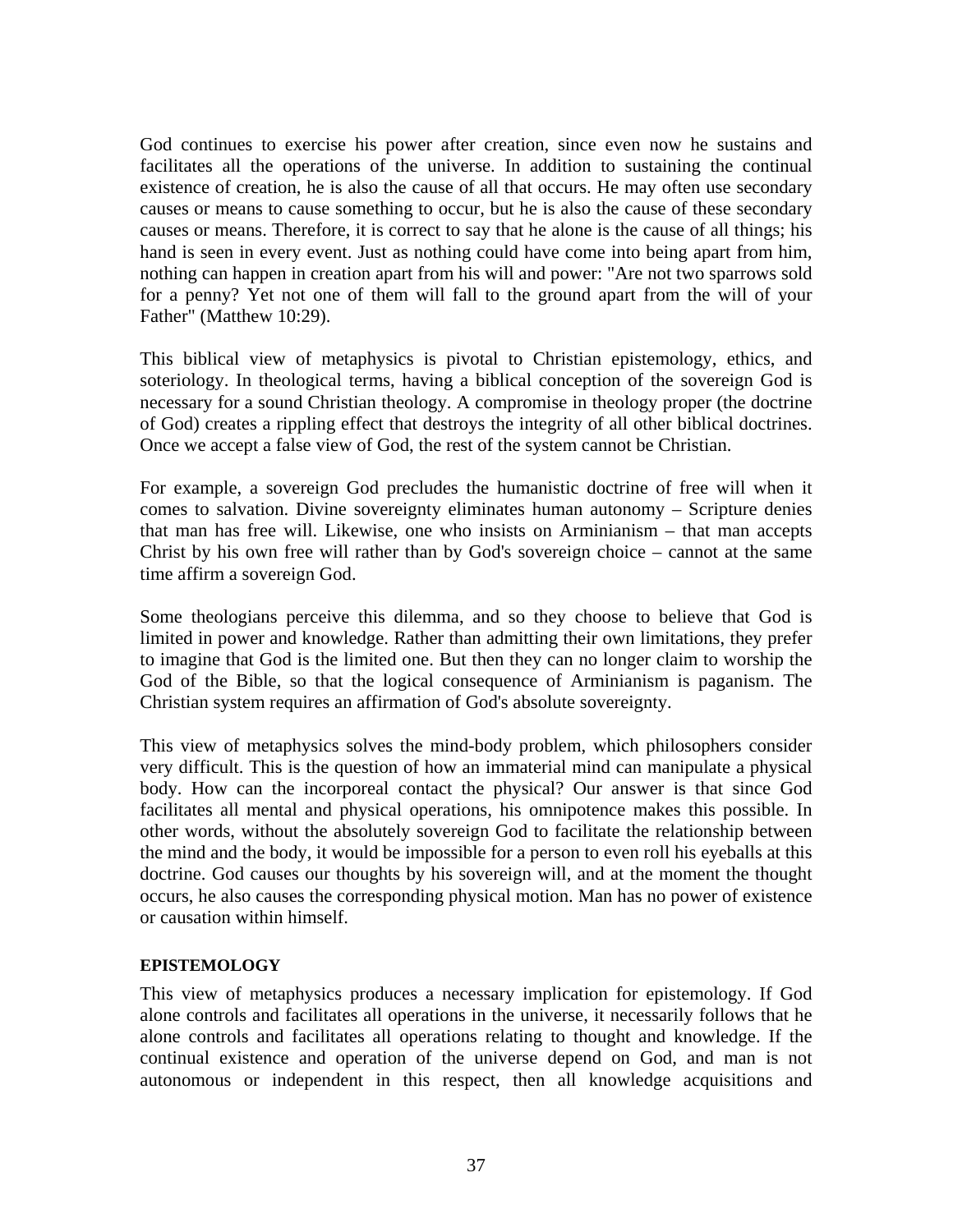God continues to exercise his power after creation, since even now he sustains and facilitates all the operations of the universe. In addition to sustaining the continual existence of creation, he is also the cause of all that occurs. He may often use secondary causes or means to cause something to occur, but he is also the cause of these secondary causes or means. Therefore, it is correct to say that he alone is the cause of all things; his hand is seen in every event. Just as nothing could have come into being apart from him, nothing can happen in creation apart from his will and power: "Are not two sparrows sold for a penny? Yet not one of them will fall to the ground apart from the will of your Father" (Matthew 10:29).

This biblical view of metaphysics is pivotal to Christian epistemology, ethics, and soteriology. In theological terms, having a biblical conception of the sovereign God is necessary for a sound Christian theology. A compromise in theology proper (the doctrine of God) creates a rippling effect that destroys the integrity of all other biblical doctrines. Once we accept a false view of God, the rest of the system cannot be Christian.

For example, a sovereign God precludes the humanistic doctrine of free will when it comes to salvation. Divine sovereignty eliminates human autonomy – Scripture denies that man has free will. Likewise, one who insists on Arminianism – that man accepts Christ by his own free will rather than by God's sovereign choice – cannot at the same time affirm a sovereign God.

Some theologians perceive this dilemma, and so they choose to believe that God is limited in power and knowledge. Rather than admitting their own limitations, they prefer to imagine that God is the limited one. But then they can no longer claim to worship the God of the Bible, so that the logical consequence of Arminianism is paganism. The Christian system requires an affirmation of God's absolute sovereignty.

This view of metaphysics solves the mind-body problem, which philosophers consider very difficult. This is the question of how an immaterial mind can manipulate a physical body. How can the incorporeal contact the physical? Our answer is that since God facilitates all mental and physical operations, his omnipotence makes this possible. In other words, without the absolutely sovereign God to facilitate the relationship between the mind and the body, it would be impossible for a person to even roll his eyeballs at this doctrine. God causes our thoughts by his sovereign will, and at the moment the thought occurs, he also causes the corresponding physical motion. Man has no power of existence or causation within himself.

## EPISTEMOLOGY

This view of metaphysics produces a necessary implication for epistemology. If God alone controls and facilitates all operations in the universe, it necessarily follows that he alone controls and facilitates all operations relating to thought and knowledge. If the continual existence and operation of the universe depend on God, and man is not autonomous or independent in this respect, then all knowledge acquisitions and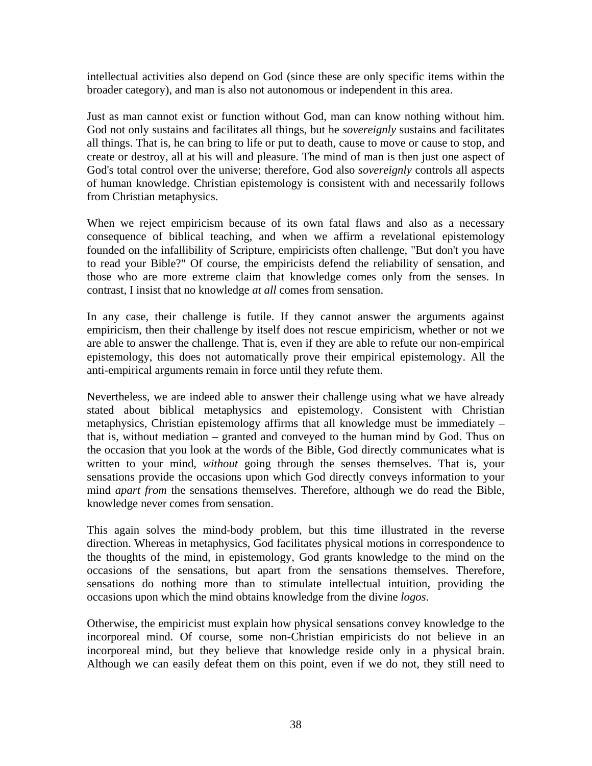intellectual activities also depend on God (since these are only specific items within the broader category), and man is also not autonomous or independent in this area.

Just as man cannot exist or function without God, man can know nothing without him. God not only sustains and facilitates all things, but he *sovereignly* sustains and facilitates all things. That is, he can bring to life or put to death, cause to move or cause to stop, and create or destroy, all at his will and pleasure. The mind of man is then just one aspect of God's total control over the universe; therefore, God also *sovereignly* controls all aspects of human knowledge. Christian epistemology is consistent with and necessarily follows from Christian metaphysics.

When we reject empiricism because of its own fatal flaws and also as a necessary consequence of biblical teaching, and when we affirm a revelational epistemology founded on the infallibility of Scripture, empiricists often challenge, "But don't you have to read your Bible?" Of course, the empiricists defend the reliability of sensation, and those who are more extreme claim that knowledge comes only from the senses. In contrast, I insist that no knowledge *at all* comes from sensation.

In any case, their challenge is futile. If they cannot answer the arguments against empiricism, then their challenge by itself does not rescue empiricism, whether or not we are able to answer the challenge. That is, even if they are able to refute our non-empirical epistemology, this does not automatically prove their empirical epistemology. All the anti-empirical arguments remain in force until they refute them.

Nevertheless, we are indeed able to answer their challenge using what we have already stated about biblical metaphysics and epistemology. Consistent with Christian metaphysics, Christian epistemology affirms that all knowledge must be immediately – that is, without mediation – granted and conveyed to the human mind by God. Thus on the occasion that you look at the words of the Bible, God directly communicates what is written to your mind, *without* going through the senses themselves. That is, your sensations provide the occasions upon which God directly conveys information to your mind *apart from* the sensations themselves. Therefore, although we do read the Bible, knowledge never comes from sensation.

This again solves the mind-body problem, but this time illustrated in the reverse direction. Whereas in metaphysics, God facilitates physical motions in correspondence to the thoughts of the mind, in epistemology, God grants knowledge to the mind on the occasions of the sensations, but apart from the sensations themselves. Therefore, sensations do nothing more than to stimulate intellectual intuition, providing the occasions upon which the mind obtains knowledge from the divine *logos*.

Otherwise, the empiricist must explain how physical sensations convey knowledge to the incorporeal mind. Of course, some non-Christian empiricists do not believe in an incorporeal mind, but they believe that knowledge reside only in a physical brain. Although we can easily defeat them on this point, even if we do not, they still need to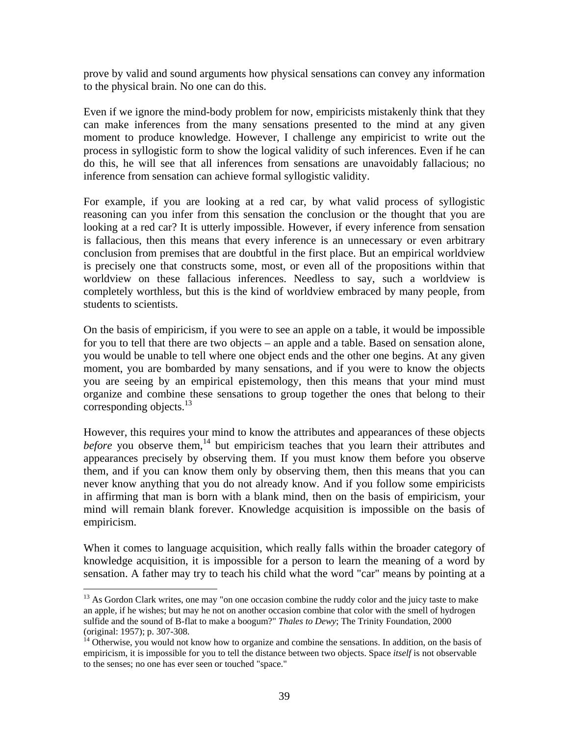prove by valid and sound arguments how physical sensations can convey any information to the physical brain. No one can do this.

Even if we ignore the mind-body problem for now, empiricists mistakenly think that they can make inferences from the many sensations presented to the mind at any given moment to produce knowledge. However, I challenge any empiricist to write out the process in syllogistic form to show the logical validity of such inferences. Even if he can do this, he will see that all inferences from sensations are unavoidably fallacious; no inference from sensation can achieve formal syllogistic validity.

For example, if you are looking at a red car, by what valid process of syllogistic reasoning can you infer from this sensation the conclusion or the thought that you are looking at a red car? It is utterly impossible. However, if every inference from sensation is fallacious, then this means that every inference is an unnecessary or even arbitrary conclusion from premises that are doubtful in the first place. But an empirical worldview is precisely one that constructs some, most, or even all of the propositions within that worldview on these fallacious inferences. Needless to say, such a worldview is completely worthless, but this is the kind of worldview embraced by many people, from students to scientists.

On the basis of empiricism, if you were to see an apple on a table, it would be impossible for you to tell that there are two objects – an apple and a table. Based on sensation alone, you would be unable to tell where one object ends and the other one begins. At any given moment, you are bombarded by many sensations, and if you were to know the objects you are seeing by an empirical epistemology, then this means that your mind must organize and combine these sensations to group together the ones that belong to their corresponding objects.[13]

However, this requires your mind to know the attributes and appearances of these objects *before* you observe them,[14] but empiricism teaches that you learn their attributes and appearances precisely by observing them. If you must know them before you observe them, and if you can know them only by observing them, then this means that you can never know anything that you do not already know. And if you follow some empiricists in affirming that man is born with a blank mind, then on the basis of empiricism, your mind will remain blank forever. Knowledge acquisition is impossible on the basis of empiricism.

When it comes to language acquisition, which really falls within the broader category of knowledge acquisition, it is impossible for a person to learn the meaning of a word by sensation. A father may try to teach his child what the word "car" means by pointing at a

---

[13] As Gordon Clark writes, one may "on one occasion combine the ruddy color and the juicy taste to make an apple, if he wishes; but may he not on another occasion combine that color with the smell of hydrogen sulfide and the sound of B-flat to make a boogum?" *Thales to Dewy*; The Trinity Foundation, 2000 (original: 1957); p. 307-308.

[14] Otherwise, you would not know how to organize and combine the sensations. In addition, on the basis of empiricism, it is impossible for you to tell the distance between two objects. Space *itself* is not observable to the senses; no one has ever seen or touched "space."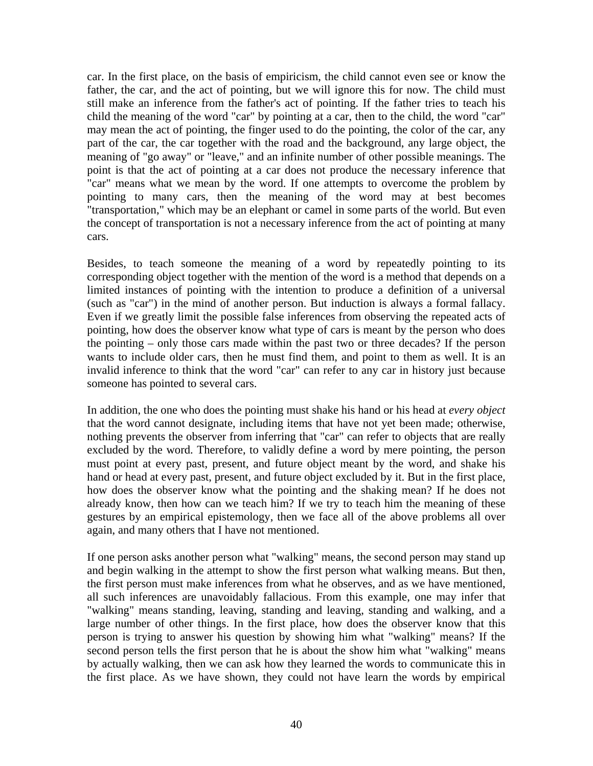car. In the first place, on the basis of empiricism, the child cannot even see or know the father, the car, and the act of pointing, but we will ignore this for now. The child must still make an inference from the father's act of pointing. If the father tries to teach his child the meaning of the word "car" by pointing at a car, then to the child, the word "car" may mean the act of pointing, the finger used to do the pointing, the color of the car, any part of the car, the car together with the road and the background, any large object, the meaning of "go away" or "leave," and an infinite number of other possible meanings. The point is that the act of pointing at a car does not produce the necessary inference that "car" means what we mean by the word. If one attempts to overcome the problem by pointing to many cars, then the meaning of the word may at best becomes "transportation," which may be an elephant or camel in some parts of the world. But even the concept of transportation is not a necessary inference from the act of pointing at many cars.

Besides, to teach someone the meaning of a word by repeatedly pointing to its corresponding object together with the mention of the word is a method that depends on a limited instances of pointing with the intention to produce a definition of a universal (such as "car") in the mind of another person. But induction is always a formal fallacy. Even if we greatly limit the possible false inferences from observing the repeated acts of pointing, how does the observer know what type of cars is meant by the person who does the pointing – only those cars made within the past two or three decades? If the person wants to include older cars, then he must find them, and point to them as well. It is an invalid inference to think that the word "car" can refer to any car in history just because someone has pointed to several cars.

In addition, the one who does the pointing must shake his hand or his head at *every object* that the word cannot designate, including items that have not yet been made; otherwise, nothing prevents the observer from inferring that "car" can refer to objects that are really excluded by the word. Therefore, to validly define a word by mere pointing, the person must point at every past, present, and future object meant by the word, and shake his hand or head at every past, present, and future object excluded by it. But in the first place, how does the observer know what the pointing and the shaking mean? If he does not already know, then how can we teach him? If we try to teach him the meaning of these gestures by an empirical epistemology, then we face all of the above problems all over again, and many others that I have not mentioned.

If one person asks another person what "walking" means, the second person may stand up and begin walking in the attempt to show the first person what walking means. But then, the first person must make inferences from what he observes, and as we have mentioned, all such inferences are unavoidably fallacious. From this example, one may infer that "walking" means standing, leaving, standing and leaving, standing and walking, and a large number of other things. In the first place, how does the observer know that this person is trying to answer his question by showing him what "walking" means? If the second person tells the first person that he is about the show him what "walking" means by actually walking, then we can ask how they learned the words to communicate this in the first place. As we have shown, they could not have learn the words by empirical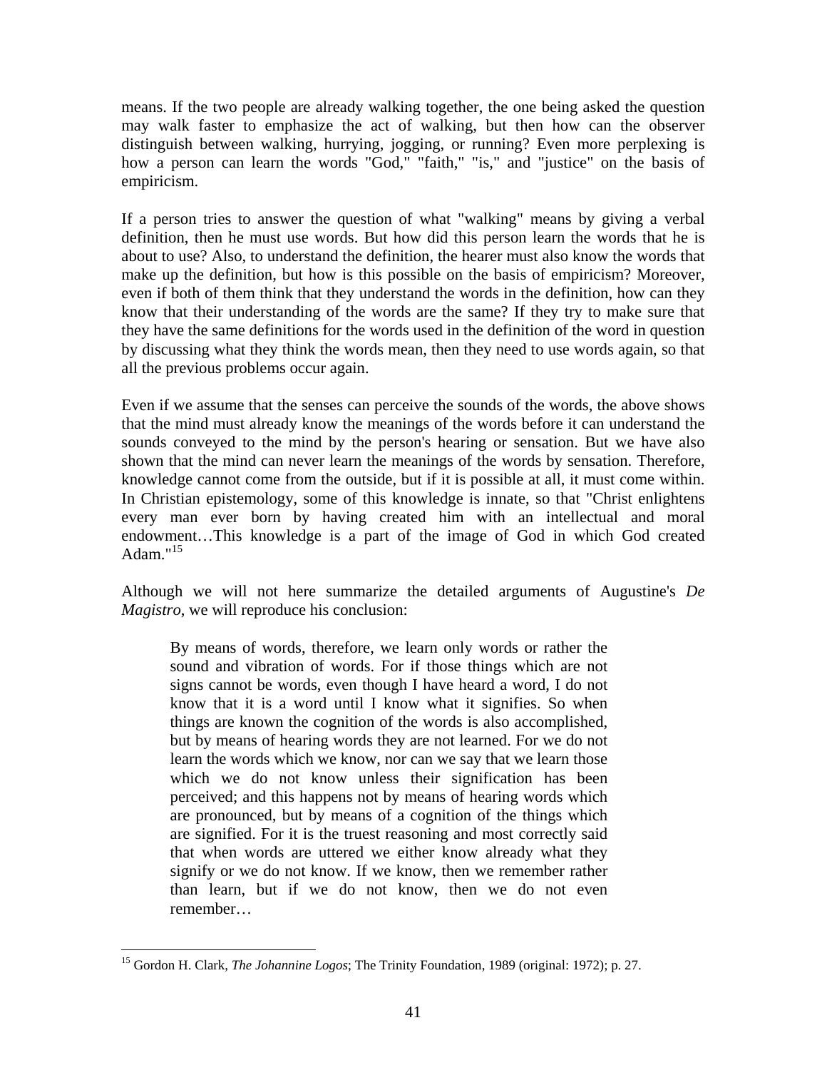means. If the two people are already walking together, the one being asked the question may walk faster to emphasize the act of walking, but then how can the observer distinguish between walking, hurrying, jogging, or running? Even more perplexing is how a person can learn the words "God," "faith," "is," and "justice" on the basis of empiricism.

If a person tries to answer the question of what "walking" means by giving a verbal definition, then he must use words. But how did this person learn the words that he is about to use? Also, to understand the definition, the hearer must also know the words that make up the definition, but how is this possible on the basis of empiricism? Moreover, even if both of them think that they understand the words in the definition, how can they know that their understanding of the words are the same? If they try to make sure that they have the same definitions for the words used in the definition of the word in question by discussing what they think the words mean, then they need to use words again, so that all the previous problems occur again.

Even if we assume that the senses can perceive the sounds of the words, the above shows that the mind must already know the meanings of the words before it can understand the sounds conveyed to the mind by the person's hearing or sensation. But we have also shown that the mind can never learn the meanings of the words by sensation. Therefore, knowledge cannot come from the outside, but if it is possible at all, it must come within. In Christian epistemology, some of this knowledge is innate, so that "Christ enlightens every man ever born by having created him with an intellectual and moral endowment…This knowledge is a part of the image of God in which God created Adam."[15]

Although we will not here summarize the detailed arguments of Augustine's *De Magistro*, we will reproduce his conclusion:

> By means of words, therefore, we learn only words or rather the sound and vibration of words. For if those things which are not signs cannot be words, even though I have heard a word, I do not know that it is a word until I know what it signifies. So when things are known the cognition of the words is also accomplished, but by means of hearing words they are not learned. For we do not learn the words which we know, nor can we say that we learn those which we do not know unless their signification has been perceived; and this happens not by means of hearing words which are pronounced, but by means of a cognition of the things which are signified. For it is the truest reasoning and most correctly said that when words are uttered we either know already what they signify or we do not know. If we know, then we remember rather than learn, but if we do not know, then we do not even remember…

---

[15] Gordon H. Clark, *The Johannine Logos*; The Trinity Foundation, 1989 (original: 1972); p. 27.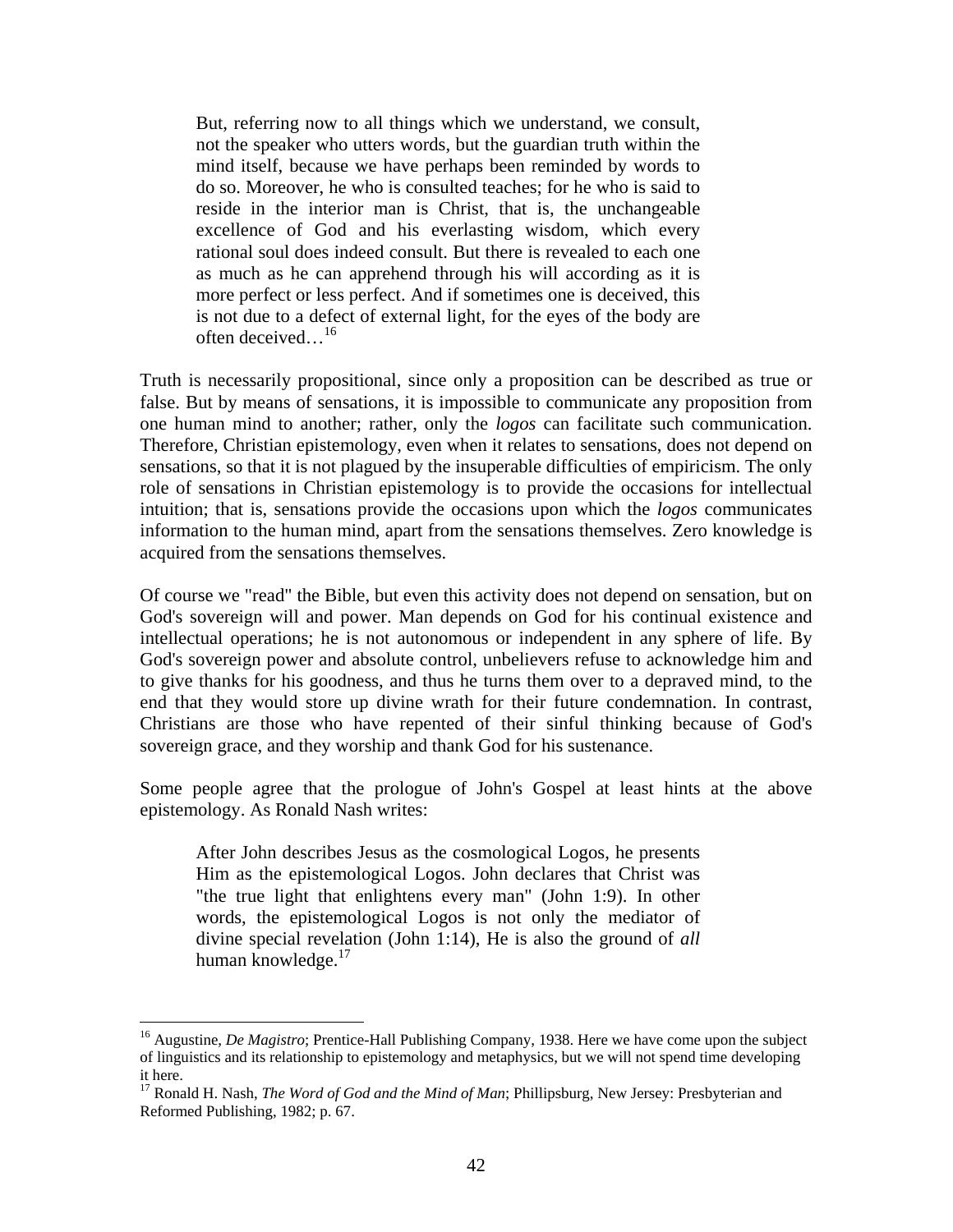> But, referring now to all things which we understand, we consult, not the speaker who utters words, but the guardian truth within the mind itself, because we have perhaps been reminded by words to do so. Moreover, he who is consulted teaches; for he who is said to reside in the interior man is Christ, that is, the unchangeable excellence of God and his everlasting wisdom, which every rational soul does indeed consult. But there is revealed to each one as much as he can apprehend through his will according as it is more perfect or less perfect. And if sometimes one is deceived, this is not due to a defect of external light, for the eyes of the body are often deceived…[16]

Truth is necessarily propositional, since only a proposition can be described as true or false. But by means of sensations, it is impossible to communicate any proposition from one human mind to another; rather, only the *logos* can facilitate such communication. Therefore, Christian epistemology, even when it relates to sensations, does not depend on sensations, so that it is not plagued by the insuperable difficulties of empiricism. The only role of sensations in Christian epistemology is to provide the occasions for intellectual intuition; that is, sensations provide the occasions upon which the *logos* communicates information to the human mind, apart from the sensations themselves. Zero knowledge is acquired from the sensations themselves.

Of course we "read" the Bible, but even this activity does not depend on sensation, but on God's sovereign will and power. Man depends on God for his continual existence and intellectual operations; he is not autonomous or independent in any sphere of life. By God's sovereign power and absolute control, unbelievers refuse to acknowledge him and to give thanks for his goodness, and thus he turns them over to a depraved mind, to the end that they would store up divine wrath for their future condemnation. In contrast, Christians are those who have repented of their sinful thinking because of God's sovereign grace, and they worship and thank God for his sustenance.

Some people agree that the prologue of John's Gospel at least hints at the above epistemology. As Ronald Nash writes:

> After John describes Jesus as the cosmological Logos, he presents Him as the epistemological Logos. John declares that Christ was "the true light that enlightens every man" (John 1:9). In other words, the epistemological Logos is not only the mediator of divine special revelation (John 1:14), He is also the ground of *all* human knowledge.[17]

---

[16] Augustine, *De Magistro*; Prentice-Hall Publishing Company, 1938. Here we have come upon the subject of linguistics and its relationship to epistemology and metaphysics, but we will not spend time developing it here.

[17] Ronald H. Nash, *The Word of God and the Mind of Man*; Phillipsburg, New Jersey: Presbyterian and Reformed Publishing, 1982; p. 67.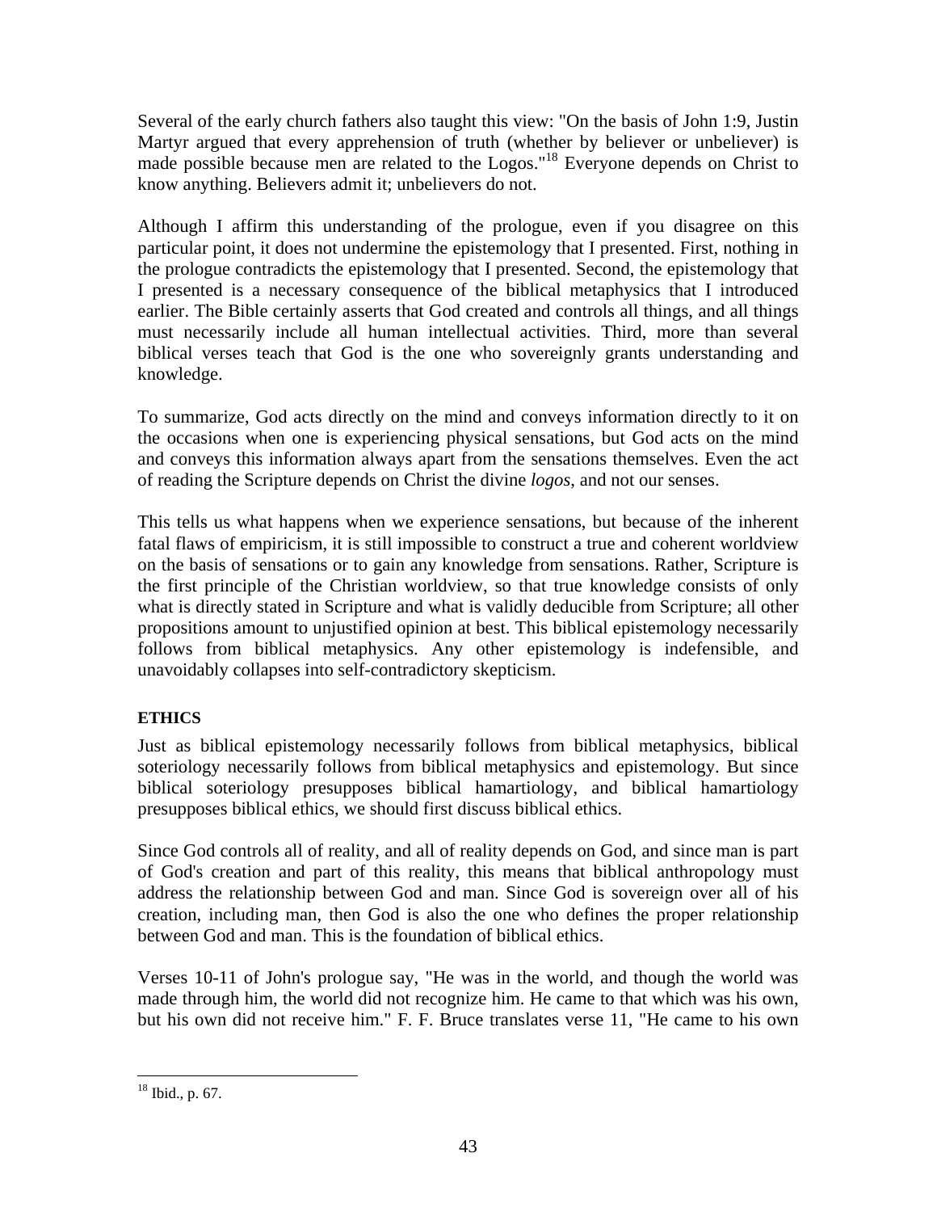Several of the early church fathers also taught this view: "On the basis of John 1:9, Justin Martyr argued that every apprehension of truth (whether by believer or unbeliever) is made possible because men are related to the Logos."[18] Everyone depends on Christ to know anything. Believers admit it; unbelievers do not.

Although I affirm this understanding of the prologue, even if you disagree on this particular point, it does not undermine the epistemology that I presented. First, nothing in the prologue contradicts the epistemology that I presented. Second, the epistemology that I presented is a necessary consequence of the biblical metaphysics that I introduced earlier. The Bible certainly asserts that God created and controls all things, and all things must necessarily include all human intellectual activities. Third, more than several biblical verses teach that God is the one who sovereignly grants understanding and knowledge.

To summarize, God acts directly on the mind and conveys information directly to it on the occasions when one is experiencing physical sensations, but God acts on the mind and conveys this information always apart from the sensations themselves. Even the act of reading the Scripture depends on Christ the divine *logos*, and not our senses.

This tells us what happens when we experience sensations, but because of the inherent fatal flaws of empiricism, it is still impossible to construct a true and coherent worldview on the basis of sensations or to gain any knowledge from sensations. Rather, Scripture is the first principle of the Christian worldview, so that true knowledge consists of only what is directly stated in Scripture and what is validly deducible from Scripture; all other propositions amount to unjustified opinion at best. This biblical epistemology necessarily follows from biblical metaphysics. Any other epistemology is indefensible, and unavoidably collapses into self-contradictory skepticism.

**ETHICS**

Just as biblical epistemology necessarily follows from biblical metaphysics, biblical soteriology necessarily follows from biblical metaphysics and epistemology. But since biblical soteriology presupposes biblical hamartiology, and biblical hamartiology presupposes biblical ethics, we should first discuss biblical ethics.

Since God controls all of reality, and all of reality depends on God, and since man is part of God's creation and part of this reality, this means that biblical anthropology must address the relationship between God and man. Since God is sovereign over all of his creation, including man, then God is also the one who defines the proper relationship between God and man. This is the foundation of biblical ethics.

Verses 10-11 of John's prologue say, "He was in the world, and though the world was made through him, the world did not recognize him. He came to that which was his own, but his own did not receive him." F. F. Bruce translates verse 11, "He came to his own

---

[18] Ibid., p. 67.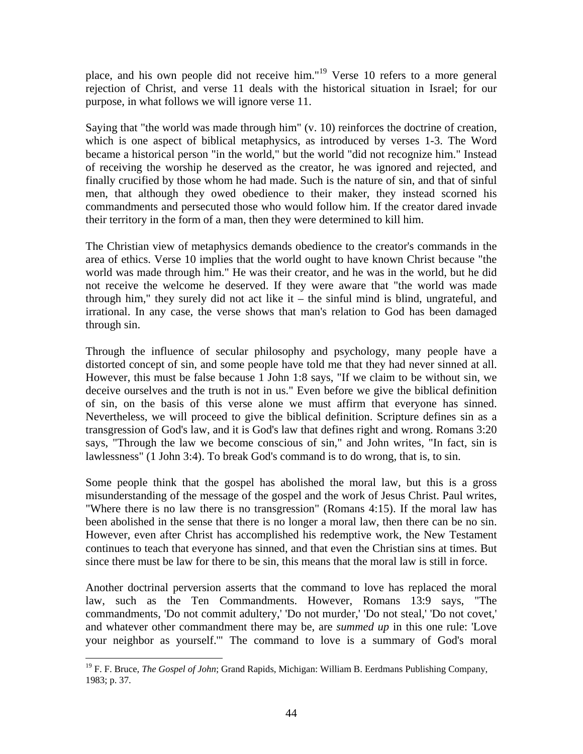place, and his own people did not receive him."[19] Verse 10 refers to a more general rejection of Christ, and verse 11 deals with the historical situation in Israel; for our purpose, in what follows we will ignore verse 11.

Saying that "the world was made through him" (v. 10) reinforces the doctrine of creation, which is one aspect of biblical metaphysics, as introduced by verses 1-3. The Word became a historical person "in the world," but the world "did not recognize him." Instead of receiving the worship he deserved as the creator, he was ignored and rejected, and finally crucified by those whom he had made. Such is the nature of sin, and that of sinful men, that although they owed obedience to their maker, they instead scorned his commandments and persecuted those who would follow him. If the creator dared invade their territory in the form of a man, then they were determined to kill him.

The Christian view of metaphysics demands obedience to the creator's commands in the area of ethics. Verse 10 implies that the world ought to have known Christ because "the world was made through him." He was their creator, and he was in the world, but he did not receive the welcome he deserved. If they were aware that "the world was made through him," they surely did not act like it – the sinful mind is blind, ungrateful, and irrational. In any case, the verse shows that man's relation to God has been damaged through sin.

Through the influence of secular philosophy and psychology, many people have a distorted concept of sin, and some people have told me that they had never sinned at all. However, this must be false because 1 John 1:8 says, "If we claim to be without sin, we deceive ourselves and the truth is not in us." Even before we give the biblical definition of sin, on the basis of this verse alone we must affirm that everyone has sinned. Nevertheless, we will proceed to give the biblical definition. Scripture defines sin as a transgression of God's law, and it is God's law that defines right and wrong. Romans 3:20 says, "Through the law we become conscious of sin," and John writes, "In fact, sin is lawlessness" (1 John 3:4). To break God's command is to do wrong, that is, to sin.

Some people think that the gospel has abolished the moral law, but this is a gross misunderstanding of the message of the gospel and the work of Jesus Christ. Paul writes, "Where there is no law there is no transgression" (Romans 4:15). If the moral law has been abolished in the sense that there is no longer a moral law, then there can be no sin. However, even after Christ has accomplished his redemptive work, the New Testament continues to teach that everyone has sinned, and that even the Christian sins at times. But since there must be law for there to be sin, this means that the moral law is still in force.

Another doctrinal perversion asserts that the command to love has replaced the moral law, such as the Ten Commandments. However, Romans 13:9 says, "The commandments, 'Do not commit adultery,' 'Do not murder,' 'Do not steal,' 'Do not covet,' and whatever other commandment there may be, are *summed up* in this one rule: 'Love your neighbor as yourself.'" The command to love is a summary of God's moral

---

[19] F. F. Bruce, *The Gospel of John*; Grand Rapids, Michigan: William B. Eerdmans Publishing Company, 1983; p. 37.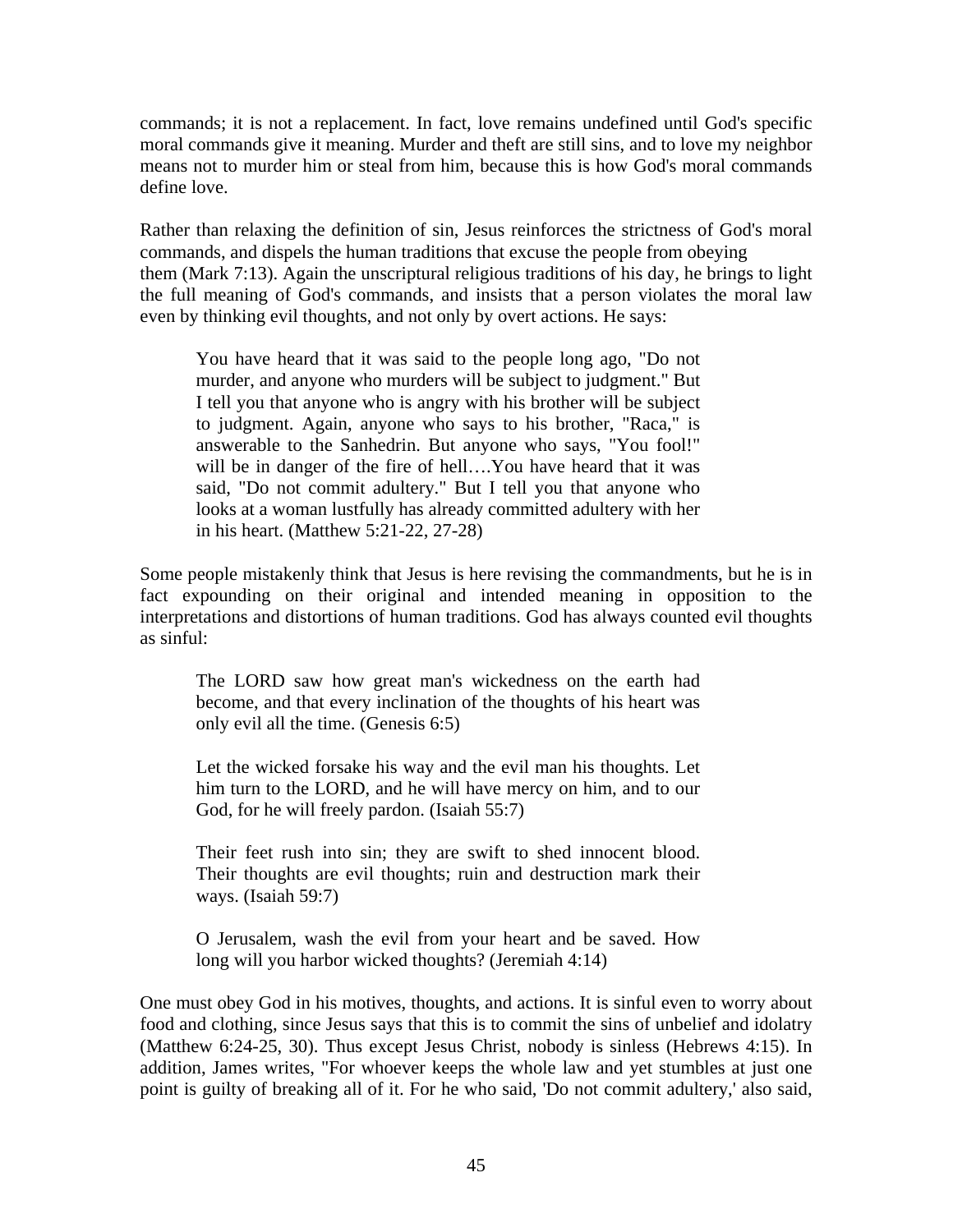commands; it is not a replacement. In fact, love remains undefined until God's specific moral commands give it meaning. Murder and theft are still sins, and to love my neighbor means not to murder him or steal from him, because this is how God's moral commands define love.

Rather than relaxing the definition of sin, Jesus reinforces the strictness of God's moral commands, and dispels the human traditions that excuse the people from obeying them (Mark 7:13). Again the unscriptural religious traditions of his day, he brings to light the full meaning of God's commands, and insists that a person violates the moral law even by thinking evil thoughts, and not only by overt actions. He says:

> You have heard that it was said to the people long ago, "Do not murder, and anyone who murders will be subject to judgment." But I tell you that anyone who is angry with his brother will be subject to judgment. Again, anyone who says to his brother, "Raca," is answerable to the Sanhedrin. But anyone who says, "You fool!" will be in danger of the fire of hell….You have heard that it was said, "Do not commit adultery." But I tell you that anyone who looks at a woman lustfully has already committed adultery with her in his heart. (Matthew 5:21-22, 27-28)

Some people mistakenly think that Jesus is here revising the commandments, but he is in fact expounding on their original and intended meaning in opposition to the interpretations and distortions of human traditions. God has always counted evil thoughts as sinful:

> The LORD saw how great man's wickedness on the earth had become, and that every inclination of the thoughts of his heart was only evil all the time. (Genesis 6:5)

> Let the wicked forsake his way and the evil man his thoughts. Let him turn to the LORD, and he will have mercy on him, and to our God, for he will freely pardon. (Isaiah 55:7)

> Their feet rush into sin; they are swift to shed innocent blood. Their thoughts are evil thoughts; ruin and destruction mark their ways. (Isaiah 59:7)

> O Jerusalem, wash the evil from your heart and be saved. How long will you harbor wicked thoughts? (Jeremiah 4:14)

One must obey God in his motives, thoughts, and actions. It is sinful even to worry about food and clothing, since Jesus says that this is to commit the sins of unbelief and idolatry (Matthew 6:24-25, 30). Thus except Jesus Christ, nobody is sinless (Hebrews 4:15). In addition, James writes, "For whoever keeps the whole law and yet stumbles at just one point is guilty of breaking all of it. For he who said, 'Do not commit adultery,' also said,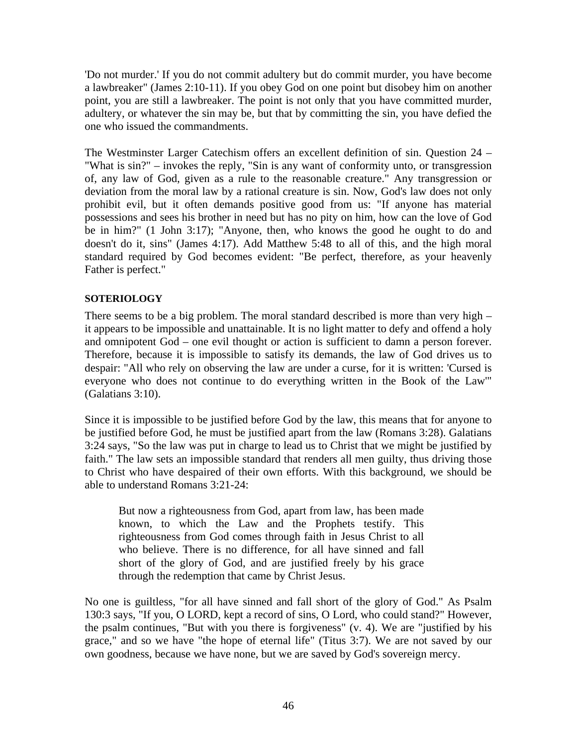'Do not murder.' If you do not commit adultery but do commit murder, you have become a lawbreaker" (James 2:10-11). If you obey God on one point but disobey him on another point, you are still a lawbreaker. The point is not only that you have committed murder, adultery, or whatever the sin may be, but that by committing the sin, you have defied the one who issued the commandments.

The Westminster Larger Catechism offers an excellent definition of sin. Question 24 – "What is sin?" – invokes the reply, "Sin is any want of conformity unto, or transgression of, any law of God, given as a rule to the reasonable creature." Any transgression or deviation from the moral law by a rational creature is sin. Now, God's law does not only prohibit evil, but it often demands positive good from us: "If anyone has material possessions and sees his brother in need but has no pity on him, how can the love of God be in him?" (1 John 3:17); "Anyone, then, who knows the good he ought to do and doesn't do it, sins" (James 4:17). Add Matthew 5:48 to all of this, and the high moral standard required by God becomes evident: "Be perfect, therefore, as your heavenly Father is perfect."

**SOTERIOLOGY**

There seems to be a big problem. The moral standard described is more than very high – it appears to be impossible and unattainable. It is no light matter to defy and offend a holy and omnipotent God – one evil thought or action is sufficient to damn a person forever. Therefore, because it is impossible to satisfy its demands, the law of God drives us to despair: "All who rely on observing the law are under a curse, for it is written: 'Cursed is everyone who does not continue to do everything written in the Book of the Law'" (Galatians 3:10).

Since it is impossible to be justified before God by the law, this means that for anyone to be justified before God, he must be justified apart from the law (Romans 3:28). Galatians 3:24 says, "So the law was put in charge to lead us to Christ that we might be justified by faith." The law sets an impossible standard that renders all men guilty, thus driving those to Christ who have despaired of their own efforts. With this background, we should be able to understand Romans 3:21-24:

> But now a righteousness from God, apart from law, has been made known, to which the Law and the Prophets testify. This righteousness from God comes through faith in Jesus Christ to all who believe. There is no difference, for all have sinned and fall short of the glory of God, and are justified freely by his grace through the redemption that came by Christ Jesus.

No one is guiltless, "for all have sinned and fall short of the glory of God." As Psalm 130:3 says, "If you, O LORD, kept a record of sins, O Lord, who could stand?" However, the psalm continues, "But with you there is forgiveness" (v. 4). We are "justified by his grace," and so we have "the hope of eternal life" (Titus 3:7). We are not saved by our own goodness, because we have none, but we are saved by God's sovereign mercy.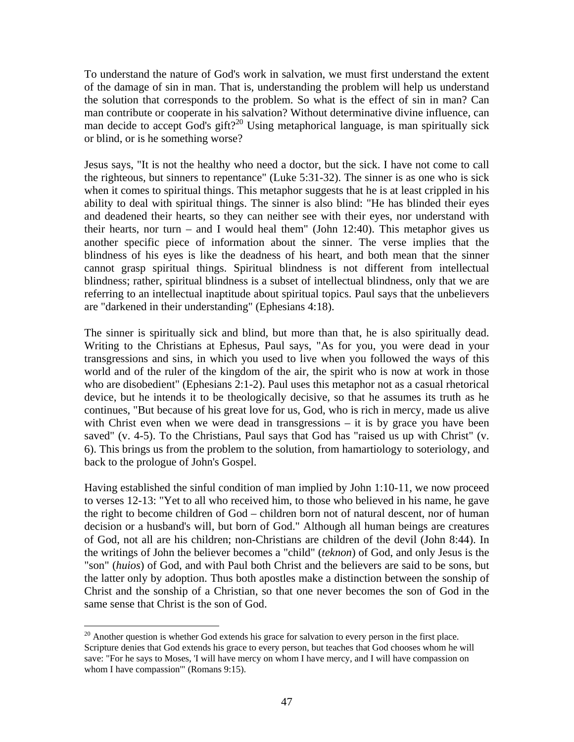To understand the nature of God's work in salvation, we must first understand the extent of the damage of sin in man. That is, understanding the problem will help us understand the solution that corresponds to the problem. So what is the effect of sin in man? Can man contribute or cooperate in his salvation? Without determinative divine influence, can man decide to accept God's gift?[20] Using metaphorical language, is man spiritually sick or blind, or is he something worse?

Jesus says, "It is not the healthy who need a doctor, but the sick. I have not come to call the righteous, but sinners to repentance" (Luke 5:31-32). The sinner is as one who is sick when it comes to spiritual things. This metaphor suggests that he is at least crippled in his ability to deal with spiritual things. The sinner is also blind: "He has blinded their eyes and deadened their hearts, so they can neither see with their eyes, nor understand with their hearts, nor turn – and I would heal them" (John 12:40). This metaphor gives us another specific piece of information about the sinner. The verse implies that the blindness of his eyes is like the deadness of his heart, and both mean that the sinner cannot grasp spiritual things. Spiritual blindness is not different from intellectual blindness; rather, spiritual blindness is a subset of intellectual blindness, only that we are referring to an intellectual inaptitude about spiritual topics. Paul says that the unbelievers are "darkened in their understanding" (Ephesians 4:18).

The sinner is spiritually sick and blind, but more than that, he is also spiritually dead. Writing to the Christians at Ephesus, Paul says, "As for you, you were dead in your transgressions and sins, in which you used to live when you followed the ways of this world and of the ruler of the kingdom of the air, the spirit who is now at work in those who are disobedient" (Ephesians 2:1-2). Paul uses this metaphor not as a casual rhetorical device, but he intends it to be theologically decisive, so that he assumes its truth as he continues, "But because of his great love for us, God, who is rich in mercy, made us alive with Christ even when we were dead in transgressions – it is by grace you have been saved" (v. 4-5). To the Christians, Paul says that God has "raised us up with Christ" (v. 6). This brings us from the problem to the solution, from hamartiology to soteriology, and back to the prologue of John's Gospel.

Having established the sinful condition of man implied by John 1:10-11, we now proceed to verses 12-13: "Yet to all who received him, to those who believed in his name, he gave the right to become children of God – children born not of natural descent, nor of human decision or a husband's will, but born of God." Although all human beings are creatures of God, not all are his children; non-Christians are children of the devil (John 8:44). In the writings of John the believer becomes a "child" (*teknon*) of God, and only Jesus is the "son" (*huios*) of God, and with Paul both Christ and the believers are said to be sons, but the latter only by adoption. Thus both apostles make a distinction between the sonship of Christ and the sonship of a Christian, so that one never becomes the son of God in the same sense that Christ is the son of God.

---

[20] Another question is whether God extends his grace for salvation to every person in the first place. Scripture denies that God extends his grace to every person, but teaches that God chooses whom he will save: "For he says to Moses, 'I will have mercy on whom I have mercy, and I will have compassion on whom I have compassion'" (Romans 9:15).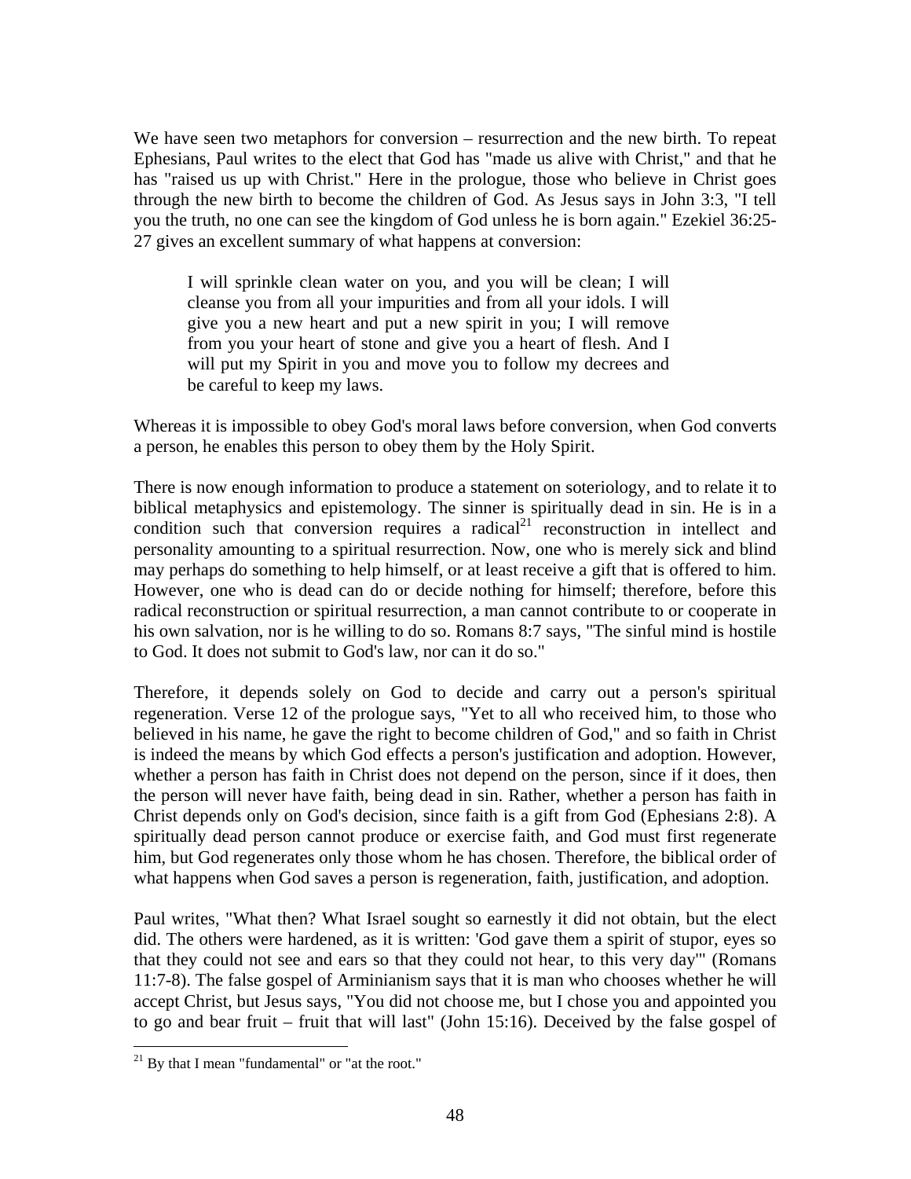We have seen two metaphors for conversion – resurrection and the new birth. To repeat Ephesians, Paul writes to the elect that God has "made us alive with Christ," and that he has "raised us up with Christ." Here in the prologue, those who believe in Christ goes through the new birth to become the children of God. As Jesus says in John 3:3, "I tell you the truth, no one can see the kingdom of God unless he is born again." Ezekiel 36:25-27 gives an excellent summary of what happens at conversion:

> I will sprinkle clean water on you, and you will be clean; I will cleanse you from all your impurities and from all your idols. I will give you a new heart and put a new spirit in you; I will remove from you your heart of stone and give you a heart of flesh. And I will put my Spirit in you and move you to follow my decrees and be careful to keep my laws.

Whereas it is impossible to obey God's moral laws before conversion, when God converts a person, he enables this person to obey them by the Holy Spirit.

There is now enough information to produce a statement on soteriology, and to relate it to biblical metaphysics and epistemology. The sinner is spiritually dead in sin. He is in a condition such that conversion requires a radical[21] reconstruction in intellect and personality amounting to a spiritual resurrection. Now, one who is merely sick and blind may perhaps do something to help himself, or at least receive a gift that is offered to him. However, one who is dead can do or decide nothing for himself; therefore, before this radical reconstruction or spiritual resurrection, a man cannot contribute to or cooperate in his own salvation, nor is he willing to do so. Romans 8:7 says, "The sinful mind is hostile to God. It does not submit to God's law, nor can it do so."

Therefore, it depends solely on God to decide and carry out a person's spiritual regeneration. Verse 12 of the prologue says, "Yet to all who received him, to those who believed in his name, he gave the right to become children of God," and so faith in Christ is indeed the means by which God effects a person's justification and adoption. However, whether a person has faith in Christ does not depend on the person, since if it does, then the person will never have faith, being dead in sin. Rather, whether a person has faith in Christ depends only on God's decision, since faith is a gift from God (Ephesians 2:8). A spiritually dead person cannot produce or exercise faith, and God must first regenerate him, but God regenerates only those whom he has chosen. Therefore, the biblical order of what happens when God saves a person is regeneration, faith, justification, and adoption.

Paul writes, "What then? What Israel sought so earnestly it did not obtain, but the elect did. The others were hardened, as it is written: 'God gave them a spirit of stupor, eyes so that they could not see and ears so that they could not hear, to this very day'" (Romans 11:7-8). The false gospel of Arminianism says that it is man who chooses whether he will accept Christ, but Jesus says, "You did not choose me, but I chose you and appointed you to go and bear fruit – fruit that will last" (John 15:16). Deceived by the false gospel of

---

[21] By that I mean "fundamental" or "at the root."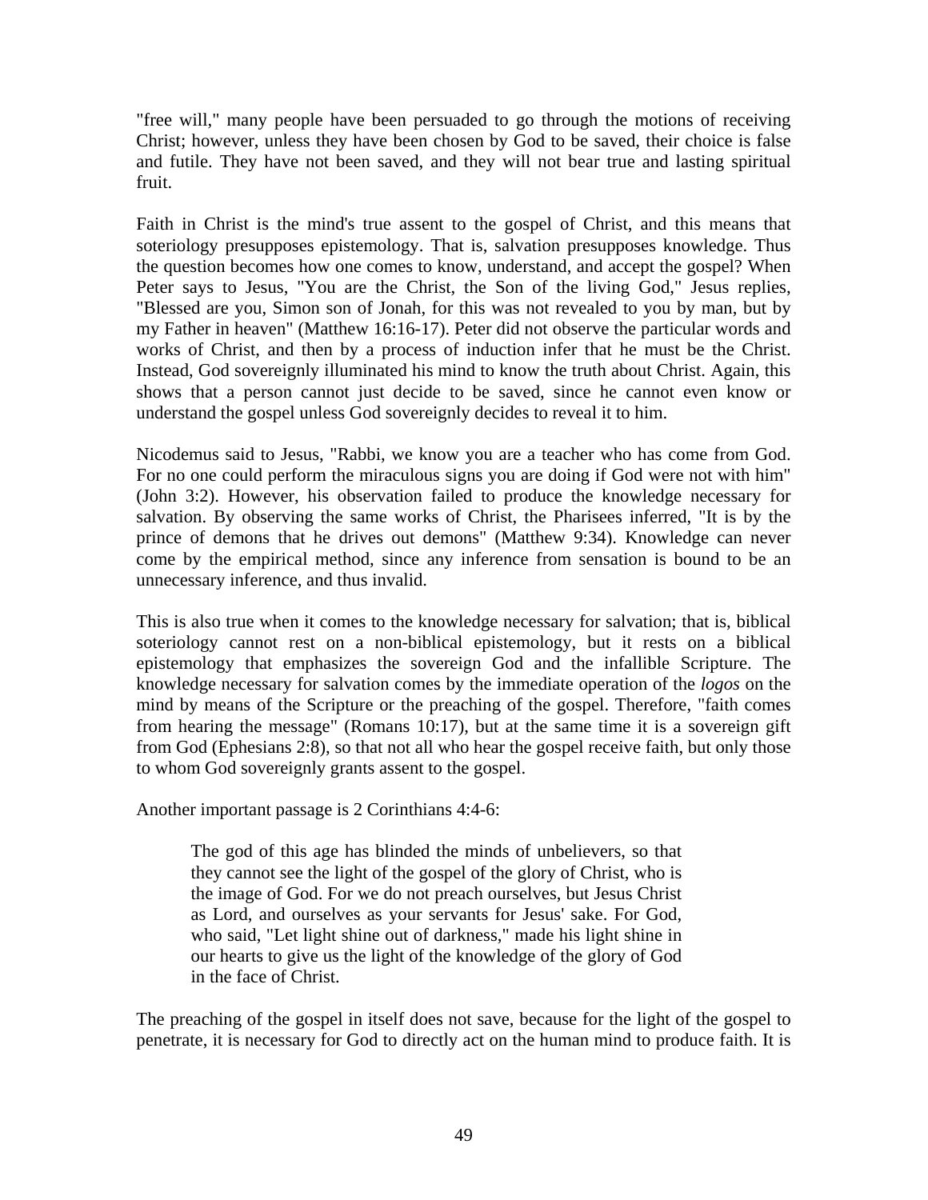"free will," many people have been persuaded to go through the motions of receiving Christ; however, unless they have been chosen by God to be saved, their choice is false and futile. They have not been saved, and they will not bear true and lasting spiritual fruit.

Faith in Christ is the mind's true assent to the gospel of Christ, and this means that soteriology presupposes epistemology. That is, salvation presupposes knowledge. Thus the question becomes how one comes to know, understand, and accept the gospel? When Peter says to Jesus, "You are the Christ, the Son of the living God," Jesus replies, "Blessed are you, Simon son of Jonah, for this was not revealed to you by man, but by my Father in heaven" (Matthew 16:16-17). Peter did not observe the particular words and works of Christ, and then by a process of induction infer that he must be the Christ. Instead, God sovereignly illuminated his mind to know the truth about Christ. Again, this shows that a person cannot just decide to be saved, since he cannot even know or understand the gospel unless God sovereignly decides to reveal it to him.

Nicodemus said to Jesus, "Rabbi, we know you are a teacher who has come from God. For no one could perform the miraculous signs you are doing if God were not with him" (John 3:2). However, his observation failed to produce the knowledge necessary for salvation. By observing the same works of Christ, the Pharisees inferred, "It is by the prince of demons that he drives out demons" (Matthew 9:34). Knowledge can never come by the empirical method, since any inference from sensation is bound to be an unnecessary inference, and thus invalid.

This is also true when it comes to the knowledge necessary for salvation; that is, biblical soteriology cannot rest on a non-biblical epistemology, but it rests on a biblical epistemology that emphasizes the sovereign God and the infallible Scripture. The knowledge necessary for salvation comes by the immediate operation of the *logos* on the mind by means of the Scripture or the preaching of the gospel. Therefore, "faith comes from hearing the message" (Romans 10:17), but at the same time it is a sovereign gift from God (Ephesians 2:8), so that not all who hear the gospel receive faith, but only those to whom God sovereignly grants assent to the gospel.

Another important passage is 2 Corinthians 4:4-6:

> The god of this age has blinded the minds of unbelievers, so that they cannot see the light of the gospel of the glory of Christ, who is the image of God. For we do not preach ourselves, but Jesus Christ as Lord, and ourselves as your servants for Jesus' sake. For God, who said, "Let light shine out of darkness," made his light shine in our hearts to give us the light of the knowledge of the glory of God in the face of Christ.

The preaching of the gospel in itself does not save, because for the light of the gospel to penetrate, it is necessary for God to directly act on the human mind to produce faith. It is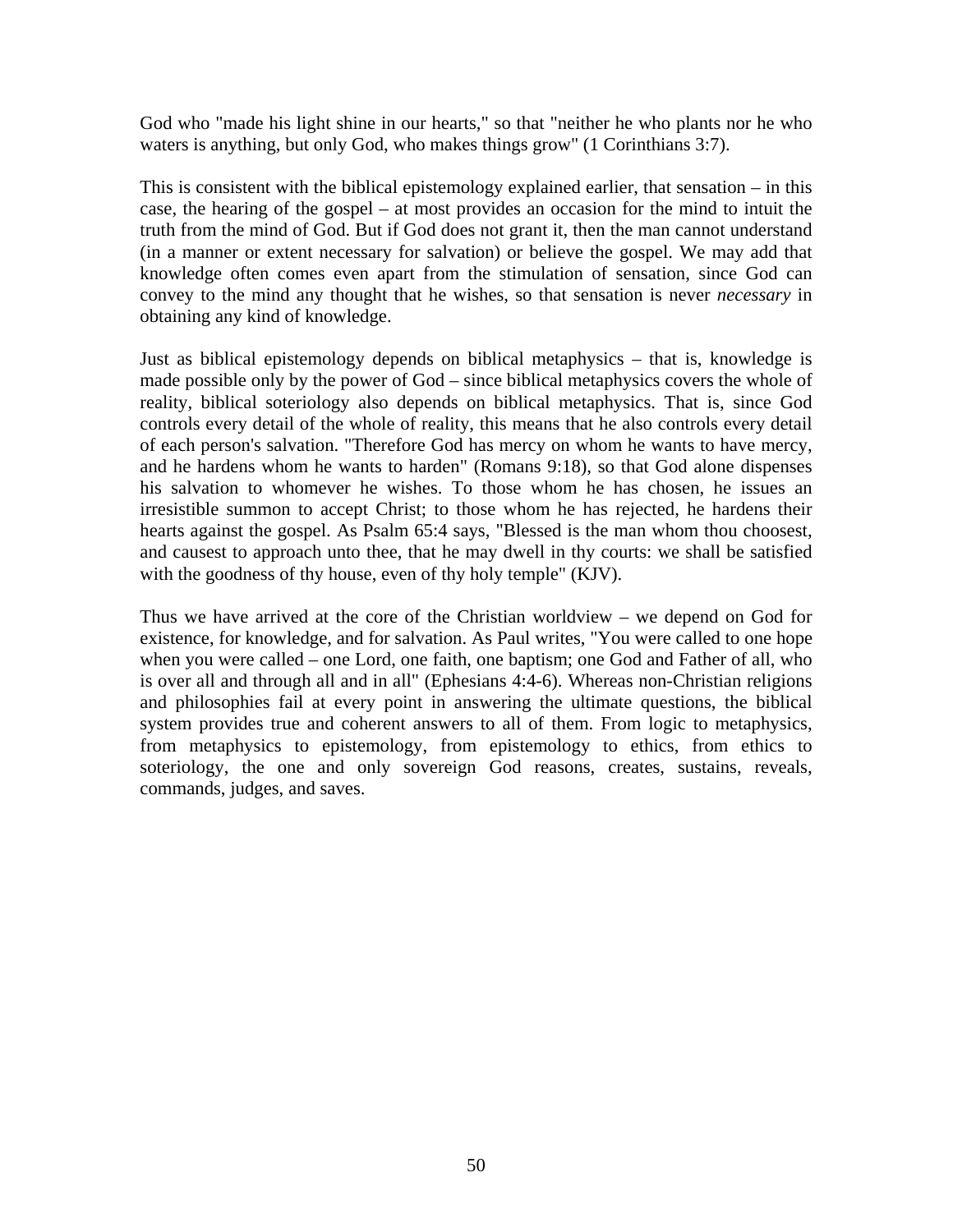God who "made his light shine in our hearts," so that "neither he who plants nor he who waters is anything, but only God, who makes things grow" (1 Corinthians 3:7).

This is consistent with the biblical epistemology explained earlier, that sensation – in this case, the hearing of the gospel – at most provides an occasion for the mind to intuit the truth from the mind of God. But if God does not grant it, then the man cannot understand (in a manner or extent necessary for salvation) or believe the gospel. We may add that knowledge often comes even apart from the stimulation of sensation, since God can convey to the mind any thought that he wishes, so that sensation is never *necessary* in obtaining any kind of knowledge.

Just as biblical epistemology depends on biblical metaphysics – that is, knowledge is made possible only by the power of God – since biblical metaphysics covers the whole of reality, biblical soteriology also depends on biblical metaphysics. That is, since God controls every detail of the whole of reality, this means that he also controls every detail of each person's salvation. "Therefore God has mercy on whom he wants to have mercy, and he hardens whom he wants to harden" (Romans 9:18), so that God alone dispenses his salvation to whomever he wishes. To those whom he has chosen, he issues an irresistible summon to accept Christ; to those whom he has rejected, he hardens their hearts against the gospel. As Psalm 65:4 says, "Blessed is the man whom thou choosest, and causest to approach unto thee, that he may dwell in thy courts: we shall be satisfied with the goodness of thy house, even of thy holy temple" (KJV).

Thus we have arrived at the core of the Christian worldview – we depend on God for existence, for knowledge, and for salvation. As Paul writes, "You were called to one hope when you were called – one Lord, one faith, one baptism; one God and Father of all, who is over all and through all and in all" (Ephesians 4:4-6). Whereas non-Christian religions and philosophies fail at every point in answering the ultimate questions, the biblical system provides true and coherent answers to all of them. From logic to metaphysics, from metaphysics to epistemology, from epistemology to ethics, from ethics to soteriology, the one and only sovereign God reasons, creates, sustains, reveals, commands, judges, and saves.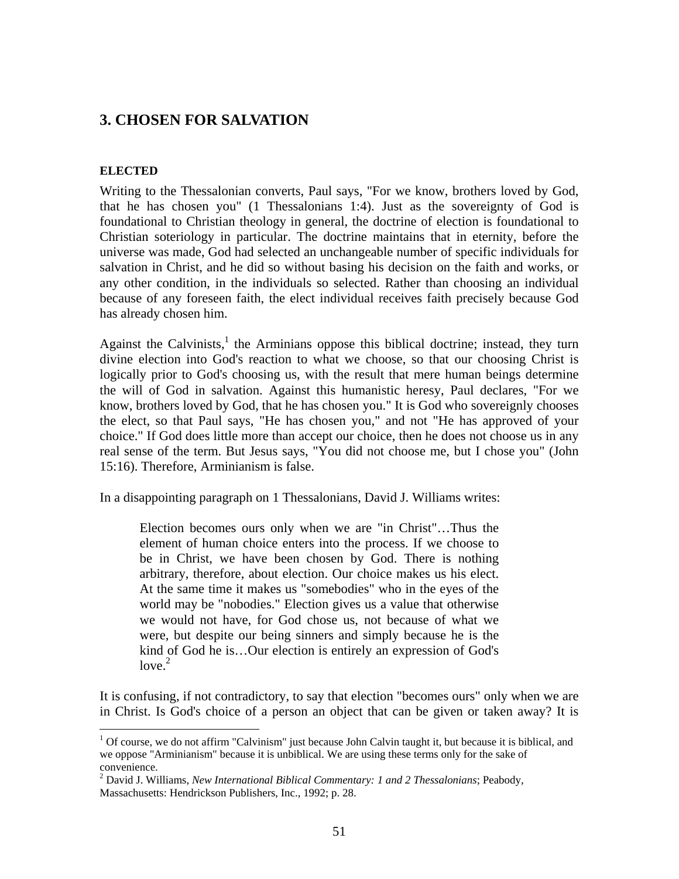## 3. CHOSEN FOR SALVATION

### ELECTED

Writing to the Thessalonian converts, Paul says, "For we know, brothers loved by God, that he has chosen you" (1 Thessalonians 1:4). Just as the sovereignty of God is foundational to Christian theology in general, the doctrine of election is foundational to Christian soteriology in particular. The doctrine maintains that in eternity, before the universe was made, God had selected an unchangeable number of specific individuals for salvation in Christ, and he did so without basing his decision on the faith and works, or any other condition, in the individuals so selected. Rather than choosing an individual because of any foreseen faith, the elect individual receives faith precisely because God has already chosen him.

Against the Calvinists,[1] the Arminians oppose this biblical doctrine; instead, they turn divine election into God's reaction to what we choose, so that our choosing Christ is logically prior to God's choosing us, with the result that mere human beings determine the will of God in salvation. Against this humanistic heresy, Paul declares, "For we know, brothers loved by God, that he has chosen you." It is God who sovereignly chooses the elect, so that Paul says, "He has chosen you," and not "He has approved of your choice." If God does little more than accept our choice, then he does not choose us in any real sense of the term. But Jesus says, "You did not choose me, but I chose you" (John 15:16). Therefore, Arminianism is false.

In a disappointing paragraph on 1 Thessalonians, David J. Williams writes:

> Election becomes ours only when we are "in Christ"…Thus the element of human choice enters into the process. If we choose to be in Christ, we have been chosen by God. There is nothing arbitrary, therefore, about election. Our choice makes us his elect. At the same time it makes us "somebodies" who in the eyes of the world may be "nobodies." Election gives us a value that otherwise we would not have, for God chose us, not because of what we were, but despite our being sinners and simply because he is the kind of God he is…Our election is entirely an expression of God's love.[2]

It is confusing, if not contradictory, to say that election "becomes ours" only when we are in Christ. Is God's choice of a person an object that can be given or taken away? It is

---

[1] Of course, we do not affirm "Calvinism" just because John Calvin taught it, but because it is biblical, and we oppose "Arminianism" because it is unbiblical. We are using these terms only for the sake of convenience.

[2] David J. Williams, *New International Biblical Commentary: 1 and 2 Thessalonians*; Peabody, Massachusetts: Hendrickson Publishers, Inc., 1992; p. 28.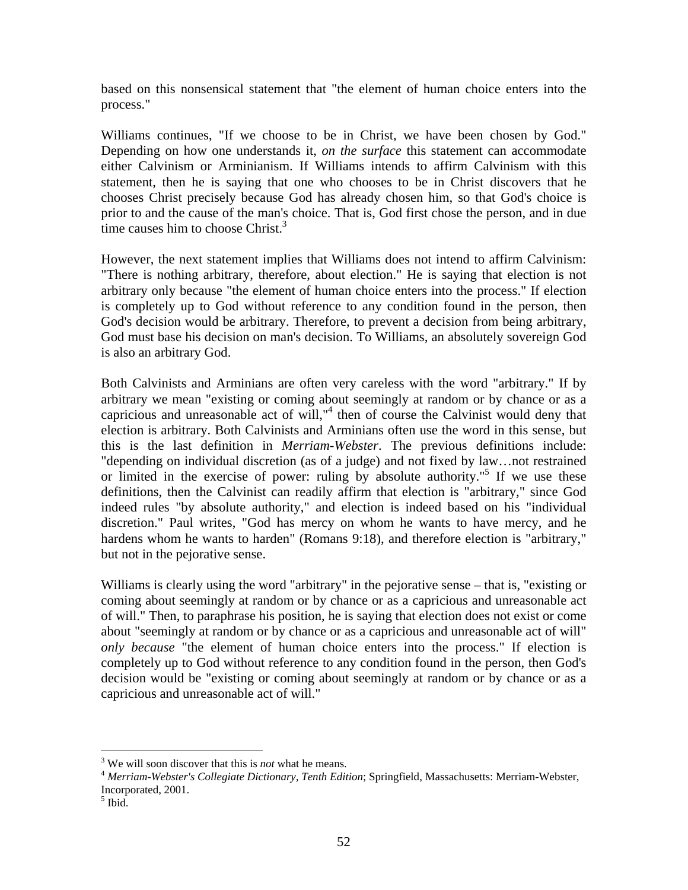based on this nonsensical statement that "the element of human choice enters into the process."

Williams continues, "If we choose to be in Christ, we have been chosen by God." Depending on how one understands it, *on the surface* this statement can accommodate either Calvinism or Arminianism. If Williams intends to affirm Calvinism with this statement, then he is saying that one who chooses to be in Christ discovers that he chooses Christ precisely because God has already chosen him, so that God's choice is prior to and the cause of the man's choice. That is, God first chose the person, and in due time causes him to choose Christ.[3]

However, the next statement implies that Williams does not intend to affirm Calvinism: "There is nothing arbitrary, therefore, about election." He is saying that election is not arbitrary only because "the element of human choice enters into the process." If election is completely up to God without reference to any condition found in the person, then God's decision would be arbitrary. Therefore, to prevent a decision from being arbitrary, God must base his decision on man's decision. To Williams, an absolutely sovereign God is also an arbitrary God.

Both Calvinists and Arminians are often very careless with the word "arbitrary." If by arbitrary we mean "existing or coming about seemingly at random or by chance or as a capricious and unreasonable act of will,"[4] then of course the Calvinist would deny that election is arbitrary. Both Calvinists and Arminians often use the word in this sense, but this is the last definition in *Merriam-Webster*. The previous definitions include: "depending on individual discretion (as of a judge) and not fixed by law…not restrained or limited in the exercise of power: ruling by absolute authority."[5] If we use these definitions, then the Calvinist can readily affirm that election is "arbitrary," since God indeed rules "by absolute authority," and election is indeed based on his "individual discretion." Paul writes, "God has mercy on whom he wants to have mercy, and he hardens whom he wants to harden" (Romans 9:18), and therefore election is "arbitrary," but not in the pejorative sense.

Williams is clearly using the word "arbitrary" in the pejorative sense – that is, "existing or coming about seemingly at random or by chance or as a capricious and unreasonable act of will." Then, to paraphrase his position, he is saying that election does not exist or come about "seemingly at random or by chance or as a capricious and unreasonable act of will" *only because* "the element of human choice enters into the process." If election is completely up to God without reference to any condition found in the person, then God's decision would be "existing or coming about seemingly at random or by chance or as a capricious and unreasonable act of will."

---

[3] We will soon discover that this is *not* what he means.

[4] *Merriam-Webster's Collegiate Dictionary, Tenth Edition*; Springfield, Massachusetts: Merriam-Webster, Incorporated, 2001.

[5] Ibid.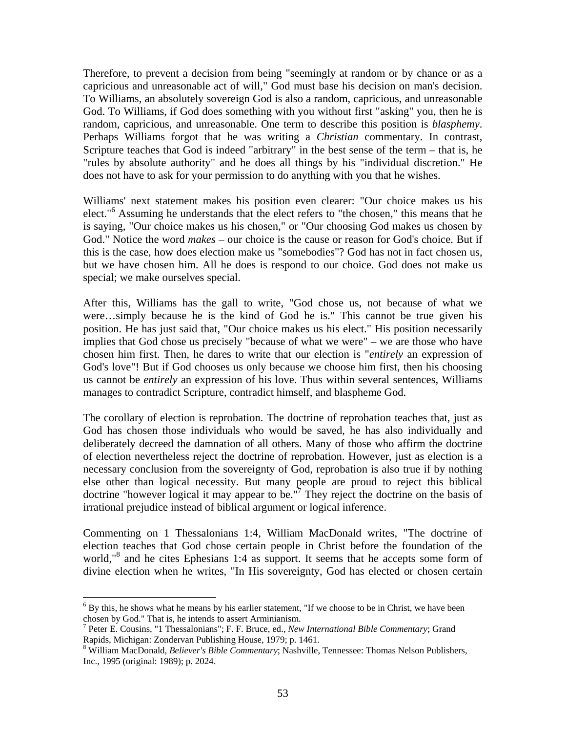Therefore, to prevent a decision from being "seemingly at random or by chance or as a capricious and unreasonable act of will," God must base his decision on man's decision. To Williams, an absolutely sovereign God is also a random, capricious, and unreasonable God. To Williams, if God does something with you without first "asking" you, then he is random, capricious, and unreasonable. One term to describe this position is *blasphemy*. Perhaps Williams forgot that he was writing a *Christian* commentary. In contrast, Scripture teaches that God is indeed "arbitrary" in the best sense of the term – that is, he "rules by absolute authority" and he does all things by his "individual discretion." He does not have to ask for your permission to do anything with you that he wishes.

Williams' next statement makes his position even clearer: "Our choice makes us his elect."[6] Assuming he understands that the elect refers to "the chosen," this means that he is saying, "Our choice makes us his chosen," or "Our choosing God makes us chosen by God." Notice the word *makes* – our choice is the cause or reason for God's choice. But if this is the case, how does election make us "somebodies"? God has not in fact chosen us, but we have chosen him. All he does is respond to our choice. God does not make us special; we make ourselves special.

After this, Williams has the gall to write, "God chose us, not because of what we were…simply because he is the kind of God he is." This cannot be true given his position. He has just said that, "Our choice makes us his elect." His position necessarily implies that God chose us precisely "because of what we were" – we are those who have chosen him first. Then, he dares to write that our election is "*entirely* an expression of God's love"! But if God chooses us only because we choose him first, then his choosing us cannot be *entirely* an expression of his love. Thus within several sentences, Williams manages to contradict Scripture, contradict himself, and blaspheme God.

The corollary of election is reprobation. The doctrine of reprobation teaches that, just as God has chosen those individuals who would be saved, he has also individually and deliberately decreed the damnation of all others. Many of those who affirm the doctrine of election nevertheless reject the doctrine of reprobation. However, just as election is a necessary conclusion from the sovereignty of God, reprobation is also true if by nothing else other than logical necessity. But many people are proud to reject this biblical doctrine "however logical it may appear to be."[7] They reject the doctrine on the basis of irrational prejudice instead of biblical argument or logical inference.

Commenting on 1 Thessalonians 1:4, William MacDonald writes, "The doctrine of election teaches that God chose certain people in Christ before the foundation of the world,"[8] and he cites Ephesians 1:4 as support. It seems that he accepts some form of divine election when he writes, "In His sovereignty, God has elected or chosen certain

---

[6] By this, he shows what he means by his earlier statement, "If we choose to be in Christ, we have been chosen by God." That is, he intends to assert Arminianism.

[7] Peter E. Cousins, "1 Thessalonians"; F. F. Bruce, ed., *New International Bible Commentary*; Grand Rapids, Michigan: Zondervan Publishing House, 1979; p. 1461.

[8] William MacDonald, *Believer's Bible Commentary*; Nashville, Tennessee: Thomas Nelson Publishers, Inc., 1995 (original: 1989); p. 2024.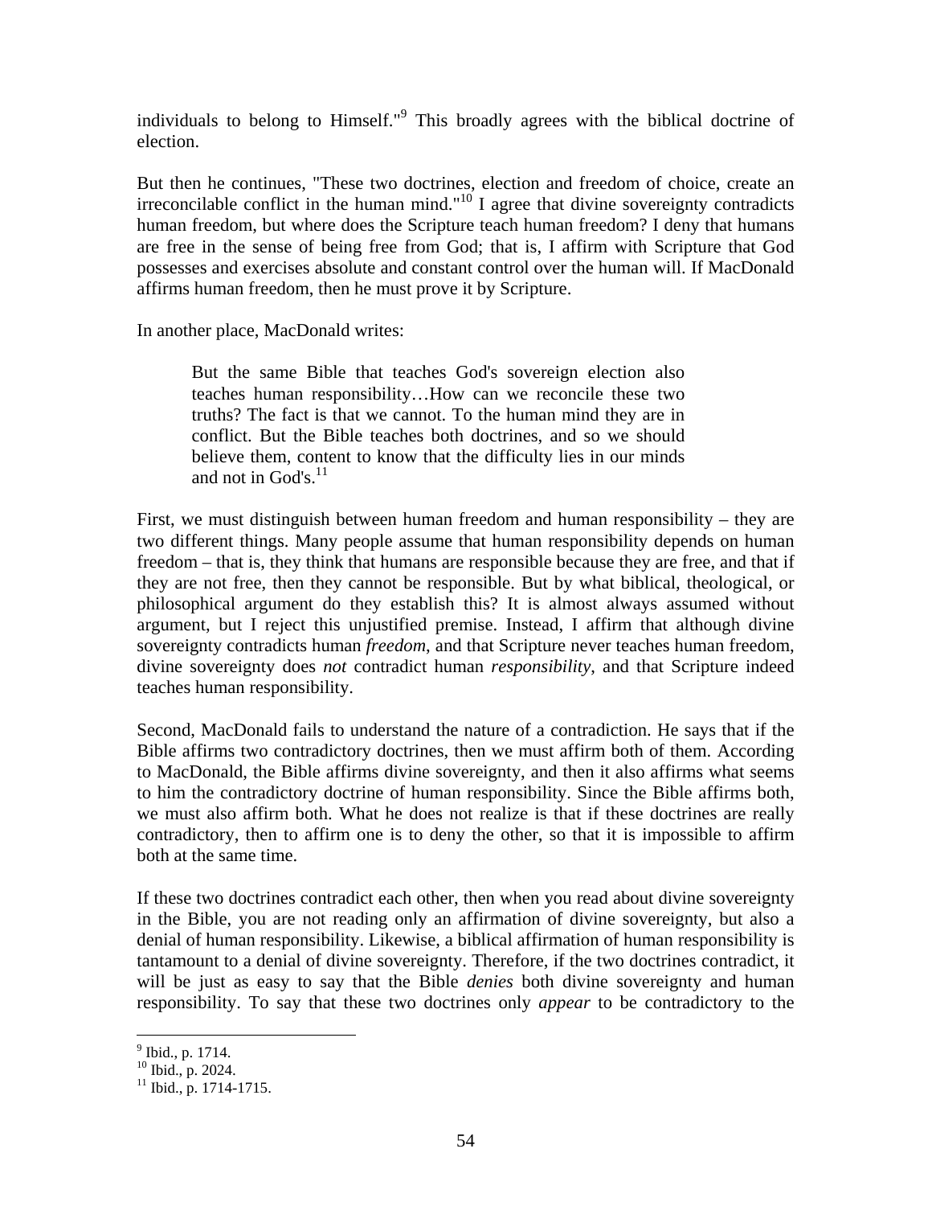individuals to belong to Himself."[9] This broadly agrees with the biblical doctrine of election.

But then he continues, "These two doctrines, election and freedom of choice, create an irreconcilable conflict in the human mind."[10] I agree that divine sovereignty contradicts human freedom, but where does the Scripture teach human freedom? I deny that humans are free in the sense of being free from God; that is, I affirm with Scripture that God possesses and exercises absolute and constant control over the human will. If MacDonald affirms human freedom, then he must prove it by Scripture.

In another place, MacDonald writes:

> But the same Bible that teaches God's sovereign election also teaches human responsibility…How can we reconcile these two truths? The fact is that we cannot. To the human mind they are in conflict. But the Bible teaches both doctrines, and so we should believe them, content to know that the difficulty lies in our minds and not in God's.[11]

First, we must distinguish between human freedom and human responsibility – they are two different things. Many people assume that human responsibility depends on human freedom – that is, they think that humans are responsible because they are free, and that if they are not free, then they cannot be responsible. But by what biblical, theological, or philosophical argument do they establish this? It is almost always assumed without argument, but I reject this unjustified premise. Instead, I affirm that although divine sovereignty contradicts human *freedom*, and that Scripture never teaches human freedom, divine sovereignty does *not* contradict human *responsibility*, and that Scripture indeed teaches human responsibility.

Second, MacDonald fails to understand the nature of a contradiction. He says that if the Bible affirms two contradictory doctrines, then we must affirm both of them. According to MacDonald, the Bible affirms divine sovereignty, and then it also affirms what seems to him the contradictory doctrine of human responsibility. Since the Bible affirms both, we must also affirm both. What he does not realize is that if these doctrines are really contradictory, then to affirm one is to deny the other, so that it is impossible to affirm both at the same time.

If these two doctrines contradict each other, then when you read about divine sovereignty in the Bible, you are not reading only an affirmation of divine sovereignty, but also a denial of human responsibility. Likewise, a biblical affirmation of human responsibility is tantamount to a denial of divine sovereignty. Therefore, if the two doctrines contradict, it will be just as easy to say that the Bible *denies* both divine sovereignty and human responsibility. To say that these two doctrines only *appear* to be contradictory to the

---

[9] Ibid., p. 1714.
[10] Ibid., p. 2024.
[11] Ibid., p. 1714-1715.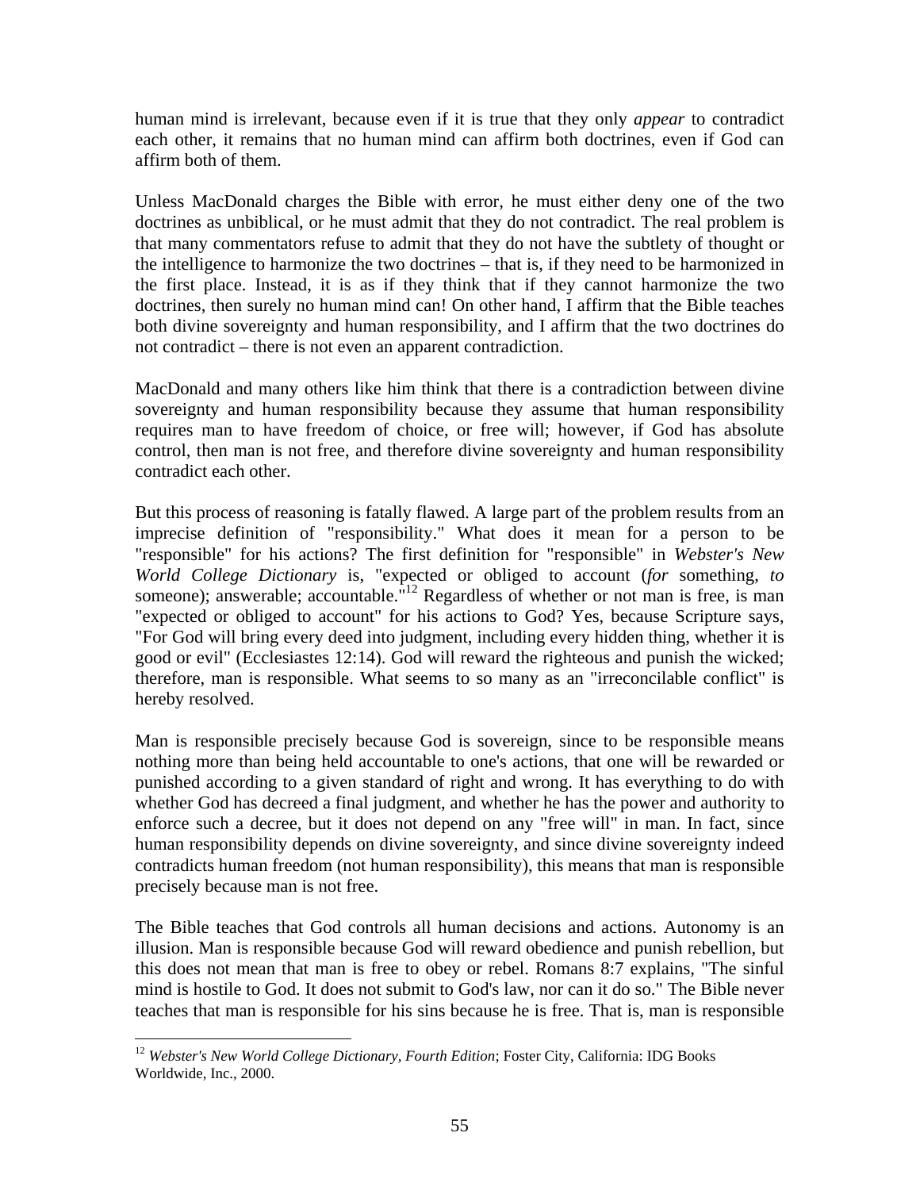human mind is irrelevant, because even if it is true that they only *appear* to contradict each other, it remains that no human mind can affirm both doctrines, even if God can affirm both of them.

Unless MacDonald charges the Bible with error, he must either deny one of the two doctrines as unbiblical, or he must admit that they do not contradict. The real problem is that many commentators refuse to admit that they do not have the subtlety of thought or the intelligence to harmonize the two doctrines – that is, if they need to be harmonized in the first place. Instead, it is as if they think that if they cannot harmonize the two doctrines, then surely no human mind can! On other hand, I affirm that the Bible teaches both divine sovereignty and human responsibility, and I affirm that the two doctrines do not contradict – there is not even an apparent contradiction.

MacDonald and many others like him think that there is a contradiction between divine sovereignty and human responsibility because they assume that human responsibility requires man to have freedom of choice, or free will; however, if God has absolute control, then man is not free, and therefore divine sovereignty and human responsibility contradict each other.

But this process of reasoning is fatally flawed. A large part of the problem results from an imprecise definition of "responsibility." What does it mean for a person to be "responsible" for his actions? The first definition for "responsible" in *Webster's New World College Dictionary* is, "expected or obliged to account (*for* something, *to* someone); answerable; accountable."[12] Regardless of whether or not man is free, is man "expected or obliged to account" for his actions to God? Yes, because Scripture says, "For God will bring every deed into judgment, including every hidden thing, whether it is good or evil" (Ecclesiastes 12:14). God will reward the righteous and punish the wicked; therefore, man is responsible. What seems to so many as an "irreconcilable conflict" is hereby resolved.

Man is responsible precisely because God is sovereign, since to be responsible means nothing more than being held accountable to one's actions, that one will be rewarded or punished according to a given standard of right and wrong. It has everything to do with whether God has decreed a final judgment, and whether he has the power and authority to enforce such a decree, but it does not depend on any "free will" in man. In fact, since human responsibility depends on divine sovereignty, and since divine sovereignty indeed contradicts human freedom (not human responsibility), this means that man is responsible precisely because man is not free.

The Bible teaches that God controls all human decisions and actions. Autonomy is an illusion. Man is responsible because God will reward obedience and punish rebellion, but this does not mean that man is free to obey or rebel. Romans 8:7 explains, "The sinful mind is hostile to God. It does not submit to God's law, nor can it do so." The Bible never teaches that man is responsible for his sins because he is free. That is, man is responsible

---

[12] *Webster's New World College Dictionary, Fourth Edition*; Foster City, California: IDG Books Worldwide, Inc., 2000.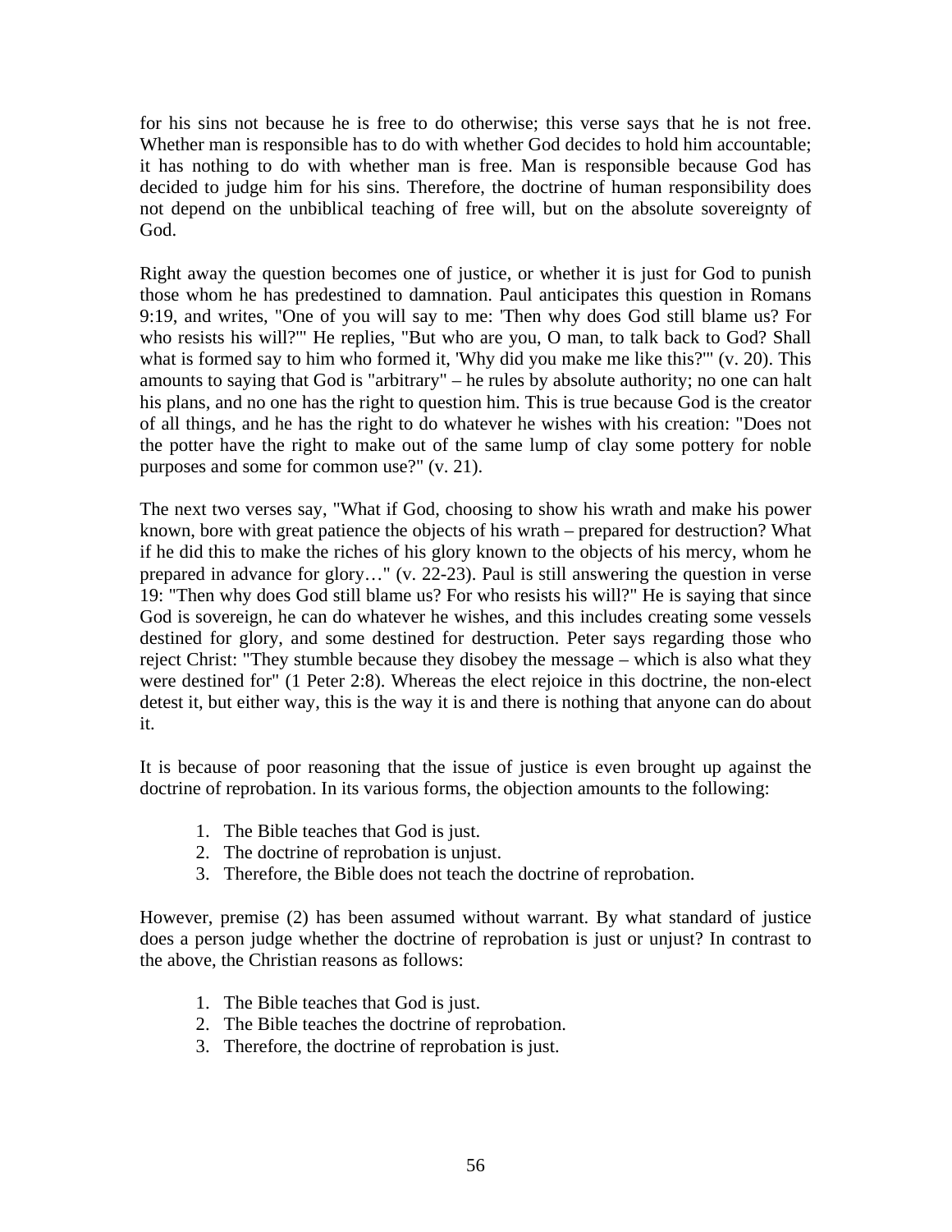for his sins not because he is free to do otherwise; this verse says that he is not free. Whether man is responsible has to do with whether God decides to hold him accountable; it has nothing to do with whether man is free. Man is responsible because God has decided to judge him for his sins. Therefore, the doctrine of human responsibility does not depend on the unbiblical teaching of free will, but on the absolute sovereignty of God.

Right away the question becomes one of justice, or whether it is just for God to punish those whom he has predestined to damnation. Paul anticipates this question in Romans 9:19, and writes, "One of you will say to me: 'Then why does God still blame us? For who resists his will?'" He replies, "But who are you, O man, to talk back to God? Shall what is formed say to him who formed it, 'Why did you make me like this?'" (v. 20). This amounts to saying that God is "arbitrary" – he rules by absolute authority; no one can halt his plans, and no one has the right to question him. This is true because God is the creator of all things, and he has the right to do whatever he wishes with his creation: "Does not the potter have the right to make out of the same lump of clay some pottery for noble purposes and some for common use?" (v. 21).

The next two verses say, "What if God, choosing to show his wrath and make his power known, bore with great patience the objects of his wrath – prepared for destruction? What if he did this to make the riches of his glory known to the objects of his mercy, whom he prepared in advance for glory…" (v. 22-23). Paul is still answering the question in verse 19: "Then why does God still blame us? For who resists his will?" He is saying that since God is sovereign, he can do whatever he wishes, and this includes creating some vessels destined for glory, and some destined for destruction. Peter says regarding those who reject Christ: "They stumble because they disobey the message – which is also what they were destined for" (1 Peter 2:8). Whereas the elect rejoice in this doctrine, the non-elect detest it, but either way, this is the way it is and there is nothing that anyone can do about it.

It is because of poor reasoning that the issue of justice is even brought up against the doctrine of reprobation. In its various forms, the objection amounts to the following:

1. The Bible teaches that God is just.
2. The doctrine of reprobation is unjust.
3. Therefore, the Bible does not teach the doctrine of reprobation.

However, premise (2) has been assumed without warrant. By what standard of justice does a person judge whether the doctrine of reprobation is just or unjust? In contrast to the above, the Christian reasons as follows:

1. The Bible teaches that God is just.
2. The Bible teaches the doctrine of reprobation.
3. Therefore, the doctrine of reprobation is just.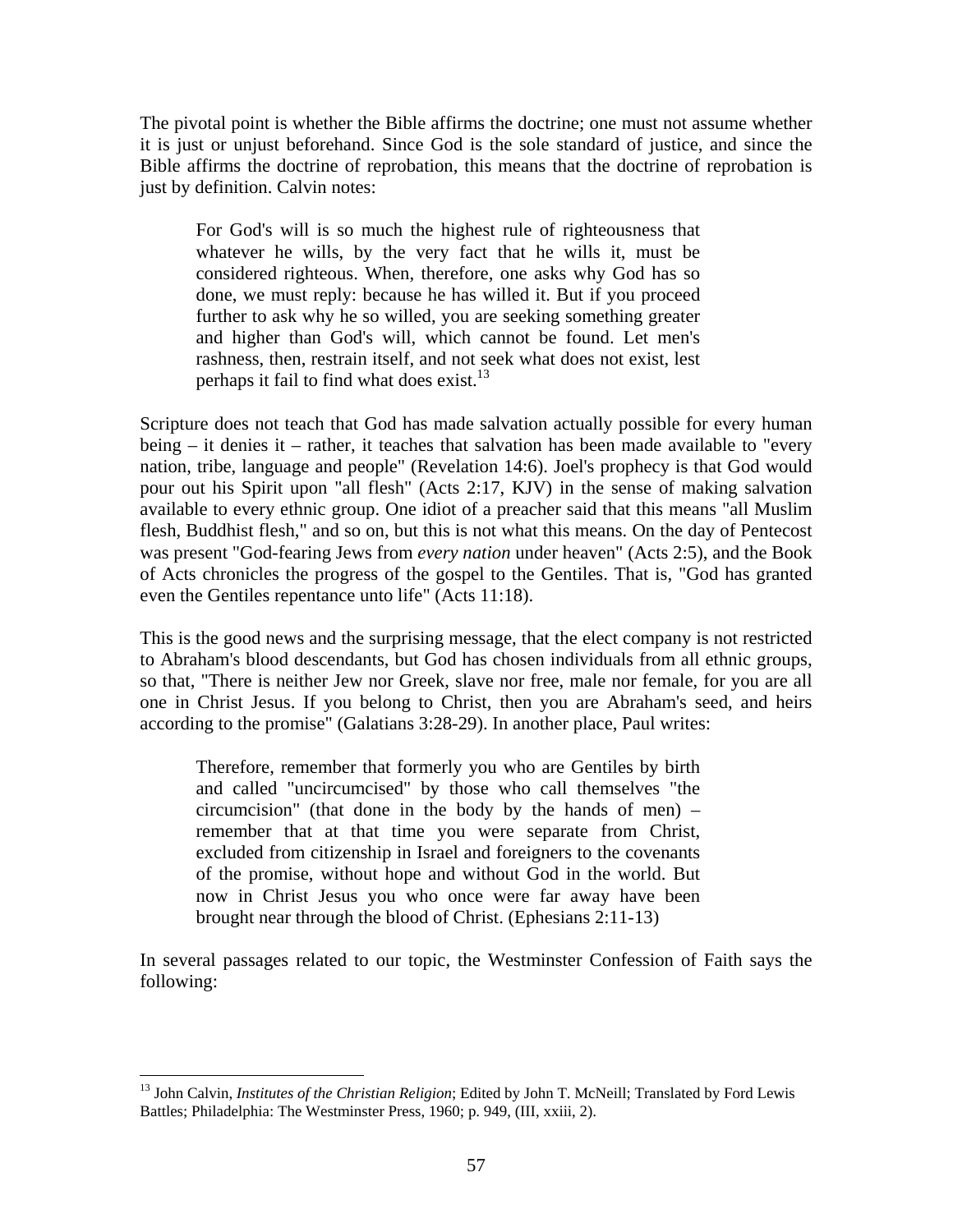The pivotal point is whether the Bible affirms the doctrine; one must not assume whether it is just or unjust beforehand. Since God is the sole standard of justice, and since the Bible affirms the doctrine of reprobation, this means that the doctrine of reprobation is just by definition. Calvin notes:

> For God's will is so much the highest rule of righteousness that whatever he wills, by the very fact that he wills it, must be considered righteous. When, therefore, one asks why God has so done, we must reply: because he has willed it. But if you proceed further to ask why he so willed, you are seeking something greater and higher than God's will, which cannot be found. Let men's rashness, then, restrain itself, and not seek what does not exist, lest perhaps it fail to find what does exist.[13]

Scripture does not teach that God has made salvation actually possible for every human being – it denies it – rather, it teaches that salvation has been made available to "every nation, tribe, language and people" (Revelation 14:6). Joel's prophecy is that God would pour out his Spirit upon "all flesh" (Acts 2:17, KJV) in the sense of making salvation available to every ethnic group. One idiot of a preacher said that this means "all Muslim flesh, Buddhist flesh," and so on, but this is not what this means. On the day of Pentecost was present "God-fearing Jews from *every nation* under heaven" (Acts 2:5), and the Book of Acts chronicles the progress of the gospel to the Gentiles. That is, "God has granted even the Gentiles repentance unto life" (Acts 11:18).

This is the good news and the surprising message, that the elect company is not restricted to Abraham's blood descendants, but God has chosen individuals from all ethnic groups, so that, "There is neither Jew nor Greek, slave nor free, male nor female, for you are all one in Christ Jesus. If you belong to Christ, then you are Abraham's seed, and heirs according to the promise" (Galatians 3:28-29). In another place, Paul writes:

> Therefore, remember that formerly you who are Gentiles by birth and called "uncircumcised" by those who call themselves "the circumcision" (that done in the body by the hands of men) – remember that at that time you were separate from Christ, excluded from citizenship in Israel and foreigners to the covenants of the promise, without hope and without God in the world. But now in Christ Jesus you who once were far away have been brought near through the blood of Christ. (Ephesians 2:11-13)

In several passages related to our topic, the Westminster Confession of Faith says the following:

---

[13] John Calvin, *Institutes of the Christian Religion*; Edited by John T. McNeill; Translated by Ford Lewis Battles; Philadelphia: The Westminster Press, 1960; p. 949, (III, xxiii, 2).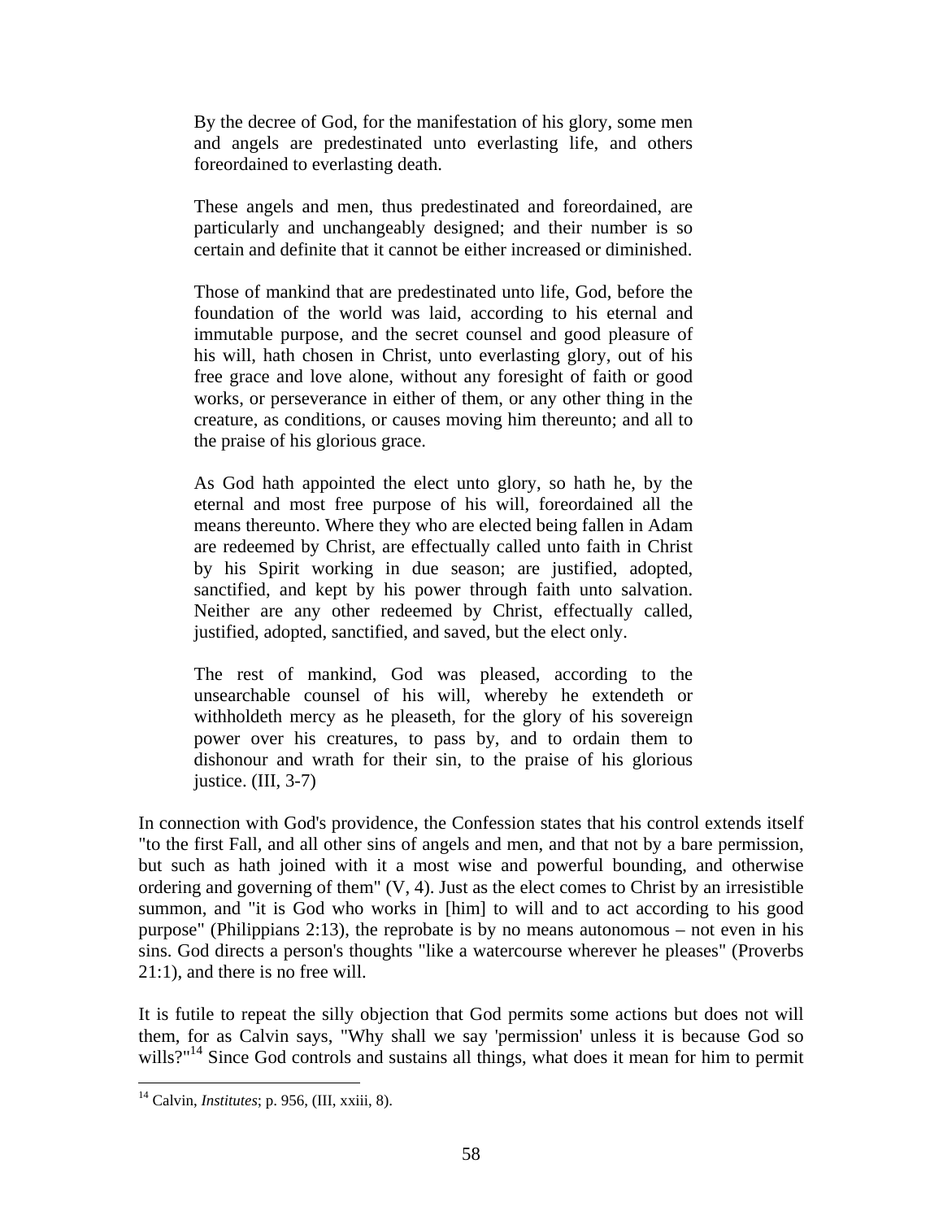> By the decree of God, for the manifestation of his glory, some men and angels are predestinated unto everlasting life, and others foreordained to everlasting death.
>
> These angels and men, thus predestinated and foreordained, are particularly and unchangeably designed; and their number is so certain and definite that it cannot be either increased or diminished.
>
> Those of mankind that are predestinated unto life, God, before the foundation of the world was laid, according to his eternal and immutable purpose, and the secret counsel and good pleasure of his will, hath chosen in Christ, unto everlasting glory, out of his free grace and love alone, without any foresight of faith or good works, or perseverance in either of them, or any other thing in the creature, as conditions, or causes moving him thereunto; and all to the praise of his glorious grace.
>
> As God hath appointed the elect unto glory, so hath he, by the eternal and most free purpose of his will, foreordained all the means thereunto. Where they who are elected being fallen in Adam are redeemed by Christ, are effectually called unto faith in Christ by his Spirit working in due season; are justified, adopted, sanctified, and kept by his power through faith unto salvation. Neither are any other redeemed by Christ, effectually called, justified, adopted, sanctified, and saved, but the elect only.
>
> The rest of mankind, God was pleased, according to the unsearchable counsel of his will, whereby he extendeth or withholdeth mercy as he pleaseth, for the glory of his sovereign power over his creatures, to pass by, and to ordain them to dishonour and wrath for their sin, to the praise of his glorious justice. (III, 3-7)

In connection with God's providence, the Confession states that his control extends itself "to the first Fall, and all other sins of angels and men, and that not by a bare permission, but such as hath joined with it a most wise and powerful bounding, and otherwise ordering and governing of them" (V, 4). Just as the elect comes to Christ by an irresistible summon, and "it is God who works in [him] to will and to act according to his good purpose" (Philippians 2:13), the reprobate is by no means autonomous – not even in his sins. God directs a person's thoughts "like a watercourse wherever he pleases" (Proverbs 21:1), and there is no free will.

It is futile to repeat the silly objection that God permits some actions but does not will them, for as Calvin says, "Why shall we say 'permission' unless it is because God so wills?"[14] Since God controls and sustains all things, what does it mean for him to permit

---

[14] Calvin, *Institutes*; p. 956, (III, xxiii, 8).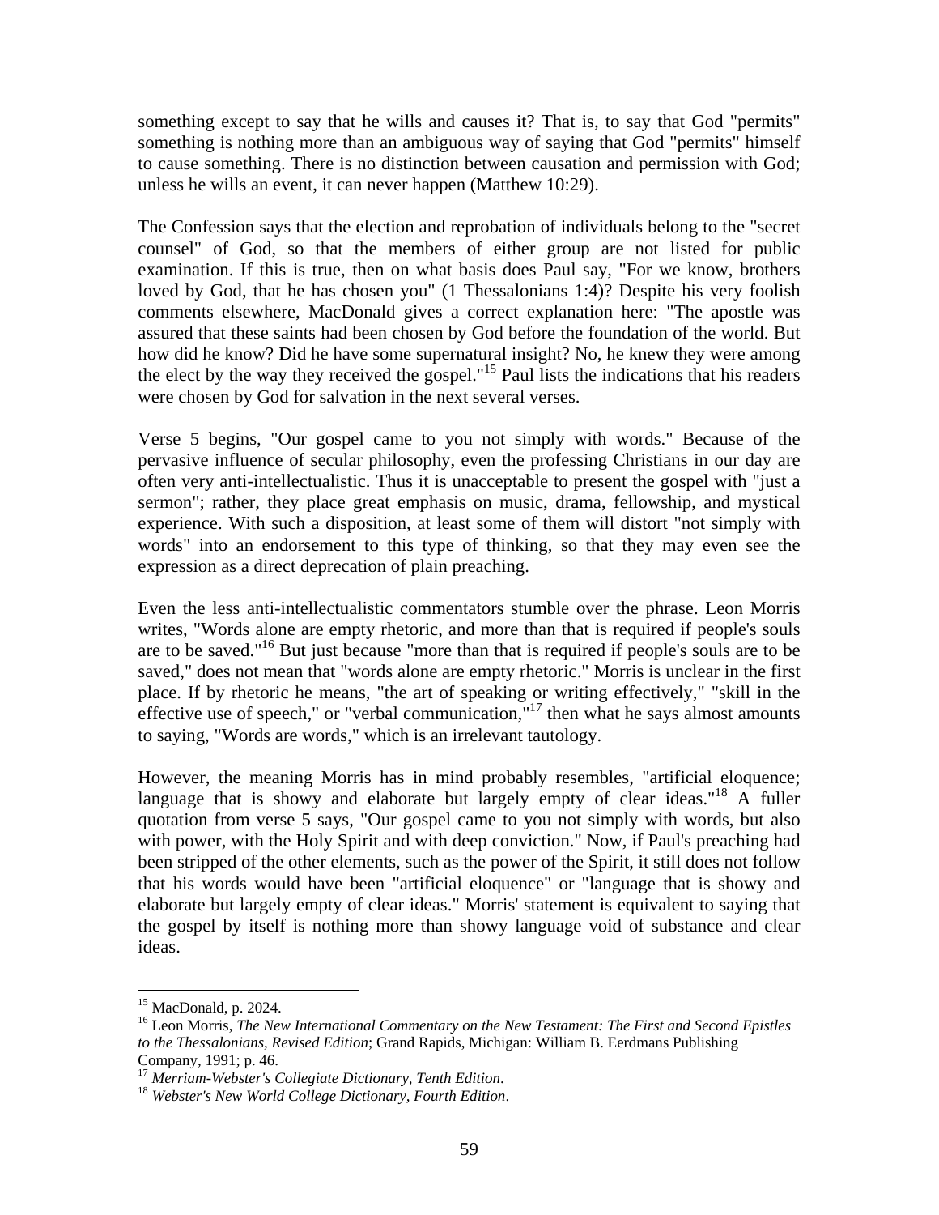something except to say that he wills and causes it? That is, to say that God "permits" something is nothing more than an ambiguous way of saying that God "permits" himself to cause something. There is no distinction between causation and permission with God; unless he wills an event, it can never happen (Matthew 10:29).

The Confession says that the election and reprobation of individuals belong to the "secret counsel" of God, so that the members of either group are not listed for public examination. If this is true, then on what basis does Paul say, "For we know, brothers loved by God, that he has chosen you" (1 Thessalonians 1:4)? Despite his very foolish comments elsewhere, MacDonald gives a correct explanation here: "The apostle was assured that these saints had been chosen by God before the foundation of the world. But how did he know? Did he have some supernatural insight? No, he knew they were among the elect by the way they received the gospel."[15] Paul lists the indications that his readers were chosen by God for salvation in the next several verses.

Verse 5 begins, "Our gospel came to you not simply with words." Because of the pervasive influence of secular philosophy, even the professing Christians in our day are often very anti-intellectualistic. Thus it is unacceptable to present the gospel with "just a sermon"; rather, they place great emphasis on music, drama, fellowship, and mystical experience. With such a disposition, at least some of them will distort "not simply with words" into an endorsement to this type of thinking, so that they may even see the expression as a direct deprecation of plain preaching.

Even the less anti-intellectualistic commentators stumble over the phrase. Leon Morris writes, "Words alone are empty rhetoric, and more than that is required if people's souls are to be saved."[16] But just because "more than that is required if people's souls are to be saved," does not mean that "words alone are empty rhetoric." Morris is unclear in the first place. If by rhetoric he means, "the art of speaking or writing effectively," "skill in the effective use of speech," or "verbal communication,"[17] then what he says almost amounts to saying, "Words are words," which is an irrelevant tautology.

However, the meaning Morris has in mind probably resembles, "artificial eloquence; language that is showy and elaborate but largely empty of clear ideas."[18] A fuller quotation from verse 5 says, "Our gospel came to you not simply with words, but also with power, with the Holy Spirit and with deep conviction." Now, if Paul's preaching had been stripped of the other elements, such as the power of the Spirit, it still does not follow that his words would have been "artificial eloquence" or "language that is showy and elaborate but largely empty of clear ideas." Morris' statement is equivalent to saying that the gospel by itself is nothing more than showy language void of substance and clear ideas.

---

[15] MacDonald, p. 2024.

[16] Leon Morris, *The New International Commentary on the New Testament: The First and Second Epistles to the Thessalonians, Revised Edition*; Grand Rapids, Michigan: William B. Eerdmans Publishing Company, 1991; p. 46.

[17] *Merriam-Webster's Collegiate Dictionary, Tenth Edition*.

[18] *Webster's New World College Dictionary, Fourth Edition*.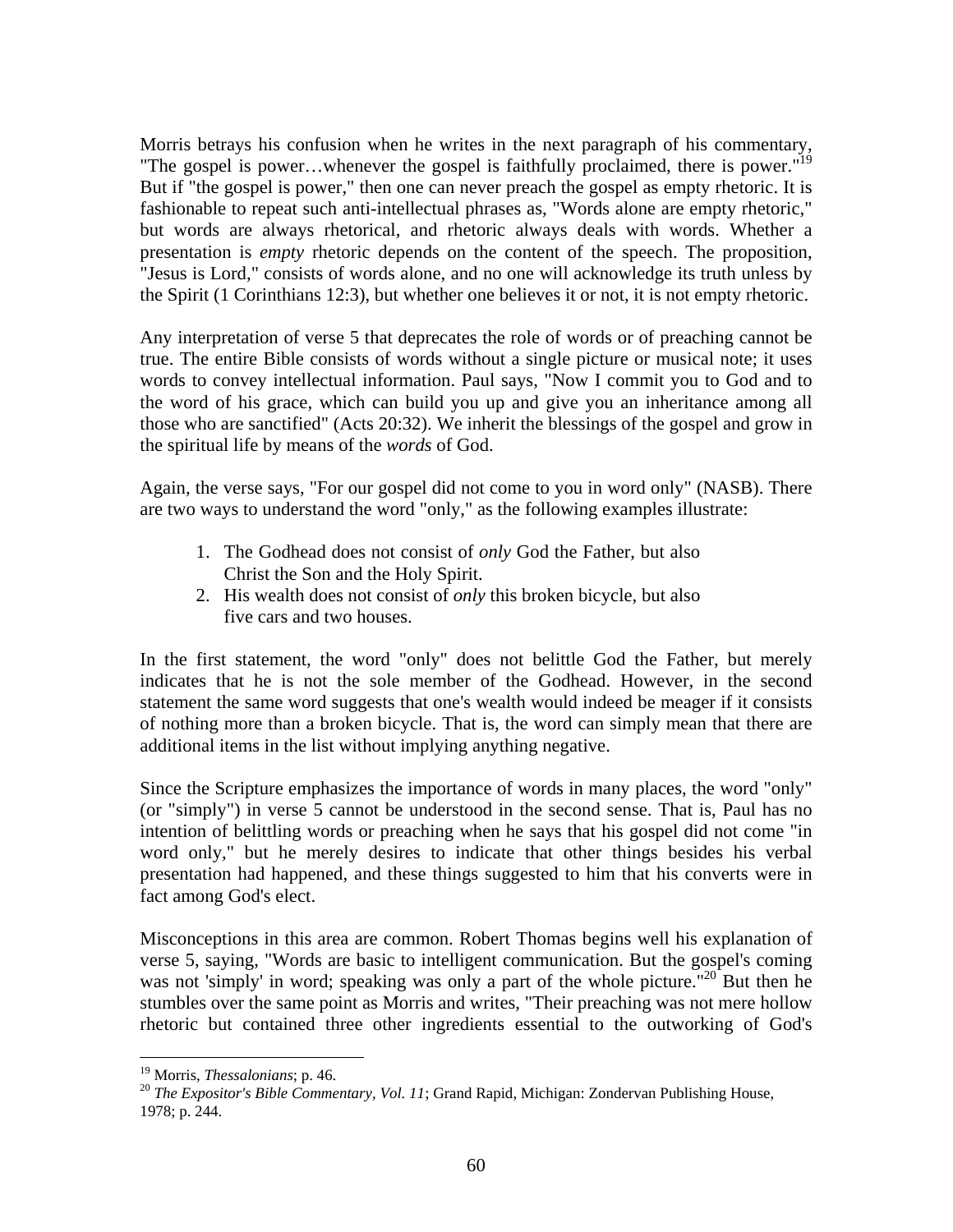Morris betrays his confusion when he writes in the next paragraph of his commentary, "The gospel is power…whenever the gospel is faithfully proclaimed, there is power."[19] But if "the gospel is power," then one can never preach the gospel as empty rhetoric. It is fashionable to repeat such anti-intellectual phrases as, "Words alone are empty rhetoric," but words are always rhetorical, and rhetoric always deals with words. Whether a presentation is *empty* rhetoric depends on the content of the speech. The proposition, "Jesus is Lord," consists of words alone, and no one will acknowledge its truth unless by the Spirit (1 Corinthians 12:3), but whether one believes it or not, it is not empty rhetoric.

Any interpretation of verse 5 that deprecates the role of words or of preaching cannot be true. The entire Bible consists of words without a single picture or musical note; it uses words to convey intellectual information. Paul says, "Now I commit you to God and to the word of his grace, which can build you up and give you an inheritance among all those who are sanctified" (Acts 20:32). We inherit the blessings of the gospel and grow in the spiritual life by means of the *words* of God.

Again, the verse says, "For our gospel did not come to you in word only" (NASB). There are two ways to understand the word "only," as the following examples illustrate:

1. The Godhead does not consist of *only* God the Father, but also Christ the Son and the Holy Spirit.
2. His wealth does not consist of *only* this broken bicycle, but also five cars and two houses.

In the first statement, the word "only" does not belittle God the Father, but merely indicates that he is not the sole member of the Godhead. However, in the second statement the same word suggests that one's wealth would indeed be meager if it consists of nothing more than a broken bicycle. That is, the word can simply mean that there are additional items in the list without implying anything negative.

Since the Scripture emphasizes the importance of words in many places, the word "only" (or "simply") in verse 5 cannot be understood in the second sense. That is, Paul has no intention of belittling words or preaching when he says that his gospel did not come "in word only," but he merely desires to indicate that other things besides his verbal presentation had happened, and these things suggested to him that his converts were in fact among God's elect.

Misconceptions in this area are common. Robert Thomas begins well his explanation of verse 5, saying, "Words are basic to intelligent communication. But the gospel's coming was not 'simply' in word; speaking was only a part of the whole picture."[20] But then he stumbles over the same point as Morris and writes, "Their preaching was not mere hollow rhetoric but contained three other ingredients essential to the outworking of God's

---

[19] Morris, *Thessalonians*; p. 46.

[20] *The Expositor's Bible Commentary, Vol. 11*; Grand Rapid, Michigan: Zondervan Publishing House, 1978; p. 244.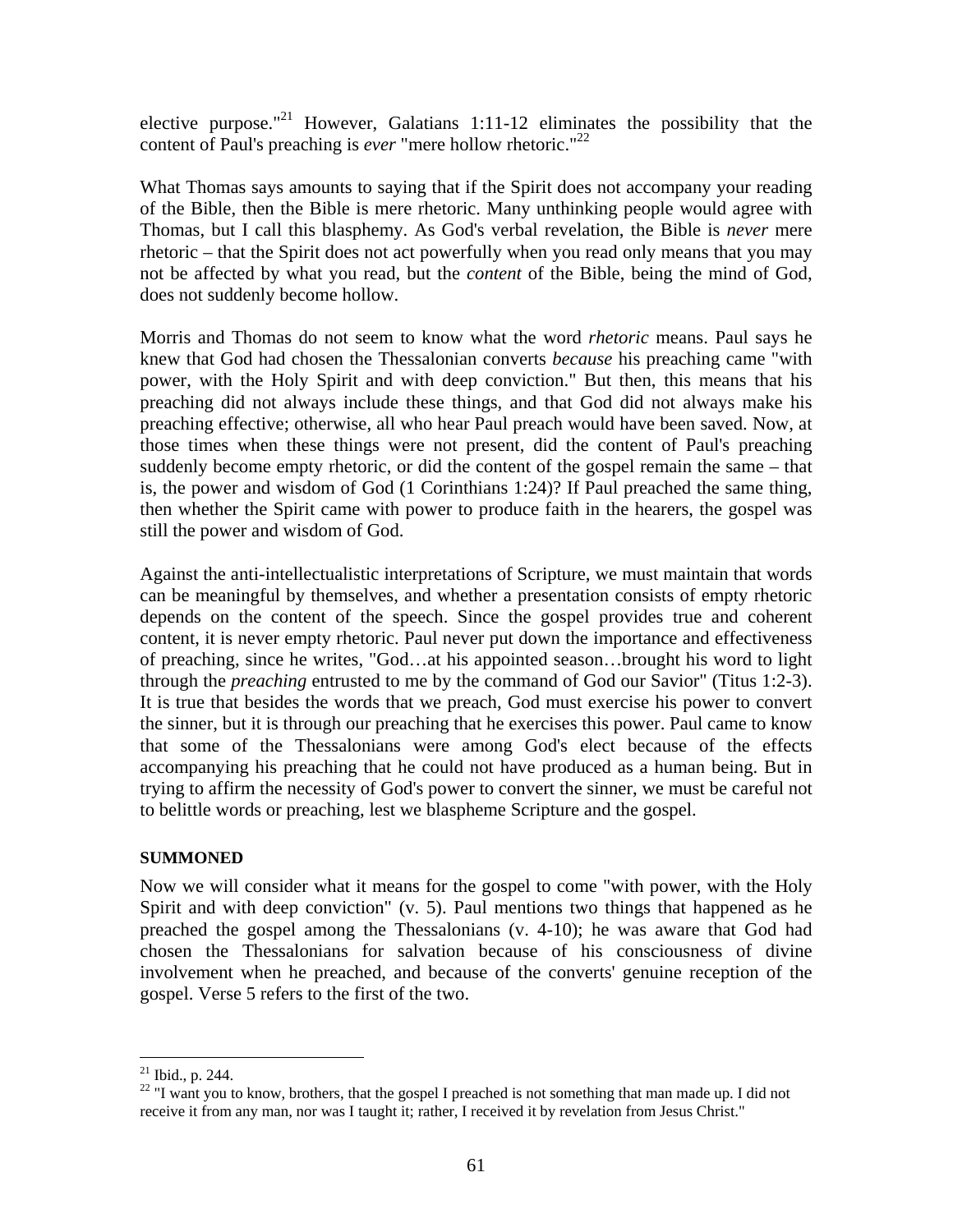elective purpose."[21] However, Galatians 1:11-12 eliminates the possibility that the content of Paul's preaching is *ever* "mere hollow rhetoric."[22]

What Thomas says amounts to saying that if the Spirit does not accompany your reading of the Bible, then the Bible is mere rhetoric. Many unthinking people would agree with Thomas, but I call this blasphemy. As God's verbal revelation, the Bible is *never* mere rhetoric – that the Spirit does not act powerfully when you read only means that you may not be affected by what you read, but the *content* of the Bible, being the mind of God, does not suddenly become hollow.

Morris and Thomas do not seem to know what the word *rhetoric* means. Paul says he knew that God had chosen the Thessalonian converts *because* his preaching came "with power, with the Holy Spirit and with deep conviction." But then, this means that his preaching did not always include these things, and that God did not always make his preaching effective; otherwise, all who hear Paul preach would have been saved. Now, at those times when these things were not present, did the content of Paul's preaching suddenly become empty rhetoric, or did the content of the gospel remain the same – that is, the power and wisdom of God (1 Corinthians 1:24)? If Paul preached the same thing, then whether the Spirit came with power to produce faith in the hearers, the gospel was still the power and wisdom of God.

Against the anti-intellectualistic interpretations of Scripture, we must maintain that words can be meaningful by themselves, and whether a presentation consists of empty rhetoric depends on the content of the speech. Since the gospel provides true and coherent content, it is never empty rhetoric. Paul never put down the importance and effectiveness of preaching, since he writes, "God…at his appointed season…brought his word to light through the *preaching* entrusted to me by the command of God our Savior" (Titus 1:2-3). It is true that besides the words that we preach, God must exercise his power to convert the sinner, but it is through our preaching that he exercises this power. Paul came to know that some of the Thessalonians were among God's elect because of the effects accompanying his preaching that he could not have produced as a human being. But in trying to affirm the necessity of God's power to convert the sinner, we must be careful not to belittle words or preaching, lest we blaspheme Scripture and the gospel.

**SUMMONED**

Now we will consider what it means for the gospel to come "with power, with the Holy Spirit and with deep conviction" (v. 5). Paul mentions two things that happened as he preached the gospel among the Thessalonians (v. 4-10); he was aware that God had chosen the Thessalonians for salvation because of his consciousness of divine involvement when he preached, and because of the converts' genuine reception of the gospel. Verse 5 refers to the first of the two.

---

[21] Ibid., p. 244.

[22] "I want you to know, brothers, that the gospel I preached is not something that man made up. I did not receive it from any man, nor was I taught it; rather, I received it by revelation from Jesus Christ."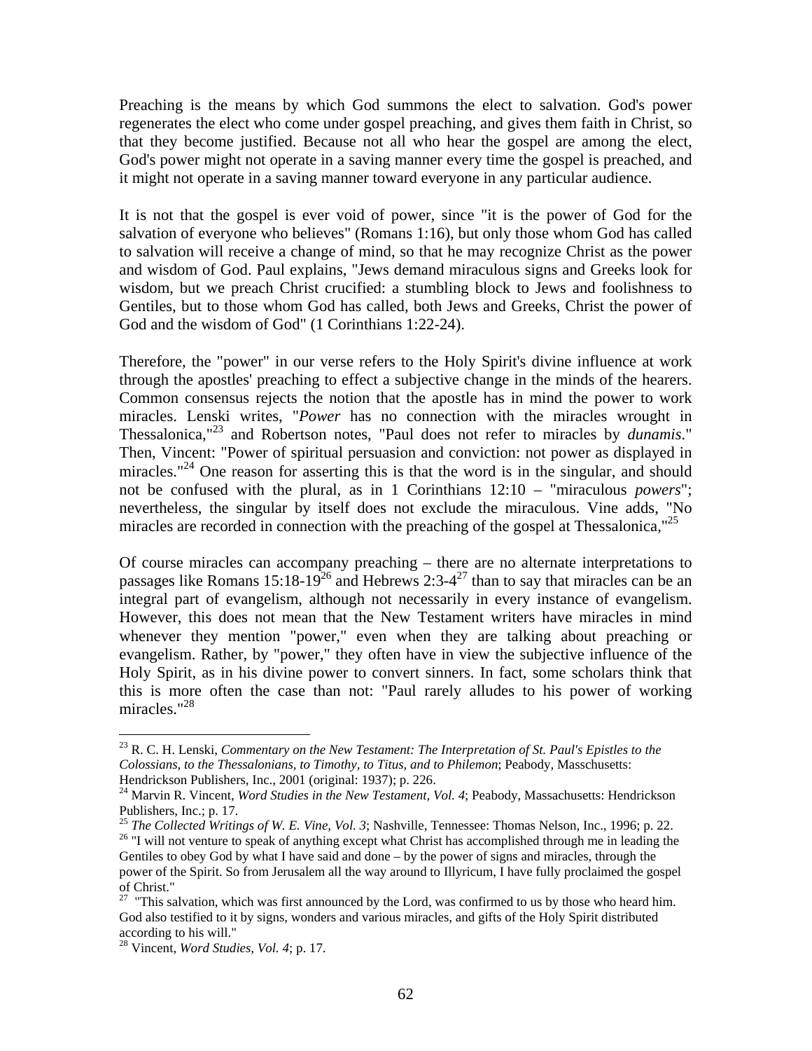Preaching is the means by which God summons the elect to salvation. God's power regenerates the elect who come under gospel preaching, and gives them faith in Christ, so that they become justified. Because not all who hear the gospel are among the elect, God's power might not operate in a saving manner every time the gospel is preached, and it might not operate in a saving manner toward everyone in any particular audience.

It is not that the gospel is ever void of power, since "it is the power of God for the salvation of everyone who believes" (Romans 1:16), but only those whom God has called to salvation will receive a change of mind, so that he may recognize Christ as the power and wisdom of God. Paul explains, "Jews demand miraculous signs and Greeks look for wisdom, but we preach Christ crucified: a stumbling block to Jews and foolishness to Gentiles, but to those whom God has called, both Jews and Greeks, Christ the power of God and the wisdom of God" (1 Corinthians 1:22-24).

Therefore, the "power" in our verse refers to the Holy Spirit's divine influence at work through the apostles' preaching to effect a subjective change in the minds of the hearers. Common consensus rejects the notion that the apostle has in mind the power to work miracles. Lenski writes, "*Power* has no connection with the miracles wrought in Thessalonica,"[23] and Robertson notes, "Paul does not refer to miracles by *dunamis*." Then, Vincent: "Power of spiritual persuasion and conviction: not power as displayed in miracles."[24] One reason for asserting this is that the word is in the singular, and should not be confused with the plural, as in 1 Corinthians 12:10 – "miraculous *powers*"; nevertheless, the singular by itself does not exclude the miraculous. Vine adds, "No miracles are recorded in connection with the preaching of the gospel at Thessalonica,"[25]

Of course miracles can accompany preaching – there are no alternate interpretations to passages like Romans 15:18-19[26] and Hebrews 2:3-4[27] than to say that miracles can be an integral part of evangelism, although not necessarily in every instance of evangelism. However, this does not mean that the New Testament writers have miracles in mind whenever they mention "power," even when they are talking about preaching or evangelism. Rather, by "power," they often have in view the subjective influence of the Holy Spirit, as in his divine power to convert sinners. In fact, some scholars think that this is more often the case than not: "Paul rarely alludes to his power of working miracles."[28]

---

[23] R. C. H. Lenski, *Commentary on the New Testament: The Interpretation of St. Paul's Epistles to the Colossians, to the Thessalonians, to Timothy, to Titus, and to Philemon*; Peabody, Masschusetts: Hendrickson Publishers, Inc., 2001 (original: 1937); p. 226.

[24] Marvin R. Vincent, *Word Studies in the New Testament, Vol. 4*; Peabody, Massachusetts: Hendrickson Publishers, Inc.; p. 17.

[25] *The Collected Writings of W. E. Vine, Vol. 3*; Nashville, Tennessee: Thomas Nelson, Inc., 1996; p. 22.

[26] "I will not venture to speak of anything except what Christ has accomplished through me in leading the Gentiles to obey God by what I have said and done – by the power of signs and miracles, through the power of the Spirit. So from Jerusalem all the way around to Illyricum, I have fully proclaimed the gospel of Christ."

[27] "This salvation, which was first announced by the Lord, was confirmed to us by those who heard him. God also testified to it by signs, wonders and various miracles, and gifts of the Holy Spirit distributed according to his will."

[28] Vincent, *Word Studies, Vol. 4*; p. 17.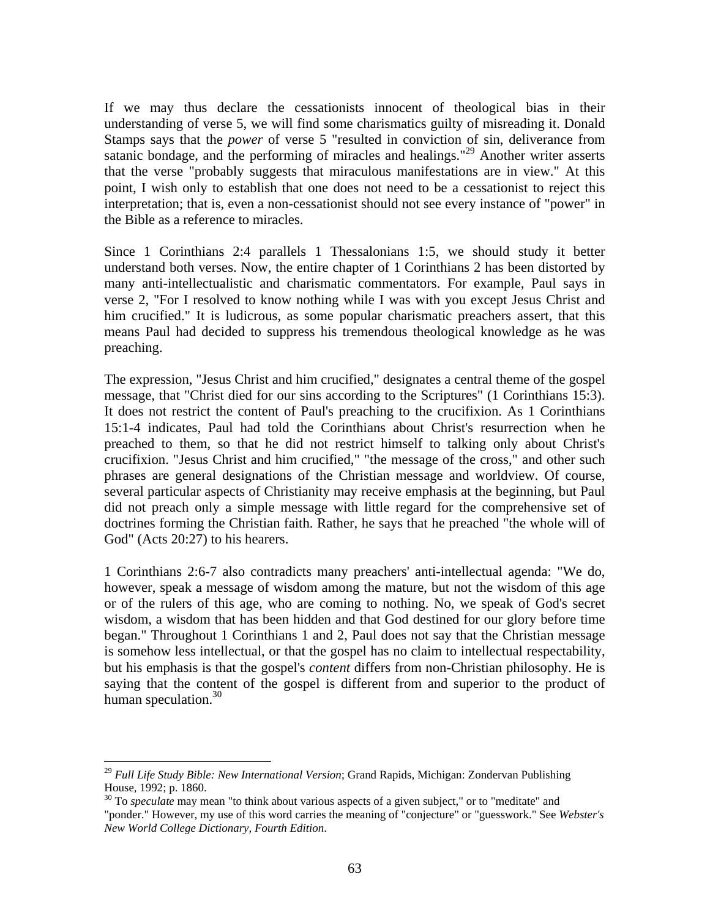If we may thus declare the cessationists innocent of theological bias in their understanding of verse 5, we will find some charismatics guilty of misreading it. Donald Stamps says that the *power* of verse 5 "resulted in conviction of sin, deliverance from satanic bondage, and the performing of miracles and healings."[29] Another writer asserts that the verse "probably suggests that miraculous manifestations are in view." At this point, I wish only to establish that one does not need to be a cessationist to reject this interpretation; that is, even a non-cessationist should not see every instance of "power" in the Bible as a reference to miracles.

Since 1 Corinthians 2:4 parallels 1 Thessalonians 1:5, we should study it better understand both verses. Now, the entire chapter of 1 Corinthians 2 has been distorted by many anti-intellectualistic and charismatic commentators. For example, Paul says in verse 2, "For I resolved to know nothing while I was with you except Jesus Christ and him crucified." It is ludicrous, as some popular charismatic preachers assert, that this means Paul had decided to suppress his tremendous theological knowledge as he was preaching.

The expression, "Jesus Christ and him crucified," designates a central theme of the gospel message, that "Christ died for our sins according to the Scriptures" (1 Corinthians 15:3). It does not restrict the content of Paul's preaching to the crucifixion. As 1 Corinthians 15:1-4 indicates, Paul had told the Corinthians about Christ's resurrection when he preached to them, so that he did not restrict himself to talking only about Christ's crucifixion. "Jesus Christ and him crucified," "the message of the cross," and other such phrases are general designations of the Christian message and worldview. Of course, several particular aspects of Christianity may receive emphasis at the beginning, but Paul did not preach only a simple message with little regard for the comprehensive set of doctrines forming the Christian faith. Rather, he says that he preached "the whole will of God" (Acts 20:27) to his hearers.

1 Corinthians 2:6-7 also contradicts many preachers' anti-intellectual agenda: "We do, however, speak a message of wisdom among the mature, but not the wisdom of this age or of the rulers of this age, who are coming to nothing. No, we speak of God's secret wisdom, a wisdom that has been hidden and that God destined for our glory before time began." Throughout 1 Corinthians 1 and 2, Paul does not say that the Christian message is somehow less intellectual, or that the gospel has no claim to intellectual respectability, but his emphasis is that the gospel's *content* differs from non-Christian philosophy. He is saying that the content of the gospel is different from and superior to the product of human speculation.[30]

---

[29] *Full Life Study Bible: New International Version*; Grand Rapids, Michigan: Zondervan Publishing House, 1992; p. 1860.

[30] To *speculate* may mean "to think about various aspects of a given subject," or to "meditate" and "ponder." However, my use of this word carries the meaning of "conjecture" or "guesswork." See *Webster's New World College Dictionary, Fourth Edition*.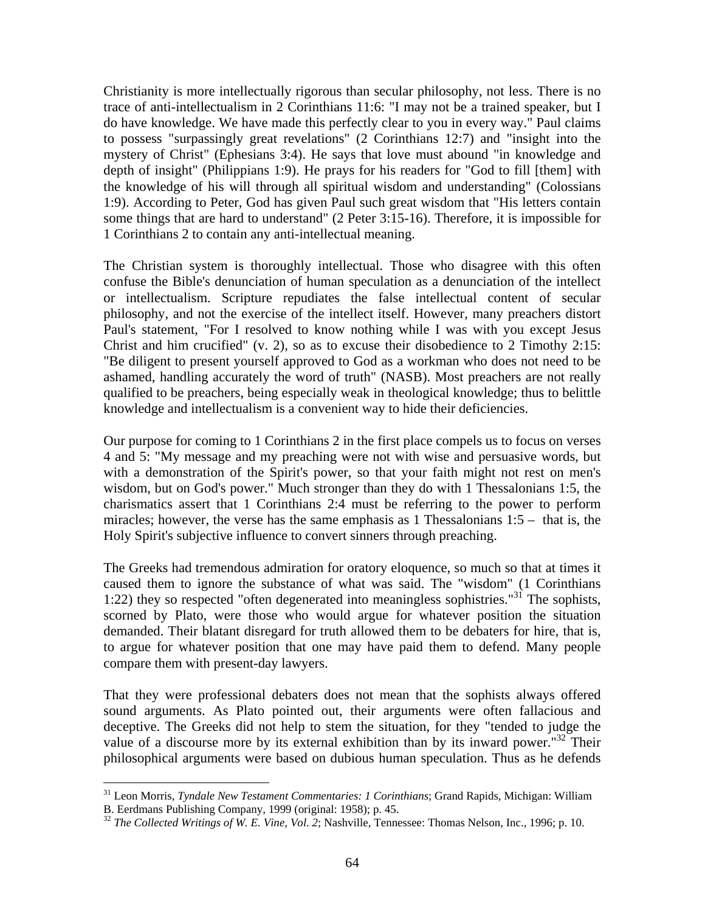Christianity is more intellectually rigorous than secular philosophy, not less. There is no trace of anti-intellectualism in 2 Corinthians 11:6: "I may not be a trained speaker, but I do have knowledge. We have made this perfectly clear to you in every way." Paul claims to possess "surpassingly great revelations" (2 Corinthians 12:7) and "insight into the mystery of Christ" (Ephesians 3:4). He says that love must abound "in knowledge and depth of insight" (Philippians 1:9). He prays for his readers for "God to fill [them] with the knowledge of his will through all spiritual wisdom and understanding" (Colossians 1:9). According to Peter, God has given Paul such great wisdom that "His letters contain some things that are hard to understand" (2 Peter 3:15-16). Therefore, it is impossible for 1 Corinthians 2 to contain any anti-intellectual meaning.

The Christian system is thoroughly intellectual. Those who disagree with this often confuse the Bible's denunciation of human speculation as a denunciation of the intellect or intellectualism. Scripture repudiates the false intellectual content of secular philosophy, and not the exercise of the intellect itself. However, many preachers distort Paul's statement, "For I resolved to know nothing while I was with you except Jesus Christ and him crucified" (v. 2), so as to excuse their disobedience to 2 Timothy 2:15: "Be diligent to present yourself approved to God as a workman who does not need to be ashamed, handling accurately the word of truth" (NASB). Most preachers are not really qualified to be preachers, being especially weak in theological knowledge; thus to belittle knowledge and intellectualism is a convenient way to hide their deficiencies.

Our purpose for coming to 1 Corinthians 2 in the first place compels us to focus on verses 4 and 5: "My message and my preaching were not with wise and persuasive words, but with a demonstration of the Spirit's power, so that your faith might not rest on men's wisdom, but on God's power." Much stronger than they do with 1 Thessalonians 1:5, the charismatics assert that 1 Corinthians 2:4 must be referring to the power to perform miracles; however, the verse has the same emphasis as 1 Thessalonians 1:5 – that is, the Holy Spirit's subjective influence to convert sinners through preaching.

The Greeks had tremendous admiration for oratory eloquence, so much so that at times it caused them to ignore the substance of what was said. The "wisdom" (1 Corinthians 1:22) they so respected "often degenerated into meaningless sophistries."[31] The sophists, scorned by Plato, were those who would argue for whatever position the situation demanded. Their blatant disregard for truth allowed them to be debaters for hire, that is, to argue for whatever position that one may have paid them to defend. Many people compare them with present-day lawyers.

That they were professional debaters does not mean that the sophists always offered sound arguments. As Plato pointed out, their arguments were often fallacious and deceptive. The Greeks did not help to stem the situation, for they "tended to judge the value of a discourse more by its external exhibition than by its inward power."[32] Their philosophical arguments were based on dubious human speculation. Thus as he defends

---

[31] Leon Morris, *Tyndale New Testament Commentaries: 1 Corinthians*; Grand Rapids, Michigan: William B. Eerdmans Publishing Company, 1999 (original: 1958); p. 45.

[32] *The Collected Writings of W. E. Vine, Vol. 2*; Nashville, Tennessee: Thomas Nelson, Inc., 1996; p. 10.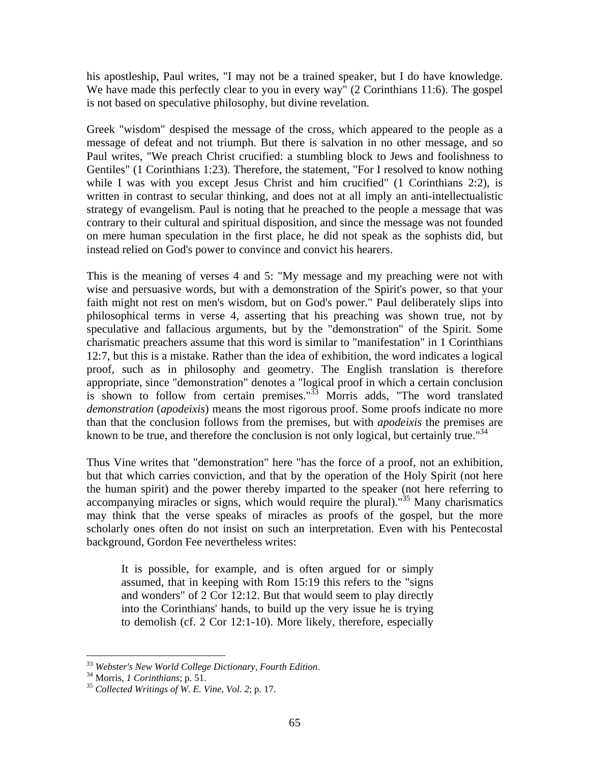his apostleship, Paul writes, "I may not be a trained speaker, but I do have knowledge. We have made this perfectly clear to you in every way" (2 Corinthians 11:6). The gospel is not based on speculative philosophy, but divine revelation.

Greek "wisdom" despised the message of the cross, which appeared to the people as a message of defeat and not triumph. But there is salvation in no other message, and so Paul writes, "We preach Christ crucified: a stumbling block to Jews and foolishness to Gentiles" (1 Corinthians 1:23). Therefore, the statement, "For I resolved to know nothing while I was with you except Jesus Christ and him crucified" (1 Corinthians 2:2), is written in contrast to secular thinking, and does not at all imply an anti-intellectualistic strategy of evangelism. Paul is noting that he preached to the people a message that was contrary to their cultural and spiritual disposition, and since the message was not founded on mere human speculation in the first place, he did not speak as the sophists did, but instead relied on God's power to convince and convict his hearers.

This is the meaning of verses 4 and 5: "My message and my preaching were not with wise and persuasive words, but with a demonstration of the Spirit's power, so that your faith might not rest on men's wisdom, but on God's power." Paul deliberately slips into philosophical terms in verse 4, asserting that his preaching was shown true, not by speculative and fallacious arguments, but by the "demonstration" of the Spirit. Some charismatic preachers assume that this word is similar to "manifestation" in 1 Corinthians 12:7, but this is a mistake. Rather than the idea of exhibition, the word indicates a logical proof, such as in philosophy and geometry. The English translation is therefore appropriate, since "demonstration" denotes a "logical proof in which a certain conclusion is shown to follow from certain premises."[33] Morris adds, "The word translated *demonstration* (*apodeixis*) means the most rigorous proof. Some proofs indicate no more than that the conclusion follows from the premises, but with *apodeixis* the premises are known to be true, and therefore the conclusion is not only logical, but certainly true."[34]

Thus Vine writes that "demonstration" here "has the force of a proof, not an exhibition, but that which carries conviction, and that by the operation of the Holy Spirit (not here the human spirit) and the power thereby imparted to the speaker (not here referring to accompanying miracles or signs, which would require the plural)."[35] Many charismatics may think that the verse speaks of miracles as proofs of the gospel, but the more scholarly ones often do not insist on such an interpretation. Even with his Pentecostal background, Gordon Fee nevertheless writes:

> It is possible, for example, and is often argued for or simply assumed, that in keeping with Rom 15:19 this refers to the "signs and wonders" of 2 Cor 12:12. But that would seem to play directly into the Corinthians' hands, to build up the very issue he is trying to demolish (cf. 2 Cor 12:1-10). More likely, therefore, especially

---

[33] *Webster's New World College Dictionary, Fourth Edition*.
[34] Morris, *1 Corinthians*; p. 51.
[35] *Collected Writings of W. E. Vine, Vol. 2*; p. 17.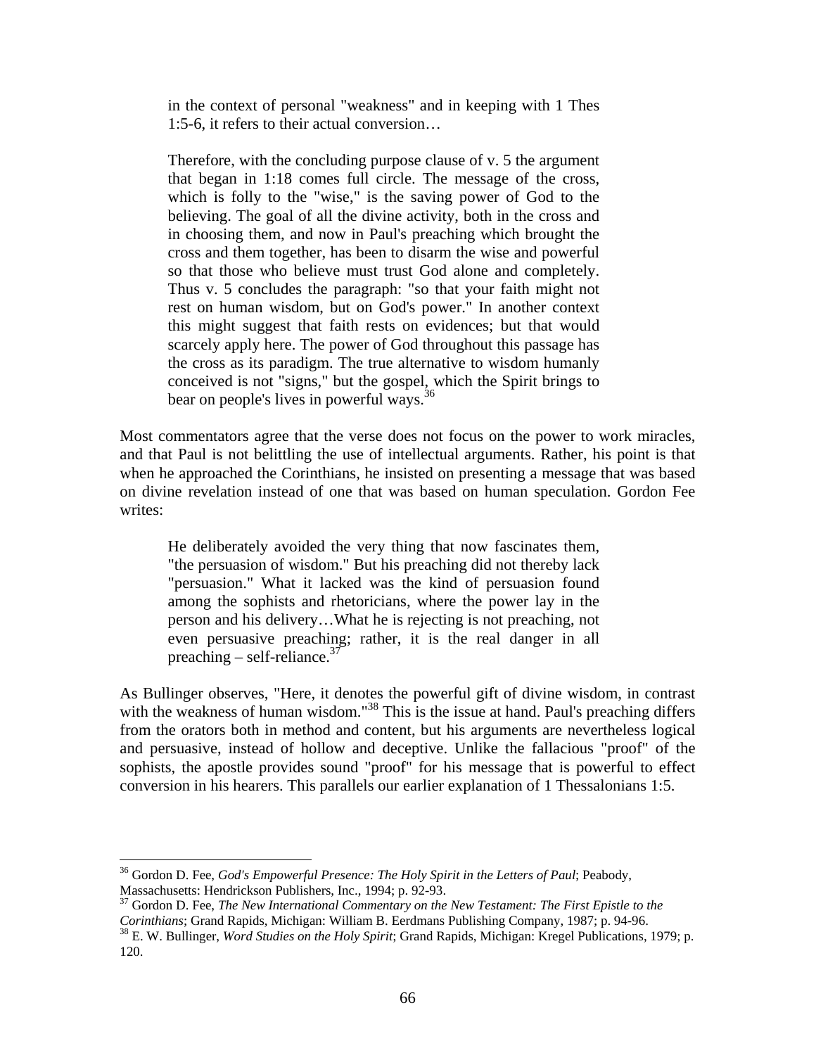> in the context of personal "weakness" and in keeping with 1 Thes 1:5-6, it refers to their actual conversion…
>
> Therefore, with the concluding purpose clause of v. 5 the argument that began in 1:18 comes full circle. The message of the cross, which is folly to the "wise," is the saving power of God to the believing. The goal of all the divine activity, both in the cross and in choosing them, and now in Paul's preaching which brought the cross and them together, has been to disarm the wise and powerful so that those who believe must trust God alone and completely. Thus v. 5 concludes the paragraph: "so that your faith might not rest on human wisdom, but on God's power." In another context this might suggest that faith rests on evidences; but that would scarcely apply here. The power of God throughout this passage has the cross as its paradigm. The true alternative to wisdom humanly conceived is not "signs," but the gospel, which the Spirit brings to bear on people's lives in powerful ways.[36]

Most commentators agree that the verse does not focus on the power to work miracles, and that Paul is not belittling the use of intellectual arguments. Rather, his point is that when he approached the Corinthians, he insisted on presenting a message that was based on divine revelation instead of one that was based on human speculation. Gordon Fee writes:

> He deliberately avoided the very thing that now fascinates them, "the persuasion of wisdom." But his preaching did not thereby lack "persuasion." What it lacked was the kind of persuasion found among the sophists and rhetoricians, where the power lay in the person and his delivery…What he is rejecting is not preaching, not even persuasive preaching; rather, it is the real danger in all preaching – self-reliance.[37]

As Bullinger observes, "Here, it denotes the powerful gift of divine wisdom, in contrast with the weakness of human wisdom."[38] This is the issue at hand. Paul's preaching differs from the orators both in method and content, but his arguments are nevertheless logical and persuasive, instead of hollow and deceptive. Unlike the fallacious "proof" of the sophists, the apostle provides sound "proof" for his message that is powerful to effect conversion in his hearers. This parallels our earlier explanation of 1 Thessalonians 1:5.

---

[36] Gordon D. Fee, *God's Empowerful Presence: The Holy Spirit in the Letters of Paul*; Peabody, Massachusetts: Hendrickson Publishers, Inc., 1994; p. 92-93.

[37] Gordon D. Fee, *The New International Commentary on the New Testament: The First Epistle to the Corinthians*; Grand Rapids, Michigan: William B. Eerdmans Publishing Company, 1987; p. 94-96.

[38] E. W. Bullinger, *Word Studies on the Holy Spirit*; Grand Rapids, Michigan: Kregel Publications, 1979; p. 120.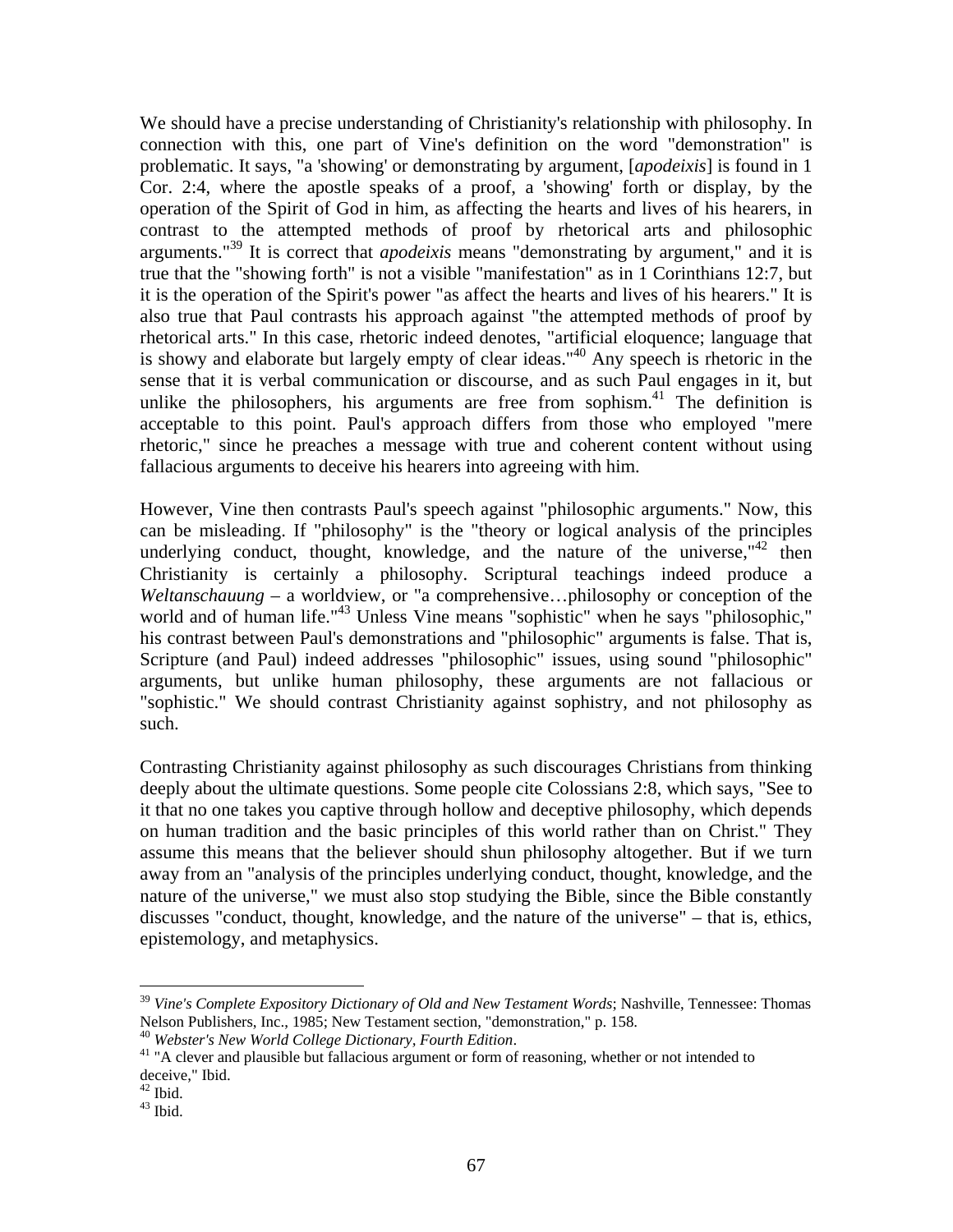We should have a precise understanding of Christianity's relationship with philosophy. In connection with this, one part of Vine's definition on the word "demonstration" is problematic. It says, "a 'showing' or demonstrating by argument, [*apodeixis*] is found in 1 Cor. 2:4, where the apostle speaks of a proof, a 'showing' forth or display, by the operation of the Spirit of God in him, as affecting the hearts and lives of his hearers, in contrast to the attempted methods of proof by rhetorical arts and philosophic arguments."[39] It is correct that *apodeixis* means "demonstrating by argument," and it is true that the "showing forth" is not a visible "manifestation" as in 1 Corinthians 12:7, but it is the operation of the Spirit's power "as affect the hearts and lives of his hearers." It is also true that Paul contrasts his approach against "the attempted methods of proof by rhetorical arts." In this case, rhetoric indeed denotes, "artificial eloquence; language that is showy and elaborate but largely empty of clear ideas."[40] Any speech is rhetoric in the sense that it is verbal communication or discourse, and as such Paul engages in it, but unlike the philosophers, his arguments are free from sophism.[41] The definition is acceptable to this point. Paul's approach differs from those who employed "mere rhetoric," since he preaches a message with true and coherent content without using fallacious arguments to deceive his hearers into agreeing with him.

However, Vine then contrasts Paul's speech against "philosophic arguments." Now, this can be misleading. If "philosophy" is the "theory or logical analysis of the principles underlying conduct, thought, knowledge, and the nature of the universe,"[42] then Christianity is certainly a philosophy. Scriptural teachings indeed produce a *Weltanschauung* – a worldview, or "a comprehensive…philosophy or conception of the world and of human life."[43] Unless Vine means "sophistic" when he says "philosophic," his contrast between Paul's demonstrations and "philosophic" arguments is false. That is, Scripture (and Paul) indeed addresses "philosophic" issues, using sound "philosophic" arguments, but unlike human philosophy, these arguments are not fallacious or "sophistic." We should contrast Christianity against sophistry, and not philosophy as such.

Contrasting Christianity against philosophy as such discourages Christians from thinking deeply about the ultimate questions. Some people cite Colossians 2:8, which says, "See to it that no one takes you captive through hollow and deceptive philosophy, which depends on human tradition and the basic principles of this world rather than on Christ." They assume this means that the believer should shun philosophy altogether. But if we turn away from an "analysis of the principles underlying conduct, thought, knowledge, and the nature of the universe," we must also stop studying the Bible, since the Bible constantly discusses "conduct, thought, knowledge, and the nature of the universe" – that is, ethics, epistemology, and metaphysics.

---

[39] *Vine's Complete Expository Dictionary of Old and New Testament Words*; Nashville, Tennessee: Thomas Nelson Publishers, Inc., 1985; New Testament section, "demonstration," p. 158.

[40] *Webster's New World College Dictionary, Fourth Edition*.

[41] "A clever and plausible but fallacious argument or form of reasoning, whether or not intended to deceive," Ibid.

[42] Ibid.

[43] Ibid.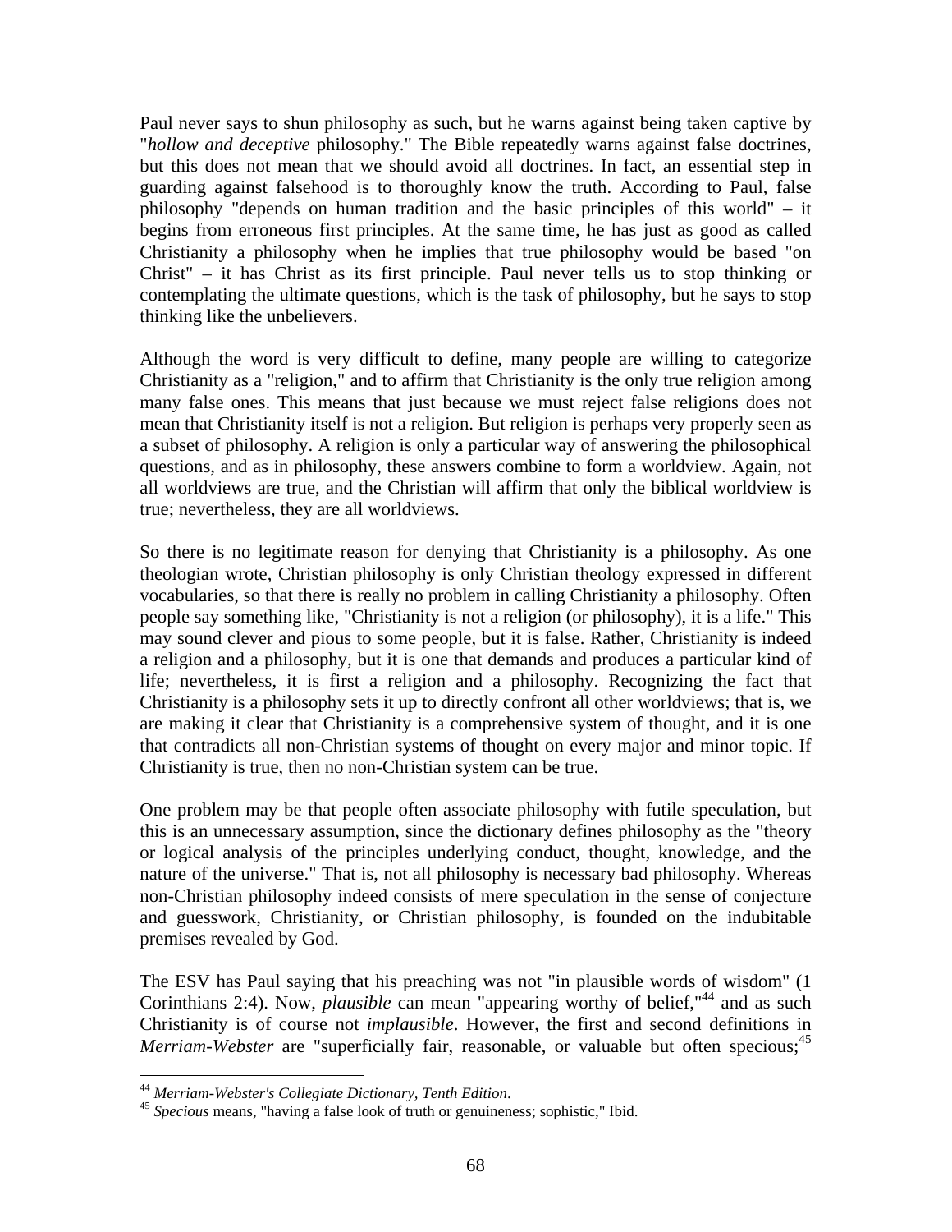Paul never says to shun philosophy as such, but he warns against being taken captive by "*hollow and deceptive* philosophy." The Bible repeatedly warns against false doctrines, but this does not mean that we should avoid all doctrines. In fact, an essential step in guarding against falsehood is to thoroughly know the truth. According to Paul, false philosophy "depends on human tradition and the basic principles of this world" – it begins from erroneous first principles. At the same time, he has just as good as called Christianity a philosophy when he implies that true philosophy would be based "on Christ" – it has Christ as its first principle. Paul never tells us to stop thinking or contemplating the ultimate questions, which is the task of philosophy, but he says to stop thinking like the unbelievers.

Although the word is very difficult to define, many people are willing to categorize Christianity as a "religion," and to affirm that Christianity is the only true religion among many false ones. This means that just because we must reject false religions does not mean that Christianity itself is not a religion. But religion is perhaps very properly seen as a subset of philosophy. A religion is only a particular way of answering the philosophical questions, and as in philosophy, these answers combine to form a worldview. Again, not all worldviews are true, and the Christian will affirm that only the biblical worldview is true; nevertheless, they are all worldviews.

So there is no legitimate reason for denying that Christianity is a philosophy. As one theologian wrote, Christian philosophy is only Christian theology expressed in different vocabularies, so that there is really no problem in calling Christianity a philosophy. Often people say something like, "Christianity is not a religion (or philosophy), it is a life." This may sound clever and pious to some people, but it is false. Rather, Christianity is indeed a religion and a philosophy, but it is one that demands and produces a particular kind of life; nevertheless, it is first a religion and a philosophy. Recognizing the fact that Christianity is a philosophy sets it up to directly confront all other worldviews; that is, we are making it clear that Christianity is a comprehensive system of thought, and it is one that contradicts all non-Christian systems of thought on every major and minor topic. If Christianity is true, then no non-Christian system can be true.

One problem may be that people often associate philosophy with futile speculation, but this is an unnecessary assumption, since the dictionary defines philosophy as the "theory or logical analysis of the principles underlying conduct, thought, knowledge, and the nature of the universe." That is, not all philosophy is necessary bad philosophy. Whereas non-Christian philosophy indeed consists of mere speculation in the sense of conjecture and guesswork, Christianity, or Christian philosophy, is founded on the indubitable premises revealed by God.

The ESV has Paul saying that his preaching was not "in plausible words of wisdom" (1 Corinthians 2:4). Now, *plausible* can mean "appearing worthy of belief,"[44] and as such Christianity is of course not *implausible*. However, the first and second definitions in *Merriam-Webster* are "superficially fair, reasonable, or valuable but often specious;[45]

---

[44] *Merriam-Webster's Collegiate Dictionary, Tenth Edition*.

[45] *Specious* means, "having a false look of truth or genuineness; sophistic," Ibid.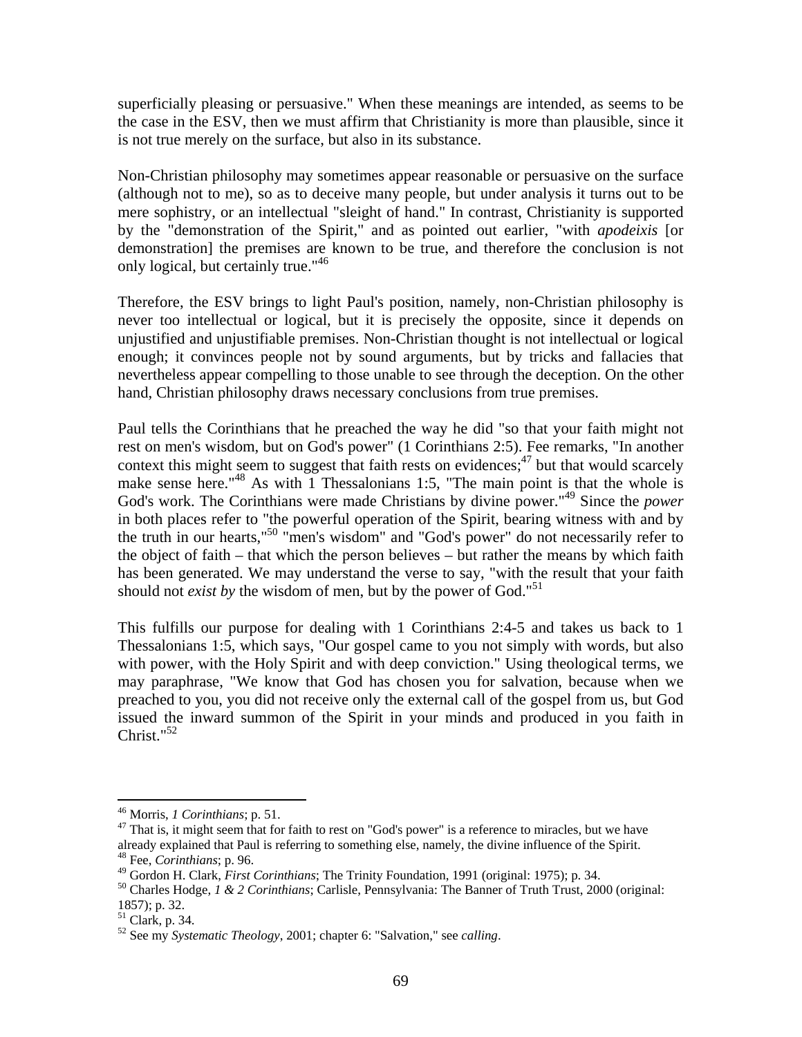superficially pleasing or persuasive." When these meanings are intended, as seems to be the case in the ESV, then we must affirm that Christianity is more than plausible, since it is not true merely on the surface, but also in its substance.

Non-Christian philosophy may sometimes appear reasonable or persuasive on the surface (although not to me), so as to deceive many people, but under analysis it turns out to be mere sophistry, or an intellectual "sleight of hand." In contrast, Christianity is supported by the "demonstration of the Spirit," and as pointed out earlier, "with *apodeixis* [or demonstration] the premises are known to be true, and therefore the conclusion is not only logical, but certainly true."[46]

Therefore, the ESV brings to light Paul's position, namely, non-Christian philosophy is never too intellectual or logical, but it is precisely the opposite, since it depends on unjustified and unjustifiable premises. Non-Christian thought is not intellectual or logical enough; it convinces people not by sound arguments, but by tricks and fallacies that nevertheless appear compelling to those unable to see through the deception. On the other hand, Christian philosophy draws necessary conclusions from true premises.

Paul tells the Corinthians that he preached the way he did "so that your faith might not rest on men's wisdom, but on God's power" (1 Corinthians 2:5). Fee remarks, "In another context this might seem to suggest that faith rests on evidences;[47] but that would scarcely make sense here."[48] As with 1 Thessalonians 1:5, "The main point is that the whole is God's work. The Corinthians were made Christians by divine power."[49] Since the *power* in both places refer to "the powerful operation of the Spirit, bearing witness with and by the truth in our hearts,"[50] "men's wisdom" and "God's power" do not necessarily refer to the object of faith – that which the person believes – but rather the means by which faith has been generated. We may understand the verse to say, "with the result that your faith should not *exist by* the wisdom of men, but by the power of God."[51]

This fulfills our purpose for dealing with 1 Corinthians 2:4-5 and takes us back to 1 Thessalonians 1:5, which says, "Our gospel came to you not simply with words, but also with power, with the Holy Spirit and with deep conviction." Using theological terms, we may paraphrase, "We know that God has chosen you for salvation, because when we preached to you, you did not receive only the external call of the gospel from us, but God issued the inward summon of the Spirit in your minds and produced in you faith in Christ."[52]

---

[46] Morris, *1 Corinthians*; p. 51.

[47] That is, it might seem that for faith to rest on "God's power" is a reference to miracles, but we have already explained that Paul is referring to something else, namely, the divine influence of the Spirit.

[48] Fee, *Corinthians*; p. 96.

[49] Gordon H. Clark, *First Corinthians*; The Trinity Foundation, 1991 (original: 1975); p. 34.

[50] Charles Hodge, *1 & 2 Corinthians*; Carlisle, Pennsylvania: The Banner of Truth Trust, 2000 (original: 1857); p. 32.

[51] Clark, p. 34.

[52] See my *Systematic Theology*, 2001; chapter 6: "Salvation," see *calling*.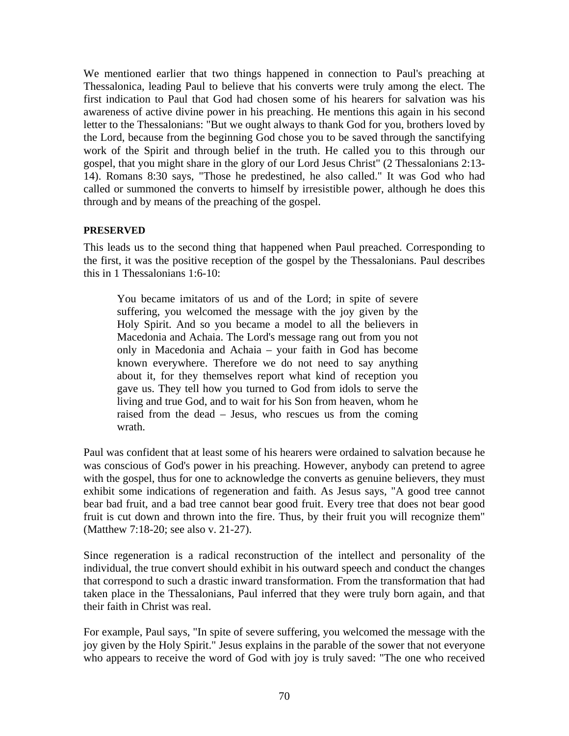We mentioned earlier that two things happened in connection to Paul's preaching at Thessalonica, leading Paul to believe that his converts were truly among the elect. The first indication to Paul that God had chosen some of his hearers for salvation was his awareness of active divine power in his preaching. He mentions this again in his second letter to the Thessalonians: "But we ought always to thank God for you, brothers loved by the Lord, because from the beginning God chose you to be saved through the sanctifying work of the Spirit and through belief in the truth. He called you to this through our gospel, that you might share in the glory of our Lord Jesus Christ" (2 Thessalonians 2:13-14). Romans 8:30 says, "Those he predestined, he also called." It was God who had called or summoned the converts to himself by irresistible power, although he does this through and by means of the preaching of the gospel.

**PRESERVED**

This leads us to the second thing that happened when Paul preached. Corresponding to the first, it was the positive reception of the gospel by the Thessalonians. Paul describes this in 1 Thessalonians 1:6-10:

> You became imitators of us and of the Lord; in spite of severe suffering, you welcomed the message with the joy given by the Holy Spirit. And so you became a model to all the believers in Macedonia and Achaia. The Lord's message rang out from you not only in Macedonia and Achaia – your faith in God has become known everywhere. Therefore we do not need to say anything about it, for they themselves report what kind of reception you gave us. They tell how you turned to God from idols to serve the living and true God, and to wait for his Son from heaven, whom he raised from the dead – Jesus, who rescues us from the coming wrath.

Paul was confident that at least some of his hearers were ordained to salvation because he was conscious of God's power in his preaching. However, anybody can pretend to agree with the gospel, thus for one to acknowledge the converts as genuine believers, they must exhibit some indications of regeneration and faith. As Jesus says, "A good tree cannot bear bad fruit, and a bad tree cannot bear good fruit. Every tree that does not bear good fruit is cut down and thrown into the fire. Thus, by their fruit you will recognize them" (Matthew 7:18-20; see also v. 21-27).

Since regeneration is a radical reconstruction of the intellect and personality of the individual, the true convert should exhibit in his outward speech and conduct the changes that correspond to such a drastic inward transformation. From the transformation that had taken place in the Thessalonians, Paul inferred that they were truly born again, and that their faith in Christ was real.

For example, Paul says, "In spite of severe suffering, you welcomed the message with the joy given by the Holy Spirit." Jesus explains in the parable of the sower that not everyone who appears to receive the word of God with joy is truly saved: "The one who received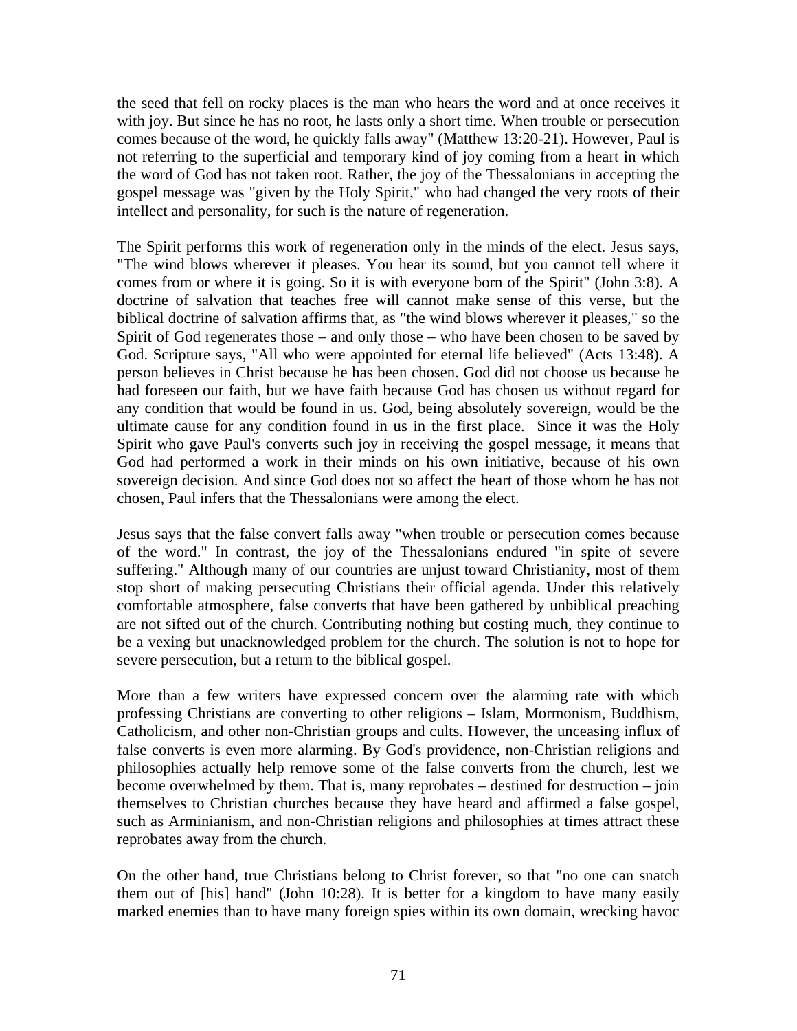the seed that fell on rocky places is the man who hears the word and at once receives it with joy. But since he has no root, he lasts only a short time. When trouble or persecution comes because of the word, he quickly falls away" (Matthew 13:20-21). However, Paul is not referring to the superficial and temporary kind of joy coming from a heart in which the word of God has not taken root. Rather, the joy of the Thessalonians in accepting the gospel message was "given by the Holy Spirit," who had changed the very roots of their intellect and personality, for such is the nature of regeneration.

The Spirit performs this work of regeneration only in the minds of the elect. Jesus says, "The wind blows wherever it pleases. You hear its sound, but you cannot tell where it comes from or where it is going. So it is with everyone born of the Spirit" (John 3:8). A doctrine of salvation that teaches free will cannot make sense of this verse, but the biblical doctrine of salvation affirms that, as "the wind blows wherever it pleases," so the Spirit of God regenerates those – and only those – who have been chosen to be saved by God. Scripture says, "All who were appointed for eternal life believed" (Acts 13:48). A person believes in Christ because he has been chosen. God did not choose us because he had foreseen our faith, but we have faith because God has chosen us without regard for any condition that would be found in us. God, being absolutely sovereign, would be the ultimate cause for any condition found in us in the first place. Since it was the Holy Spirit who gave Paul's converts such joy in receiving the gospel message, it means that God had performed a work in their minds on his own initiative, because of his own sovereign decision. And since God does not so affect the heart of those whom he has not chosen, Paul infers that the Thessalonians were among the elect.

Jesus says that the false convert falls away "when trouble or persecution comes because of the word." In contrast, the joy of the Thessalonians endured "in spite of severe suffering." Although many of our countries are unjust toward Christianity, most of them stop short of making persecuting Christians their official agenda. Under this relatively comfortable atmosphere, false converts that have been gathered by unbiblical preaching are not sifted out of the church. Contributing nothing but costing much, they continue to be a vexing but unacknowledged problem for the church. The solution is not to hope for severe persecution, but a return to the biblical gospel.

More than a few writers have expressed concern over the alarming rate with which professing Christians are converting to other religions – Islam, Mormonism, Buddhism, Catholicism, and other non-Christian groups and cults. However, the unceasing influx of false converts is even more alarming. By God's providence, non-Christian religions and philosophies actually help remove some of the false converts from the church, lest we become overwhelmed by them. That is, many reprobates – destined for destruction – join themselves to Christian churches because they have heard and affirmed a false gospel, such as Arminianism, and non-Christian religions and philosophies at times attract these reprobates away from the church.

On the other hand, true Christians belong to Christ forever, so that "no one can snatch them out of [his] hand" (John 10:28). It is better for a kingdom to have many easily marked enemies than to have many foreign spies within its own domain, wrecking havoc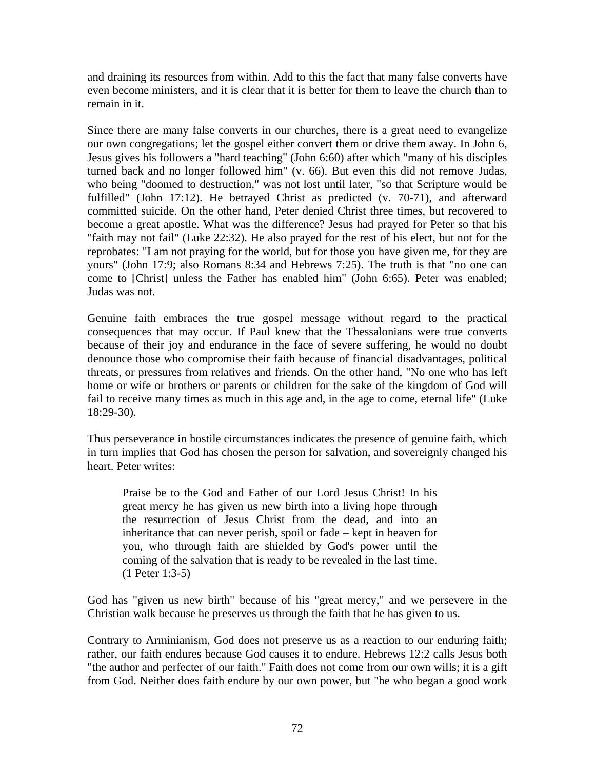and draining its resources from within. Add to this the fact that many false converts have even become ministers, and it is clear that it is better for them to leave the church than to remain in it.

Since there are many false converts in our churches, there is a great need to evangelize our own congregations; let the gospel either convert them or drive them away. In John 6, Jesus gives his followers a "hard teaching" (John 6:60) after which "many of his disciples turned back and no longer followed him" (v. 66). But even this did not remove Judas, who being "doomed to destruction," was not lost until later, "so that Scripture would be fulfilled" (John 17:12). He betrayed Christ as predicted (v. 70-71), and afterward committed suicide. On the other hand, Peter denied Christ three times, but recovered to become a great apostle. What was the difference? Jesus had prayed for Peter so that his "faith may not fail" (Luke 22:32). He also prayed for the rest of his elect, but not for the reprobates: "I am not praying for the world, but for those you have given me, for they are yours" (John 17:9; also Romans 8:34 and Hebrews 7:25). The truth is that "no one can come to [Christ] unless the Father has enabled him" (John 6:65). Peter was enabled; Judas was not.

Genuine faith embraces the true gospel message without regard to the practical consequences that may occur. If Paul knew that the Thessalonians were true converts because of their joy and endurance in the face of severe suffering, he would no doubt denounce those who compromise their faith because of financial disadvantages, political threats, or pressures from relatives and friends. On the other hand, "No one who has left home or wife or brothers or parents or children for the sake of the kingdom of God will fail to receive many times as much in this age and, in the age to come, eternal life" (Luke 18:29-30).

Thus perseverance in hostile circumstances indicates the presence of genuine faith, which in turn implies that God has chosen the person for salvation, and sovereignly changed his heart. Peter writes:

> Praise be to the God and Father of our Lord Jesus Christ! In his great mercy he has given us new birth into a living hope through the resurrection of Jesus Christ from the dead, and into an inheritance that can never perish, spoil or fade – kept in heaven for you, who through faith are shielded by God's power until the coming of the salvation that is ready to be revealed in the last time. (1 Peter 1:3-5)

God has "given us new birth" because of his "great mercy," and we persevere in the Christian walk because he preserves us through the faith that he has given to us.

Contrary to Arminianism, God does not preserve us as a reaction to our enduring faith; rather, our faith endures because God causes it to endure. Hebrews 12:2 calls Jesus both "the author and perfecter of our faith." Faith does not come from our own wills; it is a gift from God. Neither does faith endure by our own power, but "he who began a good work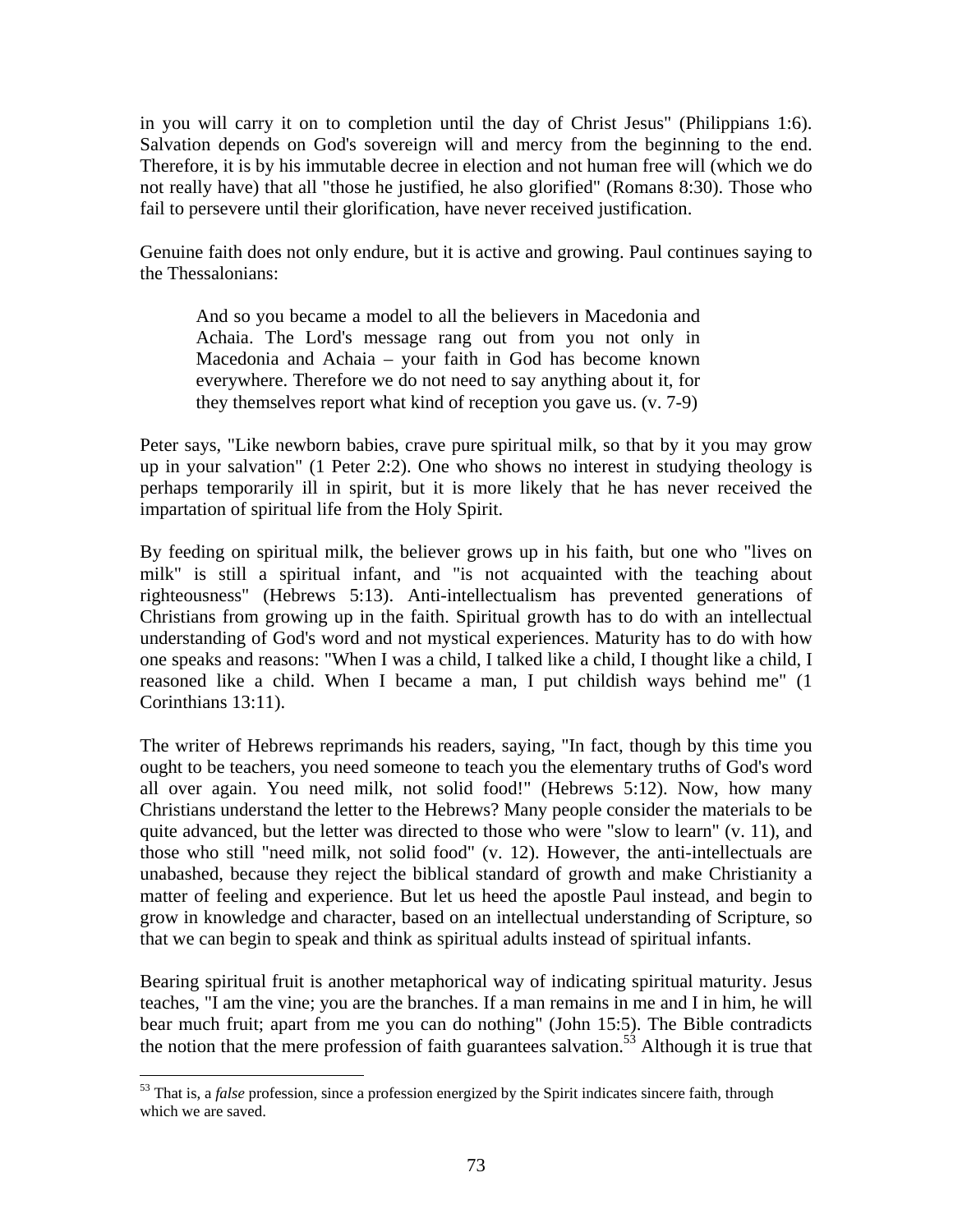in you will carry it on to completion until the day of Christ Jesus" (Philippians 1:6). Salvation depends on God's sovereign will and mercy from the beginning to the end. Therefore, it is by his immutable decree in election and not human free will (which we do not really have) that all "those he justified, he also glorified" (Romans 8:30). Those who fail to persevere until their glorification, have never received justification.

Genuine faith does not only endure, but it is active and growing. Paul continues saying to the Thessalonians:

> And so you became a model to all the believers in Macedonia and Achaia. The Lord's message rang out from you not only in Macedonia and Achaia – your faith in God has become known everywhere. Therefore we do not need to say anything about it, for they themselves report what kind of reception you gave us. (v. 7-9)

Peter says, "Like newborn babies, crave pure spiritual milk, so that by it you may grow up in your salvation" (1 Peter 2:2). One who shows no interest in studying theology is perhaps temporarily ill in spirit, but it is more likely that he has never received the impartation of spiritual life from the Holy Spirit.

By feeding on spiritual milk, the believer grows up in his faith, but one who "lives on milk" is still a spiritual infant, and "is not acquainted with the teaching about righteousness" (Hebrews 5:13). Anti-intellectualism has prevented generations of Christians from growing up in the faith. Spiritual growth has to do with an intellectual understanding of God's word and not mystical experiences. Maturity has to do with how one speaks and reasons: "When I was a child, I talked like a child, I thought like a child, I reasoned like a child. When I became a man, I put childish ways behind me" (1 Corinthians 13:11).

The writer of Hebrews reprimands his readers, saying, "In fact, though by this time you ought to be teachers, you need someone to teach you the elementary truths of God's word all over again. You need milk, not solid food!" (Hebrews 5:12). Now, how many Christians understand the letter to the Hebrews? Many people consider the materials to be quite advanced, but the letter was directed to those who were "slow to learn" (v. 11), and those who still "need milk, not solid food" (v. 12). However, the anti-intellectuals are unabashed, because they reject the biblical standard of growth and make Christianity a matter of feeling and experience. But let us heed the apostle Paul instead, and begin to grow in knowledge and character, based on an intellectual understanding of Scripture, so that we can begin to speak and think as spiritual adults instead of spiritual infants.

Bearing spiritual fruit is another metaphorical way of indicating spiritual maturity. Jesus teaches, "I am the vine; you are the branches. If a man remains in me and I in him, he will bear much fruit; apart from me you can do nothing" (John 15:5). The Bible contradicts the notion that the mere profession of faith guarantees salvation.[53] Although it is true that

[53] That is, a *false* profession, since a profession energized by the Spirit indicates sincere faith, through which we are saved.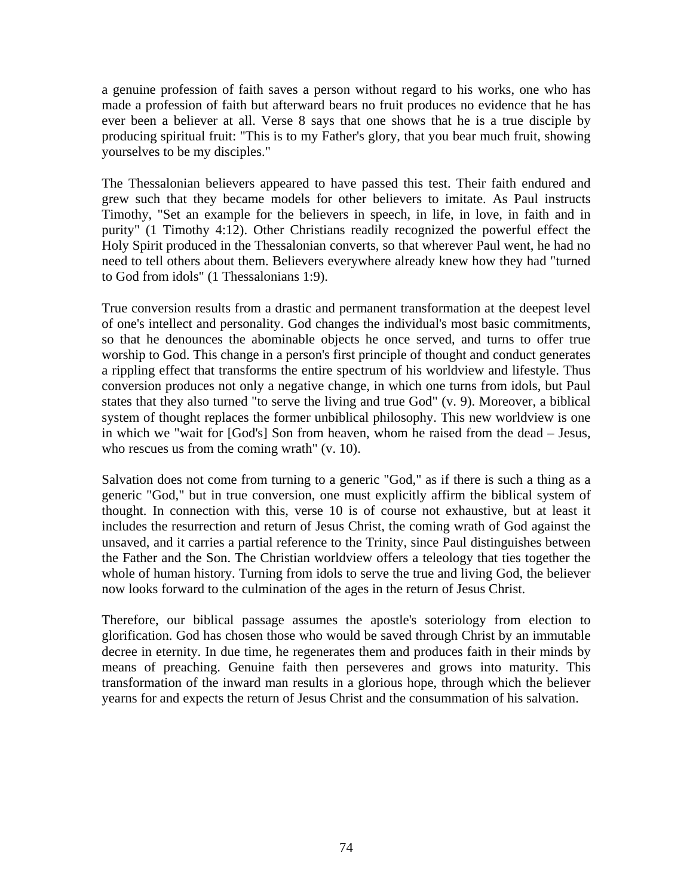a genuine profession of faith saves a person without regard to his works, one who has made a profession of faith but afterward bears no fruit produces no evidence that he has ever been a believer at all. Verse 8 says that one shows that he is a true disciple by producing spiritual fruit: "This is to my Father's glory, that you bear much fruit, showing yourselves to be my disciples."

The Thessalonian believers appeared to have passed this test. Their faith endured and grew such that they became models for other believers to imitate. As Paul instructs Timothy, "Set an example for the believers in speech, in life, in love, in faith and in purity" (1 Timothy 4:12). Other Christians readily recognized the powerful effect the Holy Spirit produced in the Thessalonian converts, so that wherever Paul went, he had no need to tell others about them. Believers everywhere already knew how they had "turned to God from idols" (1 Thessalonians 1:9).

True conversion results from a drastic and permanent transformation at the deepest level of one's intellect and personality. God changes the individual's most basic commitments, so that he denounces the abominable objects he once served, and turns to offer true worship to God. This change in a person's first principle of thought and conduct generates a rippling effect that transforms the entire spectrum of his worldview and lifestyle. Thus conversion produces not only a negative change, in which one turns from idols, but Paul states that they also turned "to serve the living and true God" (v. 9). Moreover, a biblical system of thought replaces the former unbiblical philosophy. This new worldview is one in which we "wait for [God's] Son from heaven, whom he raised from the dead – Jesus, who rescues us from the coming wrath" (v. 10).

Salvation does not come from turning to a generic "God," as if there is such a thing as a generic "God," but in true conversion, one must explicitly affirm the biblical system of thought. In connection with this, verse 10 is of course not exhaustive, but at least it includes the resurrection and return of Jesus Christ, the coming wrath of God against the unsaved, and it carries a partial reference to the Trinity, since Paul distinguishes between the Father and the Son. The Christian worldview offers a teleology that ties together the whole of human history. Turning from idols to serve the true and living God, the believer now looks forward to the culmination of the ages in the return of Jesus Christ.

Therefore, our biblical passage assumes the apostle's soteriology from election to glorification. God has chosen those who would be saved through Christ by an immutable decree in eternity. In due time, he regenerates them and produces faith in their minds by means of preaching. Genuine faith then perseveres and grows into maturity. This transformation of the inward man results in a glorious hope, through which the believer yearns for and expects the return of Jesus Christ and the consummation of his salvation.